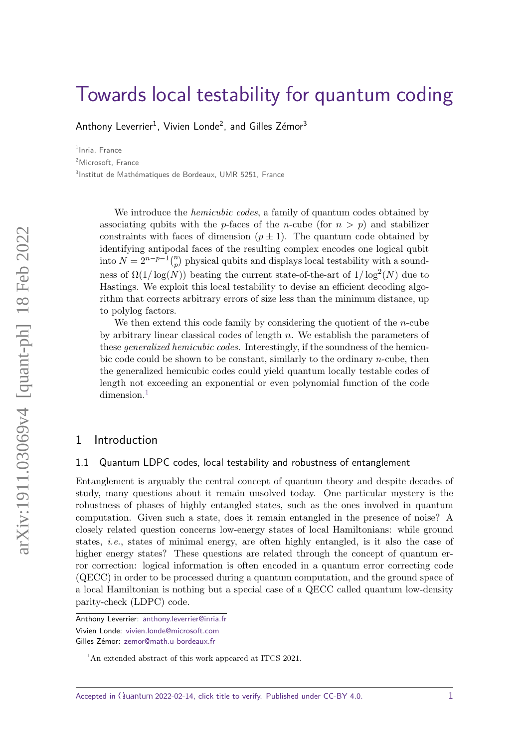# Towards local testability for quantum coding

Anthony Leverrier[1], Vivien Londe[2], and Gilles Zémor[3]

[1]Inria, France

[2]Microsoft, France

[3]Institut de Mathématiques de Bordeaux, UMR 5251, France

We introduce the *hemicubic codes*, a family of quantum codes obtained by associating qubits with the $p$-faces of the $n$-cube (for $n > p$) and stabilizer constraints with faces of dimension $(p \pm 1)$. The quantum code obtained by identifying antipodal faces of the resulting complex encodes one logical qubit into $N = 2^{n-p-1}\binom{n}{p}$ physical qubits and displays local testability with a soundness of $\Omega(1/\log(N))$ beating the current state-of-the-art of $1/\log^2(N)$ due to Hastings. We exploit this local testability to devise an efficient decoding algorithm that corrects arbitrary errors of size less than the minimum distance, up to polylog factors.

We then extend this code family by considering the quotient of the $n$-cube by arbitrary linear classical codes of length $n$. We establish the parameters of these *generalized hemicubic codes*. Interestingly, if the soundness of the hemicubic code could be shown to be constant, similarly to the ordinary $n$-cube, then the generalized hemicubic codes could yield quantum locally testable codes of length not exceeding an exponential or even polynomial function of the code dimension.[1]

## 1 Introduction

### 1.1 Quantum LDPC codes, local testability and robustness of entanglement

Entanglement is arguably the central concept of quantum theory and despite decades of study, many questions about it remain unsolved today. One particular mystery is the robustness of phases of highly entangled states, such as the ones involved in quantum computation. Given such a state, does it remain entangled in the presence of noise? A closely related question concerns low-energy states of local Hamiltonians: while ground states, *i.e.*, states of minimal energy, are often highly entangled, is it also the case of higher energy states? These questions are related through the concept of quantum error correction: logical information is often encoded in a quantum error correcting code (QECC) in order to be processed during a quantum computation, and the ground space of a local Hamiltonian is nothing but a special case of a QECC called quantum low-density parity-check (LDPC) code.

Anthony Leverrier: anthony.leverrier@inria.fr

Vivien Londe: vivien.londe@microsoft.com

Gilles Zémor: zemor@math.u-bordeaux.fr

[1]An extended abstract of this work appeared at ITCS 2021.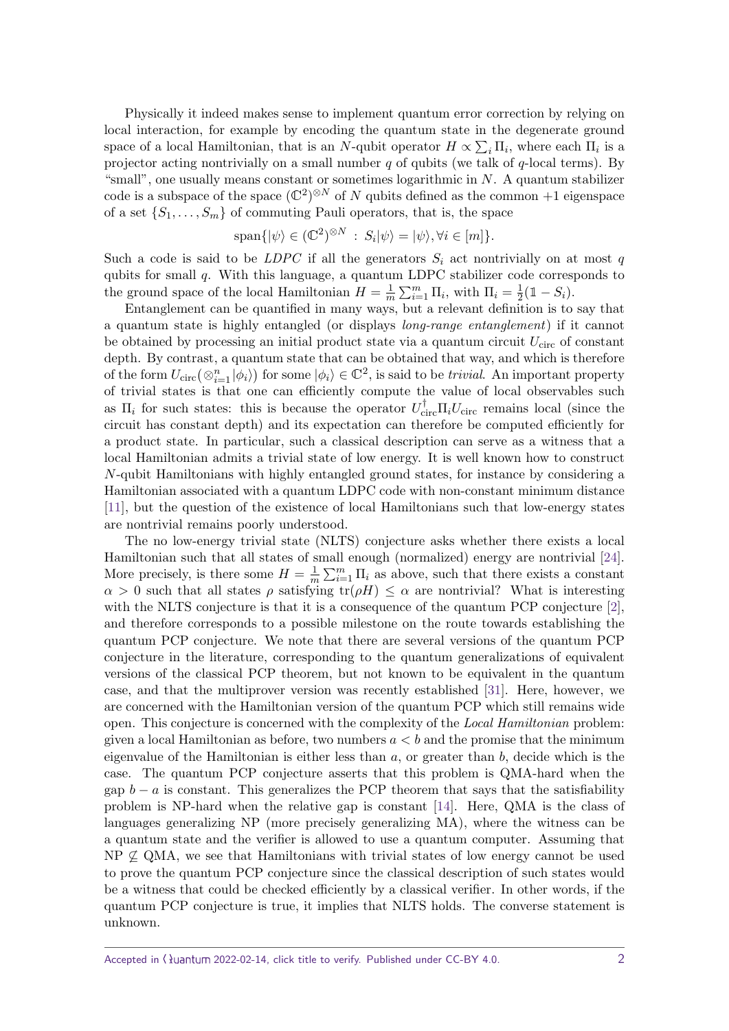Physically it indeed makes sense to implement quantum error correction by relying on local interaction, for example by encoding the quantum state in the degenerate ground space of a local Hamiltonian, that is an $N$-qubit operator $H \propto \sum_i \Pi_i$, where each $\Pi_i$ is a projector acting nontrivially on a small number $q$ of qubits (we talk of $q$-local terms). By "small", one usually means constant or sometimes logarithmic in $N$. A quantum stabilizer code is a subspace of the space $(\mathbb{C}^2)^{\otimes N}$ of $N$ qubits defined as the common $+1$ eigenspace of a set $\{S_1, \dots, S_m\}$ of commuting Pauli operators, that is, the space

$$\mathrm{span}\{|\psi\rangle \in (\mathbb{C}^2)^{\otimes N} \,:\, S_i|\psi\rangle = |\psi\rangle, \forall i \in [m]\}.$$

Such a code is said to be *LDPC* if all the generators $S_i$ act nontrivially on at most $q$ qubits for small $q$. With this language, a quantum LDPC stabilizer code corresponds to the ground space of the local Hamiltonian $H = \frac{1}{m}\sum_{i=1}^m \Pi_i$, with $\Pi_i = \frac{1}{2}(\mathbb{1} - S_i)$.

Entanglement can be quantified in many ways, but a relevant definition is to say that a quantum state is highly entangled (or displays *long-range entanglement*) if it cannot be obtained by processing an initial product state via a quantum circuit $U_{\mathrm{circ}}$ of constant depth. By contrast, a quantum state that can be obtained that way, and which is therefore of the form $U_{\mathrm{circ}}(\otimes_{i=1}^n |\phi_i\rangle)$ for some $|\phi_i\rangle \in \mathbb{C}^2$, is said to be *trivial*. An important property of trivial states is that one can efficiently compute the value of local observables such as $\Pi_i$ for such states: this is because the operator $U_{\mathrm{circ}}^\dagger \Pi_i U_{\mathrm{circ}}$ remains local (since the circuit has constant depth) and its expectation can therefore be computed efficiently for a product state. In particular, such a classical description can serve as a witness that a local Hamiltonian admits a trivial state of low energy. It is well known how to construct $N$-qubit Hamiltonians with highly entangled ground states, for instance by considering a Hamiltonian associated with a quantum LDPC code with non-constant minimum distance [11], but the question of the existence of local Hamiltonians such that low-energy states are nontrivial remains poorly understood.

The no low-energy trivial state (NLTS) conjecture asks whether there exists a local Hamiltonian such that all states of small enough (normalized) energy are nontrivial [24]. More precisely, is there some $H = \frac{1}{m}\sum_{i=1}^m \Pi_i$ as above, such that there exists a constant $\alpha > 0$ such that all states $\rho$ satisfying $\mathrm{tr}(\rho H) \leq \alpha$ are nontrivial? What is interesting with the NLTS conjecture is that it is a consequence of the quantum PCP conjecture [2], and therefore corresponds to a possible milestone on the route towards establishing the quantum PCP conjecture. We note that there are several versions of the quantum PCP conjecture in the literature, corresponding to the quantum generalizations of equivalent versions of the classical PCP theorem, but not known to be equivalent in the quantum case, and that the multiprover version was recently established [31]. Here, however, we are concerned with the Hamiltonian version of the quantum PCP which still remains wide open. This conjecture is concerned with the complexity of the *Local Hamiltonian* problem: given a local Hamiltonian as before, two numbers $a < b$ and the promise that the minimum eigenvalue of the Hamiltonian is either less than $a$, or greater than $b$, decide which is the case. The quantum PCP conjecture asserts that this problem is QMA-hard when the gap $b - a$ is constant. This generalizes the PCP theorem that says that the satisfiability problem is NP-hard when the relative gap is constant [14]. Here, QMA is the class of languages generalizing NP (more precisely generalizing MA), where the witness can be a quantum state and the verifier is allowed to use a quantum computer. Assuming that $\mathrm{NP} \not\subseteq \mathrm{QMA}$, we see that Hamiltonians with trivial states of low energy cannot be used to prove the quantum PCP conjecture since the classical description of such states would be a witness that could be checked efficiently by a classical verifier. In other words, if the quantum PCP conjecture is true, it implies that NLTS holds. The converse statement is unknown.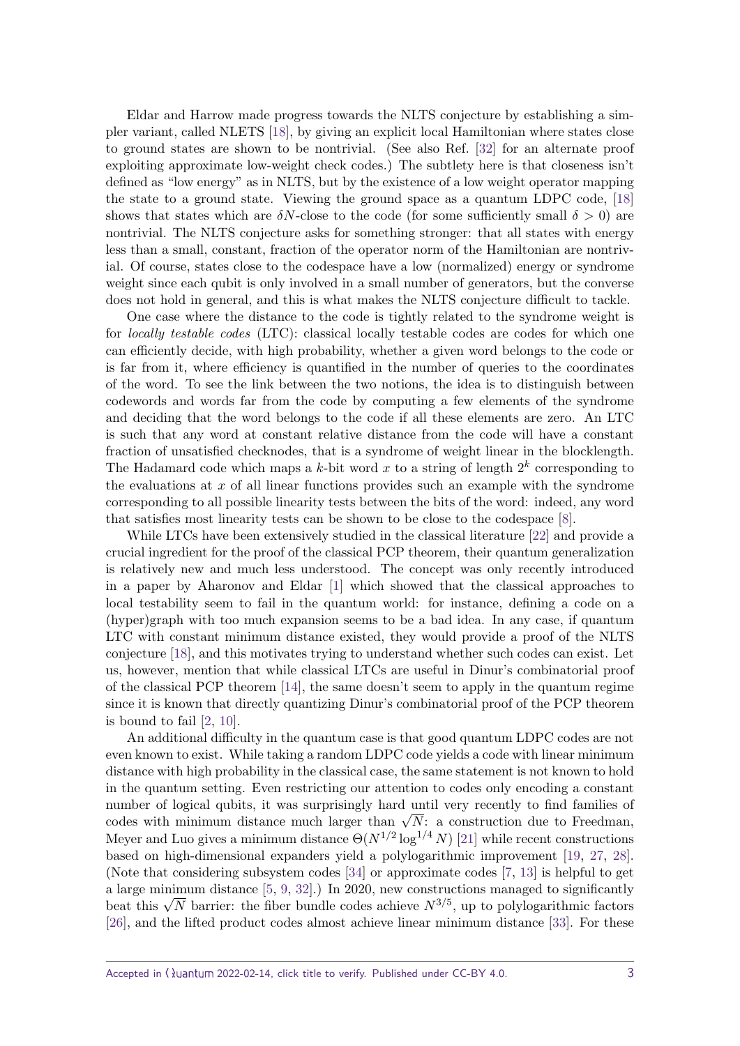Eldar and Harrow made progress towards the NLTS conjecture by establishing a simpler variant, called NLETS [18], by giving an explicit local Hamiltonian where states close to ground states are shown to be nontrivial. (See also Ref. [32] for an alternate proof exploiting approximate low-weight check codes.) The subtlety here is that closeness isn't defined as "low energy" as in NLTS, but by the existence of a low weight operator mapping the state to a ground state. Viewing the ground space as a quantum LDPC code, [18] shows that states which are $\delta N$-close to the code (for some sufficiently small $\delta > 0$) are nontrivial. The NLTS conjecture asks for something stronger: that all states with energy less than a small, constant, fraction of the operator norm of the Hamiltonian are nontrivial. Of course, states close to the codespace have a low (normalized) energy or syndrome weight since each qubit is only involved in a small number of generators, but the converse does not hold in general, and this is what makes the NLTS conjecture difficult to tackle.

One case where the distance to the code is tightly related to the syndrome weight is for *locally testable codes* (LTC): classical locally testable codes are codes for which one can efficiently decide, with high probability, whether a given word belongs to the code or is far from it, where efficiency is quantified in the number of queries to the coordinates of the word. To see the link between the two notions, the idea is to distinguish between codewords and words far from the code by computing a few elements of the syndrome and deciding that the word belongs to the code if all these elements are zero. An LTC is such that any word at constant relative distance from the code will have a constant fraction of unsatisfied checknodes, that is a syndrome of weight linear in the blocklength. The Hadamard code which maps a $k$-bit word $x$ to a string of length $2^k$ corresponding to the evaluations at $x$ of all linear functions provides such an example with the syndrome corresponding to all possible linearity tests between the bits of the word: indeed, any word that satisfies most linearity tests can be shown to be close to the codespace [8].

While LTCs have been extensively studied in the classical literature [22] and provide a crucial ingredient for the proof of the classical PCP theorem, their quantum generalization is relatively new and much less understood. The concept was only recently introduced in a paper by Aharonov and Eldar [1] which showed that the classical approaches to local testability seem to fail in the quantum world: for instance, defining a code on a (hyper)graph with too much expansion seems to be a bad idea. In any case, if quantum LTC with constant minimum distance existed, they would provide a proof of the NLTS conjecture [18], and this motivates trying to understand whether such codes can exist. Let us, however, mention that while classical LTCs are useful in Dinur's combinatorial proof of the classical PCP theorem [14], the same doesn't seem to apply in the quantum regime since it is known that directly quantizing Dinur's combinatorial proof of the PCP theorem is bound to fail [2, 10].

An additional difficulty in the quantum case is that good quantum LDPC codes are not even known to exist. While taking a random LDPC code yields a code with linear minimum distance with high probability in the classical case, the same statement is not known to hold in the quantum setting. Even restricting our attention to codes only encoding a constant number of logical qubits, it was surprisingly hard until very recently to find families of codes with minimum distance much larger than $\sqrt{N}$: a construction due to Freedman, Meyer and Luo gives a minimum distance $\Theta(N^{1/2} \log^{1/4} N)$ [21] while recent constructions based on high-dimensional expanders yield a polylogarithmic improvement [19, 27, 28]. (Note that considering subsystem codes [34] or approximate codes [7, 13] is helpful to get a large minimum distance [5, 9, 32].) In 2020, new constructions managed to significantly beat this $\sqrt{N}$ barrier: the fiber bundle codes achieve $N^{3/5}$, up to polylogarithmic factors [26], and the lifted product codes almost achieve linear minimum distance [33]. For these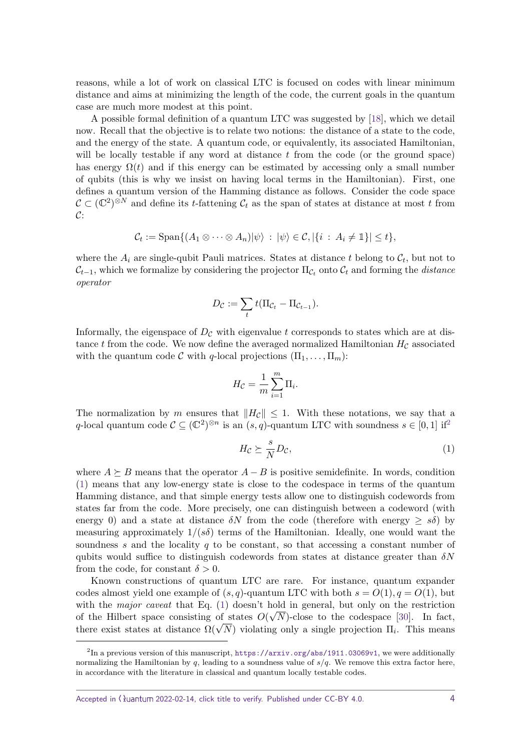reasons, while a lot of work on classical LTC is focused on codes with linear minimum distance and aims at minimizing the length of the code, the current goals in the quantum case are much more modest at this point.

A possible formal definition of a quantum LTC was suggested by [18], which we detail now. Recall that the objective is to relate two notions: the distance of a state to the code, and the energy of the state. A quantum code, or equivalently, its associated Hamiltonian, will be locally testable if any word at distance $t$ from the code (or the ground space) has energy $\Omega(t)$ and if this energy can be estimated by accessing only a small number of qubits (this is why we insist on having local terms in the Hamiltonian). First, one defines a quantum version of the Hamming distance as follows. Consider the code space $\mathcal{C} \subset (\mathbb{C}^2)^{\otimes N}$ and define its $t$-fattening $\mathcal{C}_t$ as the span of states at distance at most $t$ from $\mathcal{C}$:

$$\mathcal{C}_t := \mathrm{Span}\{(A_1 \otimes \cdots \otimes A_n)|\psi\rangle \; : \; |\psi\rangle \in \mathcal{C}, |\{i \; : \; A_i \neq \mathbb{1}\}| \leq t\},$$

where the $A_i$ are single-qubit Pauli matrices. States at distance $t$ belong to $\mathcal{C}_t$, but not to $\mathcal{C}_{t-1}$, which we formalize by considering the projector $\Pi_{\mathcal{C}_t}$ onto $\mathcal{C}_t$ and forming the *distance operator*

$$D_{\mathcal{C}} := \sum_t t(\Pi_{\mathcal{C}_t} - \Pi_{\mathcal{C}_{t-1}}).$$

Informally, the eigenspace of $D_{\mathcal{C}}$ with eigenvalue $t$ corresponds to states which are at distance $t$ from the code. We now define the averaged normalized Hamiltonian $H_{\mathcal{C}}$ associated with the quantum code $\mathcal{C}$ with $q$-local projections $(\Pi_1, \ldots, \Pi_m)$:

$$H_{\mathcal{C}} = \frac{1}{m} \sum_{i=1}^{m} \Pi_i.$$

The normalization by $m$ ensures that $\|H_{\mathcal{C}}\| \leq 1$. With these notations, we say that a $q$-local quantum code $\mathcal{C} \subseteq (\mathbb{C}^2)^{\otimes n}$ is an $(s, q)$-quantum LTC with soundness $s \in [0, 1]$ if[2]

$$H_{\mathcal{C}} \succeq \frac{s}{N} D_{\mathcal{C}}, \tag{1}$$

where $A \succeq B$ means that the operator $A - B$ is positive semidefinite. In words, condition (1) means that any low-energy state is close to the codespace in terms of the quantum Hamming distance, and that simple energy tests allow one to distinguish codewords from states far from the code. More precisely, one can distinguish between a codeword (with energy 0) and a state at distance $\delta N$ from the code (therefore with energy $\geq s\delta$) by measuring approximately $1/(s\delta)$ terms of the Hamiltonian. Ideally, one would want the soundness $s$ and the locality $q$ to be constant, so that accessing a constant number of qubits would suffice to distinguish codewords from states at distance greater than $\delta N$ from the code, for constant $\delta > 0$.

Known constructions of quantum LTC are rare. For instance, quantum expander codes almost yield one example of $(s, q)$-quantum LTC with both $s = O(1), q = O(1)$, but with the *major caveat* that Eq. (1) doesn't hold in general, but only on the restriction of the Hilbert space consisting of states $O(\sqrt{N})$-close to the codespace [30]. In fact, there exist states at distance $\Omega(\sqrt{N})$ violating only a single projection $\Pi_i$. This means

[2] In a previous version of this manuscript, https://arxiv.org/abs/1911.03069v1, we were additionally normalizing the Hamiltonian by $q$, leading to a soundness value of $s/q$. We remove this extra factor here, in accordance with the literature in classical and quantum locally testable codes.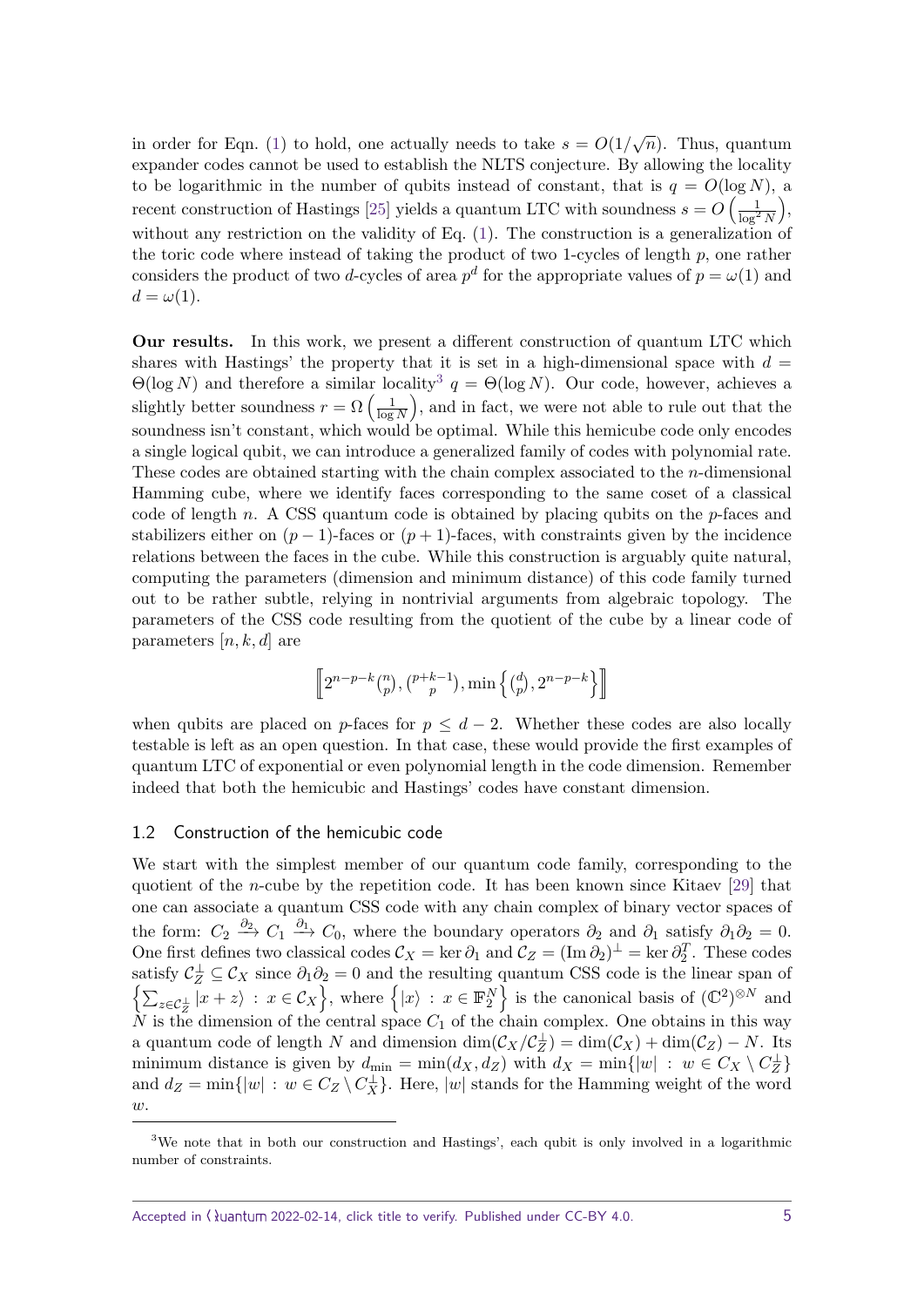in order for Eqn. (1) to hold, one actually needs to take $s = O(1/\sqrt{n})$. Thus, quantum expander codes cannot be used to establish the NLTS conjecture. By allowing the locality to be logarithmic in the number of qubits instead of constant, that is $q = O(\log N)$, a recent construction of Hastings [25] yields a quantum LTC with soundness $s = O\left(\frac{1}{\log^2 N}\right)$, without any restriction on the validity of Eq. (1). The construction is a generalization of the toric code where instead of taking the product of two 1-cycles of length $p$, one rather considers the product of two $d$-cycles of area $p^d$ for the appropriate values of $p = \omega(1)$ and $d = \omega(1)$.

**Our results.** In this work, we present a different construction of quantum LTC which shares with Hastings' the property that it is set in a high-dimensional space with $d = \Theta(\log N)$ and therefore a similar locality[3] $q = \Theta(\log N)$. Our code, however, achieves a slightly better soundness $r = \Omega\left(\frac{1}{\log N}\right)$, and in fact, we were not able to rule out that the soundness isn't constant, which would be optimal. While this hemicube code only encodes a single logical qubit, we can introduce a generalized family of codes with polynomial rate. These codes are obtained starting with the chain complex associated to the $n$-dimensional Hamming cube, where we identify faces corresponding to the same coset of a classical code of length $n$. A CSS quantum code is obtained by placing qubits on the $p$-faces and stabilizers either on $(p-1)$-faces or $(p+1)$-faces, with constraints given by the incidence relations between the faces in the cube. While this construction is arguably quite natural, computing the parameters (dimension and minimum distance) of this code family turned out to be rather subtle, relying in nontrivial arguments from algebraic topology. The parameters of the CSS code resulting from the quotient of the cube by a linear code of parameters $[n, k, d]$ are

$$\left[\!\!\left[2^{n-p-k}\tbinom{n}{p}, \tbinom{p+k-1}{p}, \min\left\{\tbinom{d}{p}, 2^{n-p-k}\right\}\right]\!\!\right]$$

when qubits are placed on $p$-faces for $p \leq d-2$. Whether these codes are also locally testable is left as an open question. In that case, these would provide the first examples of quantum LTC of exponential or even polynomial length in the code dimension. Remember indeed that both the hemicubic and Hastings' codes have constant dimension.

### 1.2 Construction of the hemicubic code

We start with the simplest member of our quantum code family, corresponding to the quotient of the $n$-cube by the repetition code. It has been known since Kitaev [29] that one can associate a quantum CSS code with any chain complex of binary vector spaces of the form: $C_2 \xrightarrow{\partial_2} C_1 \xrightarrow{\partial_1} C_0$, where the boundary operators $\partial_2$ and $\partial_1$ satisfy $\partial_1 \partial_2 = 0$. One first defines two classical codes $\mathcal{C}_X = \ker \partial_1$ and $\mathcal{C}_Z = (\operatorname{Im} \partial_2)^\perp = \ker \partial_2^T$. These codes satisfy $\mathcal{C}_Z^\perp \subseteq \mathcal{C}_X$ since $\partial_1 \partial_2 = 0$ and the resulting quantum CSS code is the linear span of $\left\{\sum_{z \in \mathcal{C}_Z^\perp} |x + z\rangle \,:\, x \in \mathcal{C}_X\right\}$, where $\left\{|x\rangle \,:\, x \in \mathbb{F}_2^N\right\}$ is the canonical basis of $(\mathbb{C}^2)^{\otimes N}$ and $N$ is the dimension of the central space $C_1$ of the chain complex. One obtains in this way a quantum code of length $N$ and dimension $\dim(\mathcal{C}_X/\mathcal{C}_Z^\perp) = \dim(\mathcal{C}_X) + \dim(\mathcal{C}_Z) - N$. Its minimum distance is given by $d_{\min} = \min(d_X, d_Z)$ with $d_X = \min\{|w| \,:\, w \in C_X \setminus C_Z^\perp\}$ and $d_Z = \min\{|w| \,:\, w \in C_Z \setminus C_X^\perp\}$. Here, $|w|$ stands for the Hamming weight of the word $w$.

[3] We note that in both our construction and Hastings', each qubit is only involved in a logarithmic number of constraints.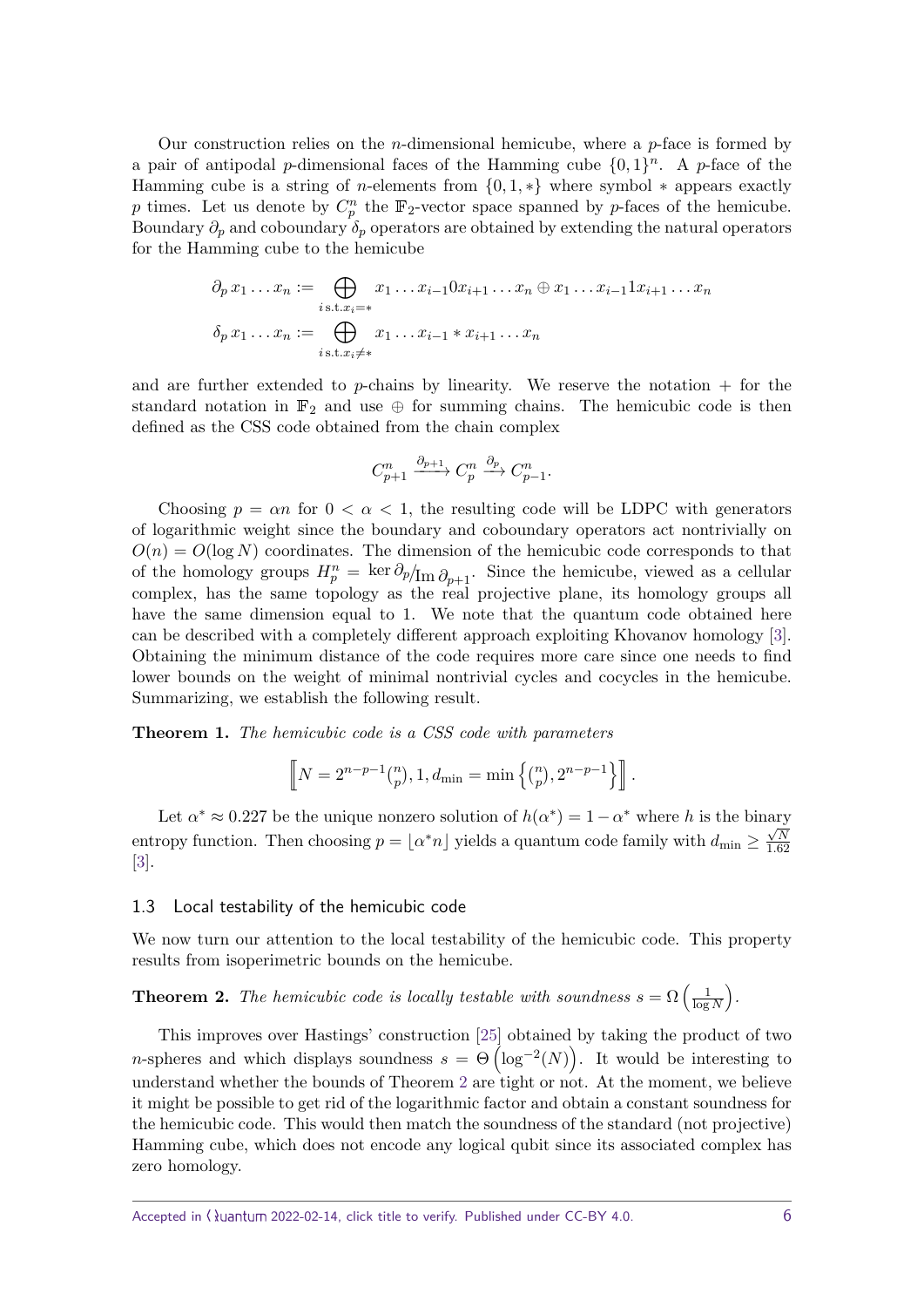Our construction relies on the $n$-dimensional hemicube, where a $p$-face is formed by a pair of antipodal $p$-dimensional faces of the Hamming cube $\{0,1\}^n$. A $p$-face of the Hamming cube is a string of $n$-elements from $\{0, 1, *\}$ where symbol $*$ appears exactly $p$ times. Let us denote by $C_p^n$ the $\mathbb{F}_2$-vector space spanned by $p$-faces of the hemicube. Boundary $\partial_p$ and coboundary $\delta_p$ operators are obtained by extending the natural operators for the Hamming cube to the hemicube

$$\partial_p\, x_1 \dots x_n := \bigoplus_{i\,\text{s.t.}\,x_i = *} x_1 \dots x_{i-1} 0 x_{i+1} \dots x_n \oplus x_1 \dots x_{i-1} 1 x_{i+1} \dots x_n$$
$$\delta_p\, x_1 \dots x_n := \bigoplus_{i\,\text{s.t.}\,x_i \neq *} x_1 \dots x_{i-1} * x_{i+1} \dots x_n$$

and are further extended to $p$-chains by linearity. We reserve the notation $+$ for the standard notation in $\mathbb{F}_2$ and use $\oplus$ for summing chains. The hemicubic code is then defined as the CSS code obtained from the chain complex

$$C_{p+1}^n \xrightarrow{\partial_{p+1}} C_p^n \xrightarrow{\partial_p} C_{p-1}^n.$$

Choosing $p = \alpha n$ for $0 < \alpha < 1$, the resulting code will be LDPC with generators of logarithmic weight since the boundary and coboundary operators act nontrivially on $O(n) = O(\log N)$ coordinates. The dimension of the hemicubic code corresponds to that of the homology groups $H_p^n = {}^{\ker \partial_p}\!/_{\mathrm{Im}\, \partial_{p+1}}$. Since the hemicube, viewed as a cellular complex, has the same topology as the real projective plane, its homology groups all have the same dimension equal to 1. We note that the quantum code obtained here can be described with a completely different approach exploiting Khovanov homology [3]. Obtaining the minimum distance of the code requires more care since one needs to find lower bounds on the weight of minimal nontrivial cycles and cocycles in the hemicube. Summarizing, we establish the following result.

**Theorem 1.** *The hemicubic code is a CSS code with parameters*

$$\left[\!\left[ N = 2^{n-p-1}\binom{n}{p}, 1, d_{\min} = \min\left\{\binom{n}{p}, 2^{n-p-1}\right\} \right]\!\right].$$

Let $\alpha^* \approx 0.227$ be the unique nonzero solution of $h(\alpha^*) = 1 - \alpha^*$ where $h$ is the binary entropy function. Then choosing $p = \lfloor \alpha^* n \rfloor$ yields a quantum code family with $d_{\min} \geq \frac{\sqrt{N}}{1.62}$ [3].

### 1.3 Local testability of the hemicubic code

We now turn our attention to the local testability of the hemicubic code. This property results from isoperimetric bounds on the hemicube.

**Theorem 2.** *The hemicubic code is locally testable with soundness $s = \Omega\left(\frac{1}{\log N}\right)$.*

This improves over Hastings' construction [25] obtained by taking the product of two $n$-spheres and which displays soundness $s = \Theta\left(\log^{-2}(N)\right)$. It would be interesting to understand whether the bounds of Theorem 2 are tight or not. At the moment, we believe it might be possible to get rid of the logarithmic factor and obtain a constant soundness for the hemicubic code. This would then match the soundness of the standard (not projective) Hamming cube, which does not encode any logical qubit since its associated complex has zero homology.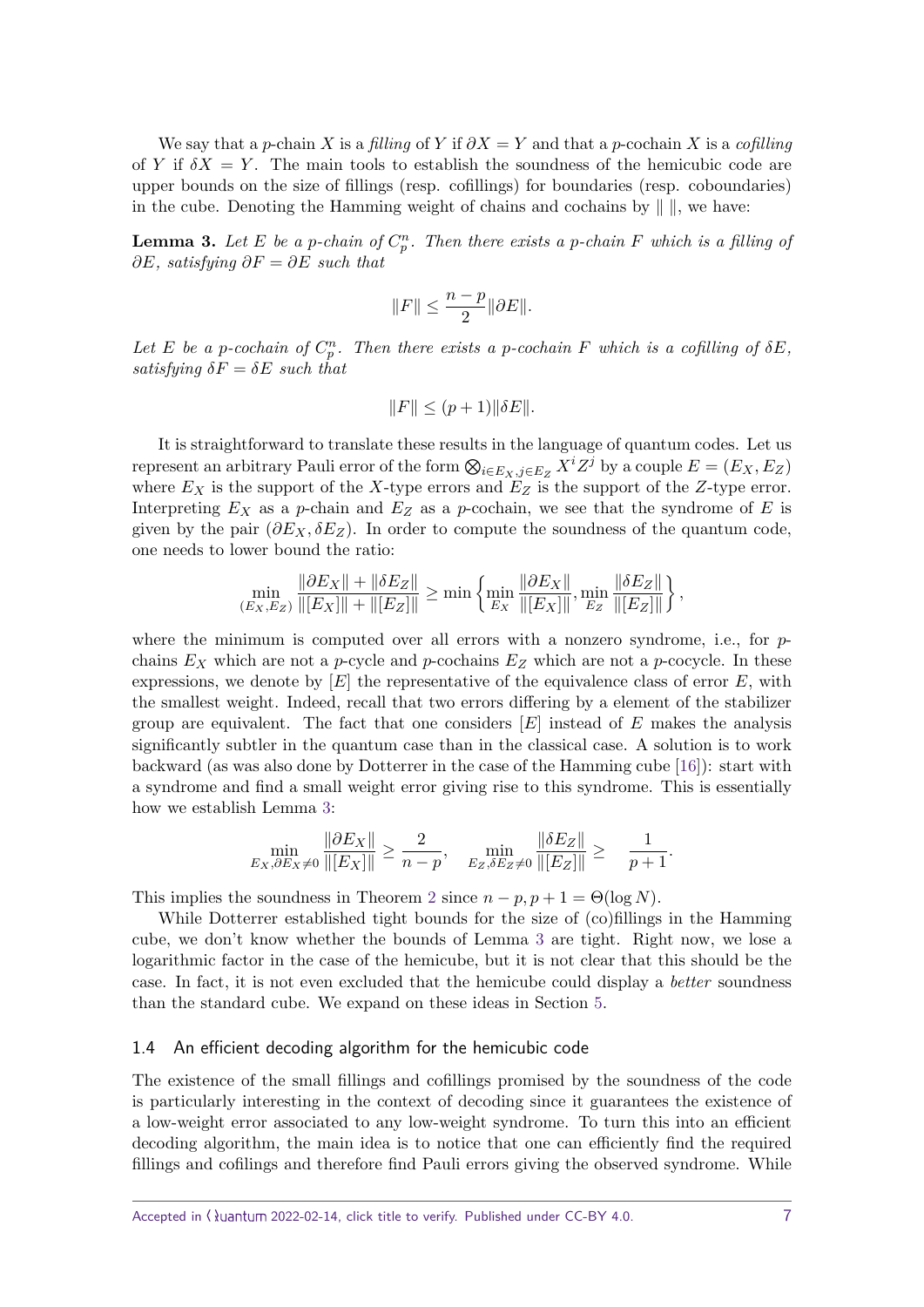We say that a $p$-chain $X$ is a *filling* of $Y$ if $\partial X = Y$ and that a $p$-cochain $X$ is a *cofilling* of $Y$ if $\delta X = Y$. The main tools to establish the soundness of the hemicubic code are upper bounds on the size of fillings (resp. cofillings) for boundaries (resp. coboundaries) in the cube. Denoting the Hamming weight of chains and cochains by $\| \|$, we have:

**Lemma 3.** *Let $E$ be a $p$-chain of $C_p^n$. Then there exists a $p$-chain $F$ which is a filling of $\partial E$, satisfying $\partial F = \partial E$ such that*

$$\|F\| \leq \frac{n-p}{2}\|\partial E\|.$$

*Let $E$ be a $p$-cochain of $C_p^n$. Then there exists a $p$-cochain $F$ which is a cofilling of $\delta E$, satisfying $\delta F = \delta E$ such that*

$$\|F\| \leq (p+1)\|\delta E\|.$$

It is straightforward to translate these results in the language of quantum codes. Let us represent an arbitrary Pauli error of the form $\bigotimes_{i\in E_X, j\in E_Z} X^i Z^j$ by a couple $E = (E_X, E_Z)$ where $E_X$ is the support of the $X$-type errors and $E_Z$ is the support of the $Z$-type error. Interpreting $E_X$ as a $p$-chain and $E_Z$ as a $p$-cochain, we see that the syndrome of $E$ is given by the pair $(\partial E_X, \delta E_Z)$. In order to compute the soundness of the quantum code, one needs to lower bound the ratio:

$$\min_{(E_X,E_Z)} \frac{\|\partial E_X\| + \|\delta E_Z\|}{\|[E_X]\| + \|[E_Z]\|} \geq \min\left\{\min_{E_X} \frac{\|\partial E_X\|}{\|[E_X]\|}, \min_{E_Z} \frac{\|\delta E_Z\|}{\|[E_Z]\|}\right\},$$

where the minimum is computed over all errors with a nonzero syndrome, i.e., for $p$-chains $E_X$ which are not a $p$-cycle and $p$-cochains $E_Z$ which are not a $p$-cocycle. In these expressions, we denote by $[E]$ the representative of the equivalence class of error $E$, with the smallest weight. Indeed, recall that two errors differing by a element of the stabilizer group are equivalent. The fact that one considers $[E]$ instead of $E$ makes the analysis significantly subtler in the quantum case than in the classical case. A solution is to work backward (as was also done by Dotterrer in the case of the Hamming cube [16]): start with a syndrome and find a small weight error giving rise to this syndrome. This is essentially how we establish Lemma 3:

$$\min_{E_X, \partial E_X \neq 0} \frac{\|\partial E_X\|}{\|[E_X]\|} \geq \frac{2}{n-p}, \quad \min_{E_Z, \delta E_Z \neq 0} \frac{\|\delta E_Z\|}{\|[E_Z]\|} \geq \frac{1}{p+1}.$$

This implies the soundness in Theorem 2 since $n-p, p+1 = \Theta(\log N)$.

While Dotterrer established tight bounds for the size of (co)fillings in the Hamming cube, we don't know whether the bounds of Lemma 3 are tight. Right now, we lose a logarithmic factor in the case of the hemicube, but it is not clear that this should be the case. In fact, it is not even excluded that the hemicube could display a *better* soundness than the standard cube. We expand on these ideas in Section 5.

### 1.4 An efficient decoding algorithm for the hemicubic code

The existence of the small fillings and cofillings promised by the soundness of the code is particularly interesting in the context of decoding since it guarantees the existence of a low-weight error associated to any low-weight syndrome. To turn this into an efficient decoding algorithm, the main idea is to notice that one can efficiently find the required fillings and cofilings and therefore find Pauli errors giving the observed syndrome. While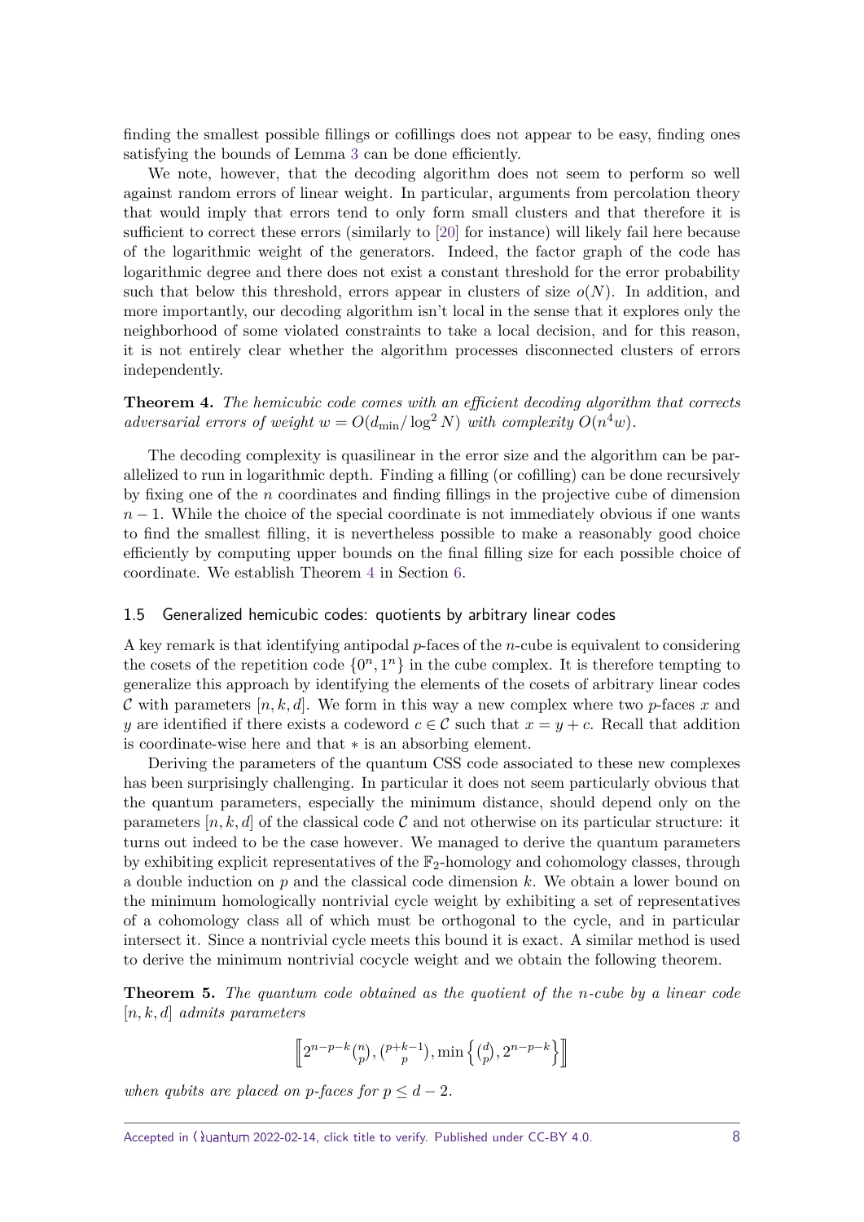finding the smallest possible fillings or cofillings does not appear to be easy, finding ones satisfying the bounds of Lemma 3 can be done efficiently.

We note, however, that the decoding algorithm does not seem to perform so well against random errors of linear weight. In particular, arguments from percolation theory that would imply that errors tend to only form small clusters and that therefore it is sufficient to correct these errors (similarly to [20] for instance) will likely fail here because of the logarithmic weight of the generators. Indeed, the factor graph of the code has logarithmic degree and there does not exist a constant threshold for the error probability such that below this threshold, errors appear in clusters of size $o(N)$. In addition, and more importantly, our decoding algorithm isn't local in the sense that it explores only the neighborhood of some violated constraints to take a local decision, and for this reason, it is not entirely clear whether the algorithm processes disconnected clusters of errors independently.

**Theorem 4.** *The hemicubic code comes with an efficient decoding algorithm that corrects adversarial errors of weight $w = O(d_{\min}/\log^2 N)$ with complexity $O(n^4 w)$.*

The decoding complexity is quasilinear in the error size and the algorithm can be parallelized to run in logarithmic depth. Finding a filling (or cofilling) can be done recursively by fixing one of the $n$ coordinates and finding fillings in the projective cube of dimension $n-1$. While the choice of the special coordinate is not immediately obvious if one wants to find the smallest filling, it is nevertheless possible to make a reasonably good choice efficiently by computing upper bounds on the final filling size for each possible choice of coordinate. We establish Theorem 4 in Section 6.

### 1.5 Generalized hemicubic codes: quotients by arbitrary linear codes

A key remark is that identifying antipodal $p$-faces of the $n$-cube is equivalent to considering the cosets of the repetition code $\{0^n, 1^n\}$ in the cube complex. It is therefore tempting to generalize this approach by identifying the elements of the cosets of arbitrary linear codes $\mathcal{C}$ with parameters $[n, k, d]$. We form in this way a new complex where two $p$-faces $x$ and $y$ are identified if there exists a codeword $c \in \mathcal{C}$ such that $x = y + c$. Recall that addition is coordinate-wise here and that $*$ is an absorbing element.

Deriving the parameters of the quantum CSS code associated to these new complexes has been surprisingly challenging. In particular it does not seem particularly obvious that the quantum parameters, especially the minimum distance, should depend only on the parameters $[n, k, d]$ of the classical code $\mathcal{C}$ and not otherwise on its particular structure: it turns out indeed to be the case however. We managed to derive the quantum parameters by exhibiting explicit representatives of the $\mathbb{F}_2$-homology and cohomology classes, through a double induction on $p$ and the classical code dimension $k$. We obtain a lower bound on the minimum homologically nontrivial cycle weight by exhibiting a set of representatives of a cohomology class all of which must be orthogonal to the cycle, and in particular intersect it. Since a nontrivial cycle meets this bound it is exact. A similar method is used to derive the minimum nontrivial cocycle weight and we obtain the following theorem.

**Theorem 5.** *The quantum code obtained as the quotient of the $n$-cube by a linear code $[n, k, d]$ admits parameters*

$$\left[\!\left[ 2^{n-p-k}\binom{n}{p}, \binom{p+k-1}{p}, \min\left\{\binom{d}{p}, 2^{n-p-k}\right\} \right]\!\right]$$

*when qubits are placed on $p$-faces for $p \leq d-2$.*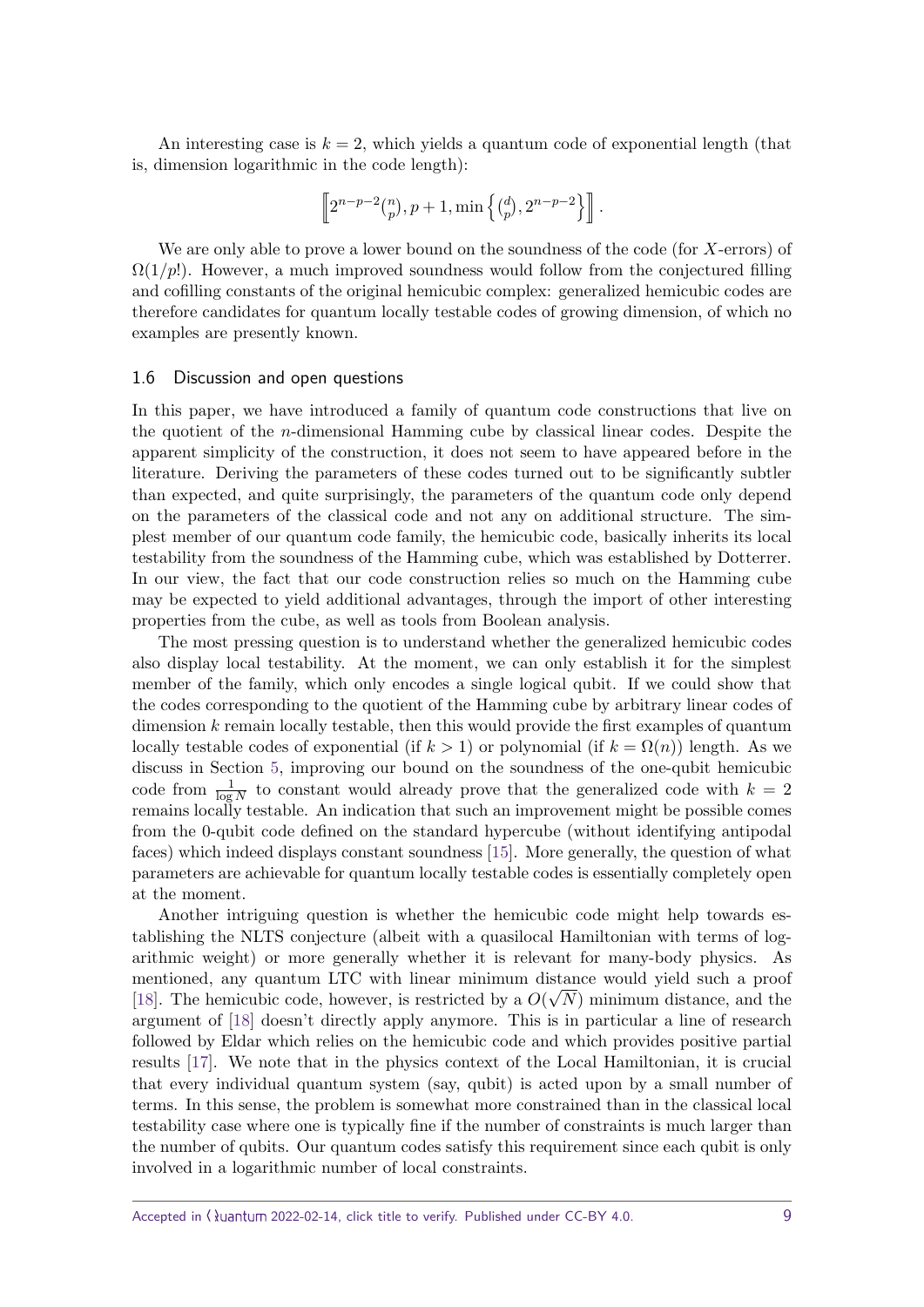An interesting case is $k = 2$, which yields a quantum code of exponential length (that is, dimension logarithmic in the code length):

$$\left[\!\left[ 2^{n-p-2}\binom{n}{p}, p+1, \min\left\{\binom{d}{p}, 2^{n-p-2}\right\} \right]\!\right].$$

We are only able to prove a lower bound on the soundness of the code (for $X$-errors) of $\Omega(1/p!)$. However, a much improved soundness would follow from the conjectured filling and cofilling constants of the original hemicubic complex: generalized hemicubic codes are therefore candidates for quantum locally testable codes of growing dimension, of which no examples are presently known.

### 1.6 Discussion and open questions

In this paper, we have introduced a family of quantum code constructions that live on the quotient of the $n$-dimensional Hamming cube by classical linear codes. Despite the apparent simplicity of the construction, it does not seem to have appeared before in the literature. Deriving the parameters of these codes turned out to be significantly subtler than expected, and quite surprisingly, the parameters of the quantum code only depend on the parameters of the classical code and not any on additional structure. The simplest member of our quantum code family, the hemicubic code, basically inherits its local testability from the soundness of the Hamming cube, which was established by Dotterrer. In our view, the fact that our code construction relies so much on the Hamming cube may be expected to yield additional advantages, through the import of other interesting properties from the cube, as well as tools from Boolean analysis.

The most pressing question is to understand whether the generalized hemicubic codes also display local testability. At the moment, we can only establish it for the simplest member of the family, which only encodes a single logical qubit. If we could show that the codes corresponding to the quotient of the Hamming cube by arbitrary linear codes of dimension $k$ remain locally testable, then this would provide the first examples of quantum locally testable codes of exponential (if $k > 1$) or polynomial (if $k = \Omega(n)$) length. As we discuss in Section 5, improving our bound on the soundness of the one-qubit hemicubic code from $\frac{1}{\log N}$ to constant would already prove that the generalized code with $k = 2$ remains locally testable. An indication that such an improvement might be possible comes from the 0-qubit code defined on the standard hypercube (without identifying antipodal faces) which indeed displays constant soundness [15]. More generally, the question of what parameters are achievable for quantum locally testable codes is essentially completely open at the moment.

Another intriguing question is whether the hemicubic code might help towards establishing the NLTS conjecture (albeit with a quasilocal Hamiltonian with terms of logarithmic weight) or more generally whether it is relevant for many-body physics. As mentioned, any quantum LTC with linear minimum distance would yield such a proof [18]. The hemicubic code, however, is restricted by a $O(\sqrt{N})$ minimum distance, and the argument of [18] doesn't directly apply anymore. This is in particular a line of research followed by Eldar which relies on the hemicubic code and which provides positive partial results [17]. We note that in the physics context of the Local Hamiltonian, it is crucial that every individual quantum system (say, qubit) is acted upon by a small number of terms. In this sense, the problem is somewhat more constrained than in the classical local testability case where one is typically fine if the number of constraints is much larger than the number of qubits. Our quantum codes satisfy this requirement since each qubit is only involved in a logarithmic number of local constraints.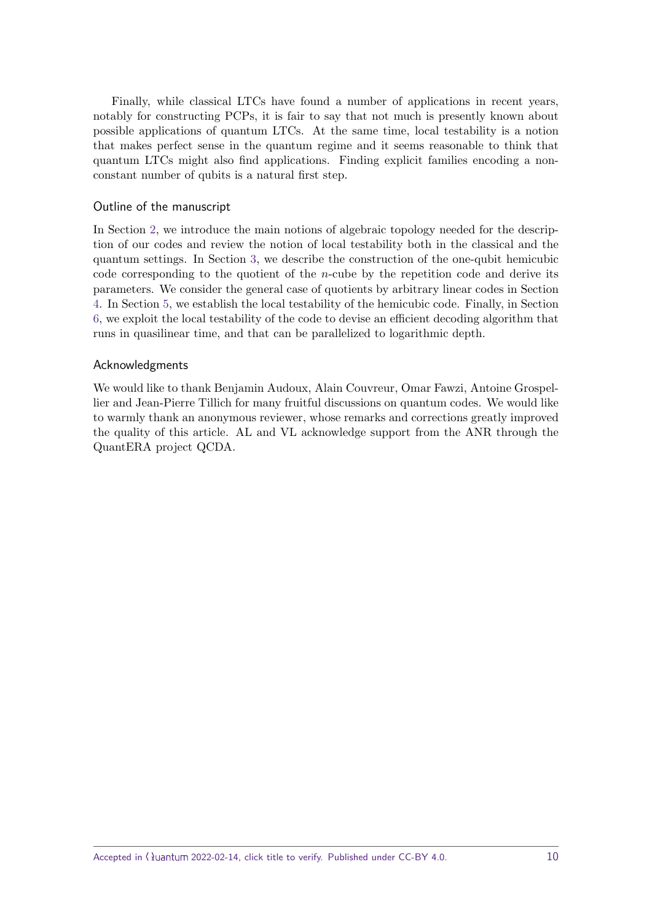Finally, while classical LTCs have found a number of applications in recent years, notably for constructing PCPs, it is fair to say that not much is presently known about possible applications of quantum LTCs. At the same time, local testability is a notion that makes perfect sense in the quantum regime and it seems reasonable to think that quantum LTCs might also find applications. Finding explicit families encoding a non-constant number of qubits is a natural first step.

### Outline of the manuscript

In Section 2, we introduce the main notions of algebraic topology needed for the description of our codes and review the notion of local testability both in the classical and the quantum settings. In Section 3, we describe the construction of the one-qubit hemicubic code corresponding to the quotient of the $n$-cube by the repetition code and derive its parameters. We consider the general case of quotients by arbitrary linear codes in Section 4. In Section 5, we establish the local testability of the hemicubic code. Finally, in Section 6, we exploit the local testability of the code to devise an efficient decoding algorithm that runs in quasilinear time, and that can be parallelized to logarithmic depth.

### Acknowledgments

We would like to thank Benjamin Audoux, Alain Couvreur, Omar Fawzi, Antoine Grospellier and Jean-Pierre Tillich for many fruitful discussions on quantum codes. We would like to warmly thank an anonymous reviewer, whose remarks and corrections greatly improved the quality of this article. AL and VL acknowledge support from the ANR through the QuantERA project QCDA.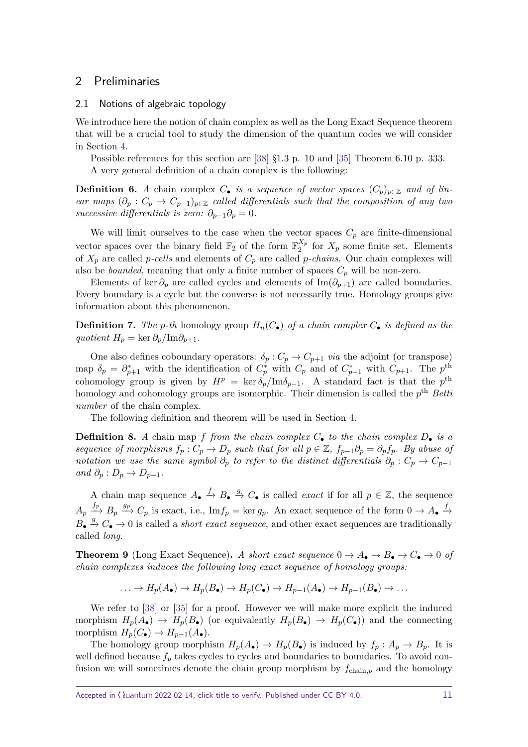# 2 Preliminaries

## 2.1 Notions of algebraic topology

We introduce here the notion of chain complex as well as the Long Exact Sequence theorem that will be a crucial tool to study the dimension of the quantum codes we will consider in Section 4.

Possible references for this section are [38] §1.3 p. 10 and [35] Theorem 6.10 p. 333.

A very general definition of a chain complex is the following:

**Definition 6.** *A* chain complex $C_\bullet$ *is a sequence of vector spaces* $(C_p)_{p\in\mathbb{Z}}$ *and of linear maps* $(\partial_p : C_p \to C_{p-1})_{p\in\mathbb{Z}}$ *called differentials such that the composition of any two successive differentials is zero:* $\partial_{p-1}\partial_p = 0$.

We will limit ourselves to the case when the vector spaces $C_p$ are finite-dimensional vector spaces over the binary field $\mathbb{F}_2$ of the form $\mathbb{F}_2^{X_p}$ for $X_p$ some finite set. Elements of $X_p$ are called *p-cells* and elements of $C_p$ are called *p-chains*. Our chain complexes will also be *bounded*, meaning that only a finite number of spaces $C_p$ will be non-zero.

Elements of $\ker \partial_p$ are called cycles and elements of $\mathrm{Im}(\partial_{p+1})$ are called boundaries. Every boundary is a cycle but the converse is not necessarily true. Homology groups give information about this phenomenon.

**Definition 7.** *The p-th* homology group $H_n(C_\bullet)$ *of a chain complex* $C_\bullet$ *is defined as the quotient* $H_p = \ker \partial_p / \mathrm{Im}\partial_{p+1}$.

One also defines coboundary operators: $\delta_p : C_p \to C_{p+1}$ *via* the adjoint (or transpose) map $\delta_p = \partial_{p+1}^*$ with the identification of $C_p^*$ with $C_p$ and of $C_{p+1}^*$ with $C_{p+1}$. The $p^{\text{th}}$ cohomology group is given by $H^p = \ker \delta_p / \mathrm{Im}\delta_{p-1}$. A standard fact is that the $p^{\text{th}}$ homology and cohomology groups are isomorphic. Their dimension is called the $p^{\text{th}}$ *Betti number* of the chain complex.

The following definition and theorem will be used in Section 4.

**Definition 8.** *A* chain map $f$ *from the chain complex* $C_\bullet$ *to the chain complex* $D_\bullet$ *is a sequence of morphisms* $f_p : C_p \to D_p$ *such that for all* $p \in \mathbb{Z}$, $f_{p-1}\partial_p = \partial_p f_p$. *By abuse of notation we use the same symbol* $\partial_p$ *to refer to the distinct differentials* $\partial_p : C_p \to C_{p-1}$ *and* $\partial_p : D_p \to D_{p-1}$.

A chain map sequence $A_\bullet \xrightarrow{f} B_\bullet \xrightarrow{g} C_\bullet$ is called *exact* if for all $p \in \mathbb{Z}$, the sequence $A_p \xrightarrow{f_p} B_p \xrightarrow{g_p} C_p$ is exact, i.e., $\mathrm{Im} f_p = \ker g_p$. An exact sequence of the form $0 \to A_\bullet \xrightarrow{f} B_\bullet \xrightarrow{g} C_\bullet \to 0$ is called a *short exact sequence*, and other exact sequences are traditionally called *long*.

**Theorem 9** (Long Exact Sequence)**.** *A short exact sequence* $0 \to A_\bullet \to B_\bullet \to C_\bullet \to 0$ *of chain complexes induces the following long exact sequence of homology groups:*

$$\ldots \to H_p(A_\bullet) \to H_p(B_\bullet) \to H_p(C_\bullet) \to H_{p-1}(A_\bullet) \to H_{p-1}(B_\bullet) \to \ldots$$

We refer to [38] or [35] for a proof. However we will make more explicit the induced morphism $H_p(A_\bullet) \to H_p(B_\bullet)$ (or equivalently $H_p(B_\bullet) \to H_p(C_\bullet)$) and the connecting morphism $H_p(C_\bullet) \to H_{p-1}(A_\bullet)$.

The homology group morphism $H_p(A_\bullet) \to H_p(B_\bullet)$ is induced by $f_p : A_p \to B_p$. It is well defined because $f_p$ takes cycles to cycles and boundaries to boundaries. To avoid confusion we will sometimes denote the chain group morphism by $f_{\text{chain},p}$ and the homology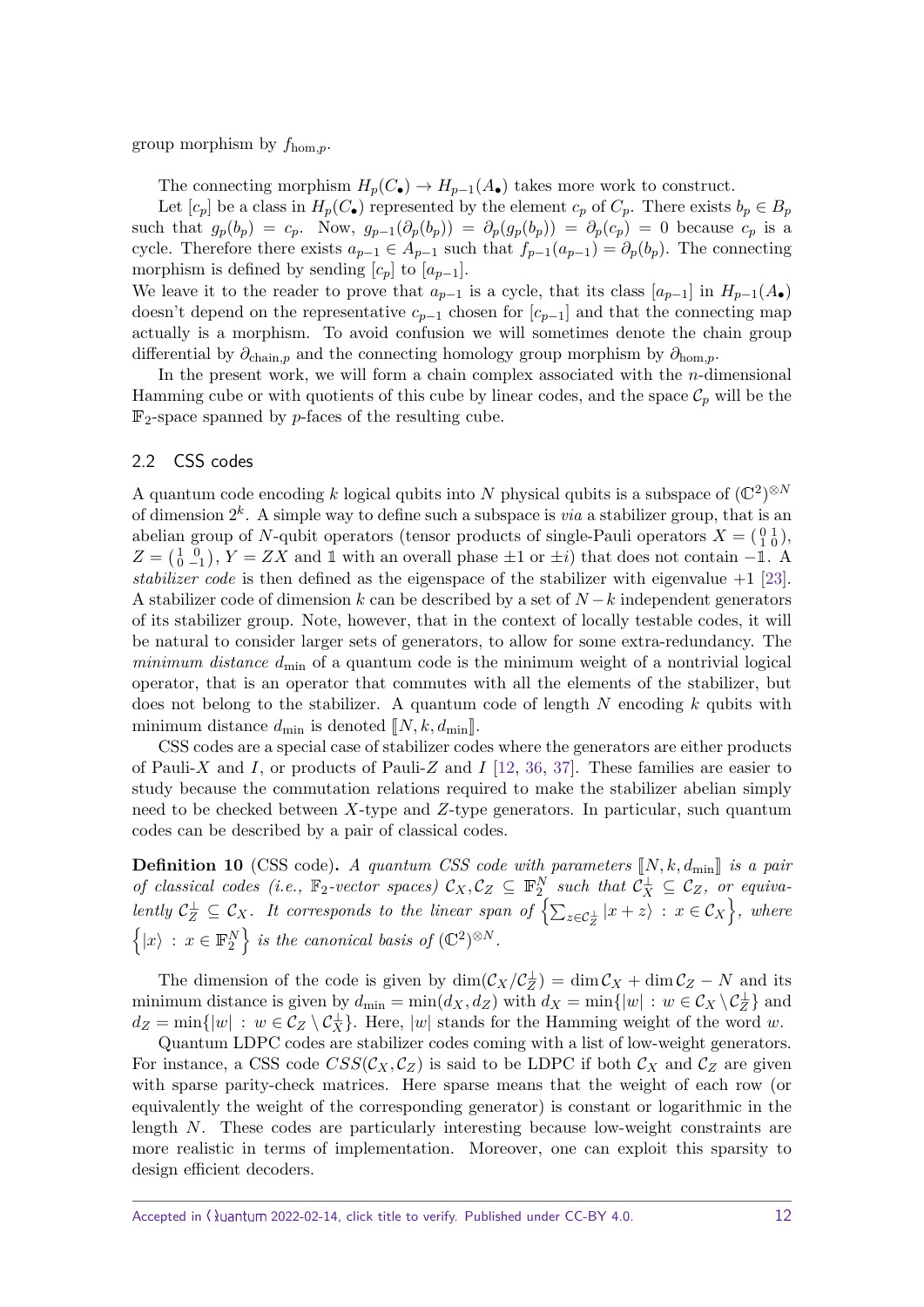group morphism by $f_{\mathrm{hom},p}$.

The connecting morphism $H_p(C_\bullet) \to H_{p-1}(A_\bullet)$ takes more work to construct.

Let $[c_p]$ be a class in $H_p(C_\bullet)$ represented by the element $c_p$ of $C_p$. There exists $b_p \in B_p$ such that $g_p(b_p) = c_p$. Now, $g_{p-1}(\partial_p(b_p)) = \partial_p(g_p(b_p)) = \partial_p(c_p) = 0$ because $c_p$ is a cycle. Therefore there exists $a_{p-1} \in A_{p-1}$ such that $f_{p-1}(a_{p-1}) = \partial_p(b_p)$. The connecting morphism is defined by sending $[c_p]$ to $[a_{p-1}]$.
We leave it to the reader to prove that $a_{p-1}$ is a cycle, that its class $[a_{p-1}]$ in $H_{p-1}(A_\bullet)$ doesn't depend on the representative $c_{p-1}$ chosen for $[c_{p-1}]$ and that the connecting map actually is a morphism. To avoid confusion we will sometimes denote the chain group differential by $\partial_{\mathrm{chain},p}$ and the connecting homology group morphism by $\partial_{\mathrm{hom},p}$.

In the present work, we will form a chain complex associated with the $n$-dimensional Hamming cube or with quotients of this cube by linear codes, and the space $\mathcal{C}_p$ will be the $\mathbb{F}_2$-space spanned by $p$-faces of the resulting cube.

## 2.2 CSS codes

A quantum code encoding $k$ logical qubits into $N$ physical qubits is a subspace of $(\mathbb{C}^2)^{\otimes N}$ of dimension $2^k$. A simple way to define such a subspace is *via* a stabilizer group, that is an abelian group of $N$-qubit operators (tensor products of single-Pauli operators $X = \left(\begin{smallmatrix} 0 & 1 \\ 1 & 0 \end{smallmatrix}\right)$, $Z = \left(\begin{smallmatrix} 1 & 0 \\ 0 & -1 \end{smallmatrix}\right)$, $Y = ZX$ and $\mathbb{1}$ with an overall phase $\pm 1$ or $\pm i$) that does not contain $-\mathbb{1}$. A *stabilizer code* is then defined as the eigenspace of the stabilizer with eigenvalue $+1$ [23]. A stabilizer code of dimension $k$ can be described by a set of $N-k$ independent generators of its stabilizer group. Note, however, that in the context of locally testable codes, it will be natural to consider larger sets of generators, to allow for some extra-redundancy. The *minimum distance* $d_{\min}$ of a quantum code is the minimum weight of a nontrivial logical operator, that is an operator that commutes with all the elements of the stabilizer, but does not belong to the stabilizer. A quantum code of length $N$ encoding $k$ qubits with minimum distance $d_{\min}$ is denoted $[\![N, k, d_{\min}]\!]$.

CSS codes are a special case of stabilizer codes where the generators are either products of Pauli-$X$ and $I$, or products of Pauli-$Z$ and $I$ [12, 36, 37]. These families are easier to study because the commutation relations required to make the stabilizer abelian simply need to be checked between $X$-type and $Z$-type generators. In particular, such quantum codes can be described by a pair of classical codes.

**Definition 10** (CSS code)**.** *A quantum CSS code with parameters $[\![N, k, d_{\min}]\!]$ is a pair of classical codes (i.e., $\mathbb{F}_2$-vector spaces) $\mathcal{C}_X, \mathcal{C}_Z \subseteq \mathbb{F}_2^N$ such that $\mathcal{C}_X^\perp \subseteq \mathcal{C}_Z$, or equivalently $\mathcal{C}_Z^\perp \subseteq \mathcal{C}_X$. It corresponds to the linear span of $\left\{\sum_{z \in \mathcal{C}_Z^\perp} |x+z\rangle \,:\, x \in \mathcal{C}_X\right\}$, where $\left\{|x\rangle \,:\, x \in \mathbb{F}_2^N\right\}$ is the canonical basis of $(\mathbb{C}^2)^{\otimes N}$.*

The dimension of the code is given by $\dim(\mathcal{C}_X/\mathcal{C}_Z^\perp) = \dim \mathcal{C}_X + \dim \mathcal{C}_Z - N$ and its minimum distance is given by $d_{\min} = \min(d_X, d_Z)$ with $d_X = \min\{|w| \,:\, w \in \mathcal{C}_X \setminus \mathcal{C}_Z^\perp\}$ and $d_Z = \min\{|w| \,:\, w \in \mathcal{C}_Z \setminus \mathcal{C}_X^\perp\}$. Here, $|w|$ stands for the Hamming weight of the word $w$.

Quantum LDPC codes are stabilizer codes coming with a list of low-weight generators. For instance, a CSS code $CSS(\mathcal{C}_X, \mathcal{C}_Z)$ is said to be LDPC if both $\mathcal{C}_X$ and $\mathcal{C}_Z$ are given with sparse parity-check matrices. Here sparse means that the weight of each row (or equivalently the weight of the corresponding generator) is constant or logarithmic in the length $N$. These codes are particularly interesting because low-weight constraints are more realistic in terms of implementation. Moreover, one can exploit this sparsity to design efficient decoders.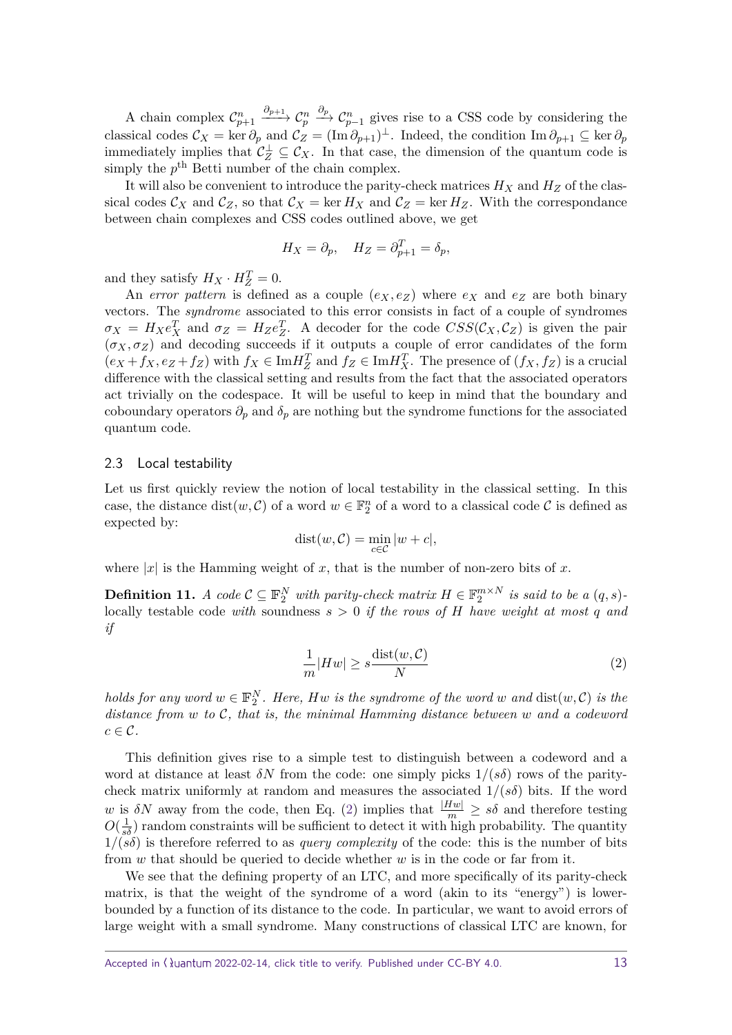A chain complex $\mathcal{C}^n_{p+1} \xrightarrow{\partial_{p+1}} \mathcal{C}^n_p \xrightarrow{\partial_p} \mathcal{C}^n_{p-1}$ gives rise to a CSS code by considering the classical codes $\mathcal{C}_X = \ker \partial_p$ and $\mathcal{C}_Z = (\operatorname{Im} \partial_{p+1})^\perp$. Indeed, the condition $\operatorname{Im} \partial_{p+1} \subseteq \ker \partial_p$ immediately implies that $\mathcal{C}_Z^\perp \subseteq \mathcal{C}_X$. In that case, the dimension of the quantum code is simply the $p^{\text{th}}$ Betti number of the chain complex.

It will also be convenient to introduce the parity-check matrices $H_X$ and $H_Z$ of the classical codes $\mathcal{C}_X$ and $\mathcal{C}_Z$, so that $\mathcal{C}_X = \ker H_X$ and $\mathcal{C}_Z = \ker H_Z$. With the correspondance between chain complexes and CSS codes outlined above, we get

$$H_X = \partial_p, \quad H_Z = \partial_{p+1}^T = \delta_p,$$

and they satisfy $H_X \cdot H_Z^T = 0$.

An *error pattern* is defined as a couple $(e_X, e_Z)$ where $e_X$ and $e_Z$ are both binary vectors. The *syndrome* associated to this error consists in fact of a couple of syndromes $\sigma_X = H_X e_X^T$ and $\sigma_Z = H_Z e_Z^T$. A decoder for the code $CSS(\mathcal{C}_X, \mathcal{C}_Z)$ is given the pair $(\sigma_X, \sigma_Z)$ and decoding succeeds if it outputs a couple of error candidates of the form $(e_X + f_X, e_Z + f_Z)$ with $f_X \in \operatorname{Im} H_Z^T$ and $f_Z \in \operatorname{Im} H_X^T$. The presence of $(f_X, f_Z)$ is a crucial difference with the classical setting and results from the fact that the associated operators act trivially on the codespace. It will be useful to keep in mind that the boundary and coboundary operators $\partial_p$ and $\delta_p$ are nothing but the syndrome functions for the associated quantum code.

## 2.3 Local testability

Let us first quickly review the notion of local testability in the classical setting. In this case, the distance $\operatorname{dist}(w, \mathcal{C})$ of a word $w \in \mathbb{F}_2^n$ of a word to a classical code $\mathcal{C}$ is defined as expected by:

$$\operatorname{dist}(w, \mathcal{C}) = \min_{c \in \mathcal{C}} |w + c|,$$

where $|x|$ is the Hamming weight of $x$, that is the number of non-zero bits of $x$.

**Definition 11.** *A code $\mathcal{C} \subseteq \mathbb{F}_2^N$ with parity-check matrix $H \in \mathbb{F}_2^{m \times N}$ is said to be a $(q, s)$-*locally testable code *with* soundness *$s > 0$ if the rows of $H$ have weight at most $q$ and if*

$$\frac{1}{m}|Hw| \geq s \frac{\operatorname{dist}(w, \mathcal{C})}{N} \tag{2}$$

*holds for any word $w \in \mathbb{F}_2^N$. Here, $Hw$ is the syndrome of the word $w$ and $\operatorname{dist}(w, \mathcal{C})$ is the distance from $w$ to $\mathcal{C}$, that is, the minimal Hamming distance between $w$ and a codeword $c \in \mathcal{C}$.*

This definition gives rise to a simple test to distinguish between a codeword and a word at distance at least $\delta N$ from the code: one simply picks $1/(s\delta)$ rows of the parity-check matrix uniformly at random and measures the associated $1/(s\delta)$ bits. If the word $w$ is $\delta N$ away from the code, then Eq. (2) implies that $\frac{|Hw|}{m} \geq s\delta$ and therefore testing $O(\frac{1}{s\delta})$ random constraints will be sufficient to detect it with high probability. The quantity $1/(s\delta)$ is therefore referred to as *query complexity* of the code: this is the number of bits from $w$ that should be queried to decide whether $w$ is in the code or far from it.

We see that the defining property of an LTC, and more specifically of its parity-check matrix, is that the weight of the syndrome of a word (akin to its "energy") is lower-bounded by a function of its distance to the code. In particular, we want to avoid errors of large weight with a small syndrome. Many constructions of classical LTC are known, for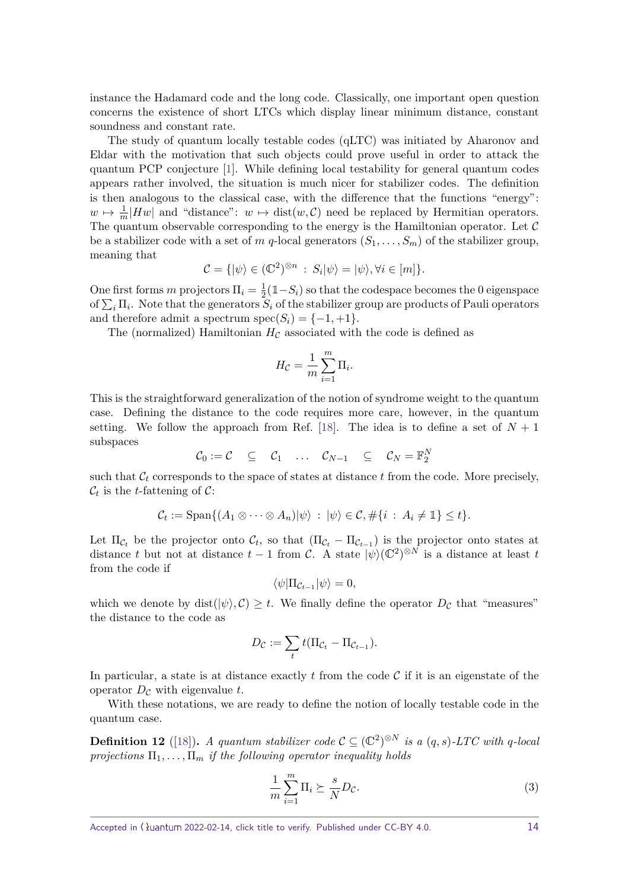instance the Hadamard code and the long code. Classically, one important open question concerns the existence of short LTCs which display linear minimum distance, constant soundness and constant rate.

The study of quantum locally testable codes (qLTC) was initiated by Aharonov and Eldar with the motivation that such objects could prove useful in order to attack the quantum PCP conjecture [1]. While defining local testability for general quantum codes appears rather involved, the situation is much nicer for stabilizer codes. The definition is then analogous to the classical case, with the difference that the functions "energy": $w \mapsto \frac{1}{m}|Hw|$ and "distance": $w \mapsto \mathrm{dist}(w, \mathcal{C})$ need be replaced by Hermitian operators. The quantum observable corresponding to the energy is the Hamiltonian operator. Let $\mathcal{C}$ be a stabilizer code with a set of $m$ $q$-local generators $(S_1, \ldots, S_m)$ of the stabilizer group, meaning that

$$\mathcal{C} = \{|\psi\rangle \in (\mathbb{C}^2)^{\otimes n} \,:\, S_i|\psi\rangle = |\psi\rangle, \forall i \in [m]\}.$$

One first forms $m$ projectors $\Pi_i = \frac{1}{2}(\mathbb{1} - S_i)$ so that the codespace becomes the 0 eigenspace of $\sum_i \Pi_i$. Note that the generators $S_i$ of the stabilizer group are products of Pauli operators and therefore admit a spectrum $\mathrm{spec}(S_i) = \{-1, +1\}$.

The (normalized) Hamiltonian $H_{\mathcal{C}}$ associated with the code is defined as

$$H_{\mathcal{C}} = \frac{1}{m}\sum_{i=1}^{m} \Pi_i.$$

This is the straightforward generalization of the notion of syndrome weight to the quantum case. Defining the distance to the code requires more care, however, in the quantum setting. We follow the approach from Ref. [18]. The idea is to define a set of $N+1$ subspaces

$$\mathcal{C}_0 := \mathcal{C} \quad \subseteq \quad \mathcal{C}_1 \quad \ldots \quad \mathcal{C}_{N-1} \quad \subseteq \quad \mathcal{C}_N = \mathbb{F}_2^N$$

such that $\mathcal{C}_t$ corresponds to the space of states at distance $t$ from the code. More precisely, $\mathcal{C}_t$ is the $t$-fattening of $\mathcal{C}$:

$$\mathcal{C}_t := \mathrm{Span}\{(A_1 \otimes \cdots \otimes A_n)|\psi\rangle \,:\, |\psi\rangle \in \mathcal{C}, \#\{i \,:\, A_i \neq \mathbb{1}\} \leq t\}.$$

Let $\Pi_{\mathcal{C}_t}$ be the projector onto $\mathcal{C}_t$, so that $(\Pi_{\mathcal{C}_t} - \Pi_{\mathcal{C}_{t-1}})$ is the projector onto states at distance $t$ but not at distance $t-1$ from $\mathcal{C}$. A state $|\psi\rangle(\mathbb{C}^2)^{\otimes N}$ is a distance at least $t$ from the code if

$$\langle\psi|\Pi_{\mathcal{C}_{t-1}}|\psi\rangle = 0,$$

which we denote by $\mathrm{dist}(|\psi\rangle, \mathcal{C}) \geq t$. We finally define the operator $D_{\mathcal{C}}$ that "measures" the distance to the code as

$$D_{\mathcal{C}} := \sum_t t(\Pi_{\mathcal{C}_t} - \Pi_{\mathcal{C}_{t-1}}).$$

In particular, a state is at distance exactly $t$ from the code $\mathcal{C}$ if it is an eigenstate of the operator $D_{\mathcal{C}}$ with eigenvalue $t$.

With these notations, we are ready to define the notion of locally testable code in the quantum case.

**Definition 12** ([18])**.** *A quantum stabilizer code $\mathcal{C} \subseteq (\mathbb{C}^2)^{\otimes N}$ is a $(q, s)$-LTC with $q$-local projections $\Pi_1, \ldots, \Pi_m$ if the following operator inequality holds*

$$\frac{1}{m}\sum_{i=1}^{m} \Pi_i \succeq \frac{s}{N} D_{\mathcal{C}}. \tag{3}$$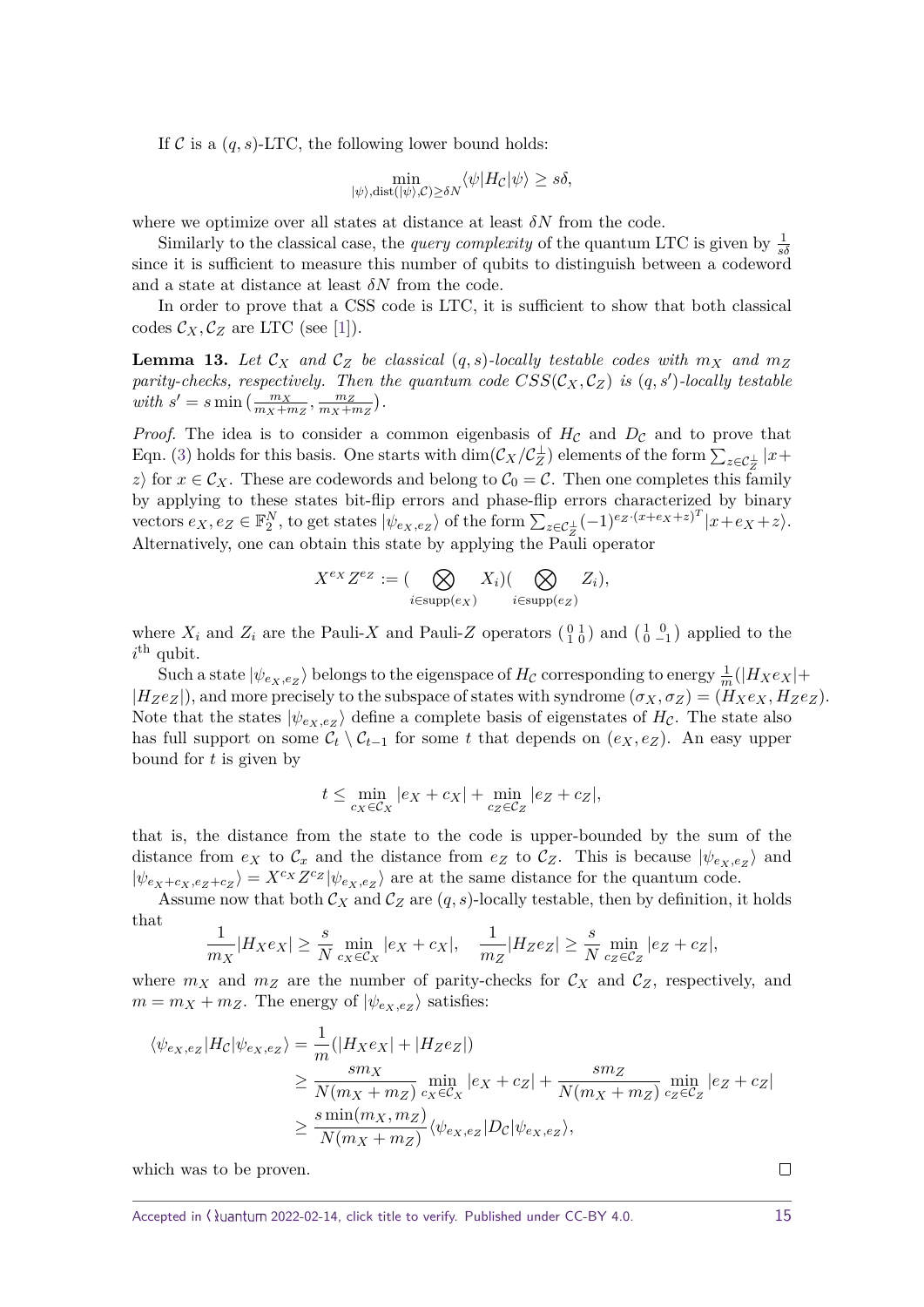If $\mathcal{C}$ is a $(q,s)$-LTC, the following lower bound holds:

$$\min_{|\psi\rangle, \mathrm{dist}(|\psi\rangle, \mathcal{C}) \geq \delta N} \langle \psi | H_{\mathcal{C}} | \psi \rangle \geq s\delta,$$

where we optimize over all states at distance at least $\delta N$ from the code.

Similarly to the classical case, the *query complexity* of the quantum LTC is given by $\frac{1}{s\delta}$ since it is sufficient to measure this number of qubits to distinguish between a codeword and a state at distance at least $\delta N$ from the code.

In order to prove that a CSS code is LTC, it is sufficient to show that both classical codes $\mathcal{C}_X, \mathcal{C}_Z$ are LTC (see [1]).

**Lemma 13.** *Let $\mathcal{C}_X$ and $\mathcal{C}_Z$ be classical $(q,s)$-locally testable codes with $m_X$ and $m_Z$ parity-checks, respectively. Then the quantum code $CSS(\mathcal{C}_X, \mathcal{C}_Z)$ is $(q,s')$-locally testable with $s' = s\min\left(\frac{m_X}{m_X+m_Z}, \frac{m_Z}{m_X+m_Z}\right)$.*

*Proof.* The idea is to consider a common eigenbasis of $H_{\mathcal{C}}$ and $D_{\mathcal{C}}$ and to prove that Eqn. (3) holds for this basis. One starts with $\dim(\mathcal{C}_X/\mathcal{C}_Z^\perp)$ elements of the form $\sum_{z\in\mathcal{C}_Z^\perp} |x + z\rangle$ for $x \in \mathcal{C}_X$. These are codewords and belong to $\mathcal{C}_0 = \mathcal{C}$. Then one completes this family by applying to these states bit-flip errors and phase-flip errors characterized by binary vectors $e_X, e_Z \in \mathbb{F}_2^N$, to get states $|\psi_{e_X,e_Z}\rangle$ of the form $\sum_{z\in\mathcal{C}_Z^\perp} (-1)^{e_Z\cdot(x+e_X+z)^T} |x + e_X + z\rangle$. Alternatively, one can obtain this state by applying the Pauli operator

$$X^{e_X} Z^{e_Z} := \Big(\bigotimes_{i\in\mathrm{supp}(e_X)} X_i\Big)\Big(\bigotimes_{i\in\mathrm{supp}(e_Z)} Z_i\Big),$$

where $X_i$ and $Z_i$ are the Pauli-$X$ and Pauli-$Z$ operators $\left(\begin{smallmatrix} 0 & 1 \\ 1 & 0 \end{smallmatrix}\right)$ and $\left(\begin{smallmatrix} 1 & 0 \\ 0 & -1 \end{smallmatrix}\right)$ applied to the $i^{\text{th}}$ qubit.

Such a state $|\psi_{e_X,e_Z}\rangle$ belongs to the eigenspace of $H_{\mathcal{C}}$ corresponding to energy $\frac{1}{m}(|H_X e_X| + |H_Z e_Z|)$, and more precisely to the subspace of states with syndrome $(\sigma_X, \sigma_Z) = (H_X e_X, H_Z e_Z)$. Note that the states $|\psi_{e_X,e_Z}\rangle$ define a complete basis of eigenstates of $H_{\mathcal{C}}$. The state also has full support on some $\mathcal{C}_t \setminus \mathcal{C}_{t-1}$ for some $t$ that depends on $(e_X, e_Z)$. An easy upper bound for $t$ is given by

$$t \leq \min_{c_X\in\mathcal{C}_X} |e_X + c_X| + \min_{c_Z\in\mathcal{C}_Z} |e_Z + c_Z|,$$

that is, the distance from the state to the code is upper-bounded by the sum of the distance from $e_X$ to $\mathcal{C}_x$ and the distance from $e_Z$ to $\mathcal{C}_Z$. This is because $|\psi_{e_X,e_Z}\rangle$ and $|\psi_{e_X+c_X,e_Z+c_Z}\rangle = X^{c_X} Z^{c_Z} |\psi_{e_X,e_Z}\rangle$ are at the same distance for the quantum code.

Assume now that both $\mathcal{C}_X$ and $\mathcal{C}_Z$ are $(q,s)$-locally testable, then by definition, it holds that

$$\frac{1}{m_X}|H_X e_X| \geq \frac{s}{N} \min_{c_X\in\mathcal{C}_X} |e_X + c_X|, \quad \frac{1}{m_Z}|H_Z e_Z| \geq \frac{s}{N} \min_{c_Z\in\mathcal{C}_Z} |e_Z + c_Z|,$$

where $m_X$ and $m_Z$ are the number of parity-checks for $\mathcal{C}_X$ and $\mathcal{C}_Z$, respectively, and $m = m_X + m_Z$. The energy of $|\psi_{e_X,e_Z}\rangle$ satisfies:

$$\begin{aligned}
\langle \psi_{e_X,e_Z} | H_{\mathcal{C}} | \psi_{e_X,e_Z} \rangle &= \frac{1}{m}(|H_X e_X| + |H_Z e_Z|) \\
&\geq \frac{s m_X}{N(m_X + m_Z)} \min_{c_X\in\mathcal{C}_X} |e_X + c_Z| + \frac{s m_Z}{N(m_X + m_Z)} \min_{c_Z\in\mathcal{C}_Z} |e_Z + c_Z| \\
&\geq \frac{s \min(m_X, m_Z)}{N(m_X + m_Z)} \langle \psi_{e_X,e_Z} | D_{\mathcal{C}} | \psi_{e_X,e_Z} \rangle,
\end{aligned}$$

which was to be proven. $\square$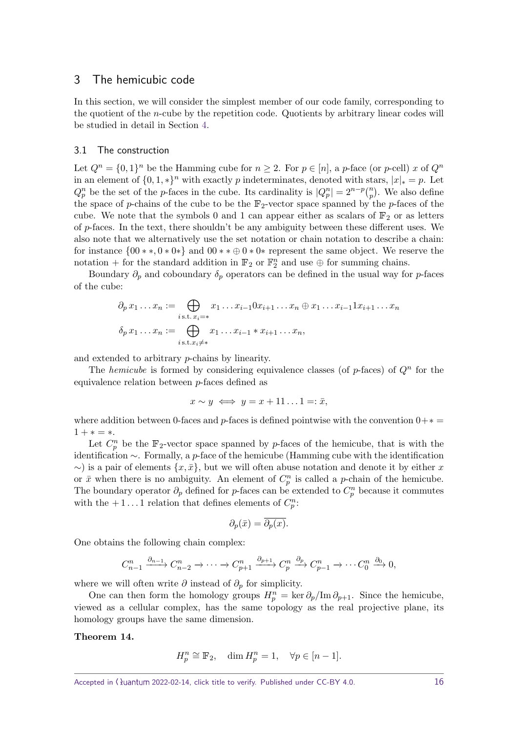# 3 The hemicubic code

In this section, we will consider the simplest member of our code family, corresponding to the quotient of the $n$-cube by the repetition code. Quotients by arbitrary linear codes will be studied in detail in Section 4.

## 3.1 The construction

Let $Q^n = \{0,1\}^n$ be the Hamming cube for $n \geq 2$. For $p \in [n]$, a $p$-face (or $p$-cell) $x$ of $Q^n$ in an element of $\{0,1,*\}^n$ with exactly $p$ indeterminates, denoted with stars, $|x|_* = p$. Let $Q^n_p$ be the set of the $p$-faces in the cube. Its cardinality is $|Q^n_p| = 2^{n-p}\binom{n}{p}$. We also define the space of $p$-chains of the cube to be the $\mathbb{F}_2$-vector space spanned by the $p$-faces of the cube. We note that the symbols 0 and 1 can appear either as scalars of $\mathbb{F}_2$ or as letters of $p$-faces. In the text, there shouldn't be any ambiguity between these different uses. We also note that we alternatively use the set notation or chain notation to describe a chain: for instance $\{00**, 0*0*\}$ and $00** \oplus 0*0*$ represent the same object. We reserve the notation $+$ for the standard addition in $\mathbb{F}_2$ or $\mathbb{F}_2^n$ and use $\oplus$ for summing chains.

Boundary $\partial_p$ and coboundary $\delta_p$ operators can be defined in the usual way for $p$-faces of the cube:

$$\partial_p\, x_1 \dots x_n := \bigoplus_{i \text{ s.t. } x_i = *} x_1 \dots x_{i-1} 0 x_{i+1} \dots x_n \oplus x_1 \dots x_{i-1} 1 x_{i+1} \dots x_n$$

$$\delta_p\, x_1 \dots x_n := \bigoplus_{i \text{ s.t.} x_i \neq *} x_1 \dots x_{i-1} * x_{i+1} \dots x_n,$$

and extended to arbitrary $p$-chains by linearity.

The *hemicube* is formed by considering equivalence classes (of $p$-faces) of $Q^n$ for the equivalence relation between $p$-faces defined as

$$x \sim y \iff y = x + 11\dots1 =: \bar{x},$$

where addition between 0-faces and $p$-faces is defined pointwise with the convention $0 + * = 1 + * = *$.

Let $C^n_p$ be the $\mathbb{F}_2$-vector space spanned by $p$-faces of the hemicube, that is with the identification $\sim$. Formally, a $p$-face of the hemicube (Hamming cube with the identification $\sim$) is a pair of elements $\{x, \bar{x}\}$, but we will often abuse notation and denote it by either $x$ or $\bar{x}$ when there is no ambiguity. An element of $C^n_p$ is called a $p$-chain of the hemicube. The boundary operator $\partial_p$ defined for $p$-faces can be extended to $C^n_p$ because it commutes with the $+1\dots1$ relation that defines elements of $C^n_p$:

$$\partial_p(\bar{x}) = \overline{\partial_p(x)}.$$

One obtains the following chain complex:

$$C^n_{n-1} \xrightarrow{\partial_{n-1}} C^n_{n-2} \to \dots \to C^n_{p+1} \xrightarrow{\partial_{p+1}} C^n_p \xrightarrow{\partial_p} C^n_{p-1} \to \dots C^n_0 \xrightarrow{\partial_0} 0,$$

where we will often write $\partial$ instead of $\partial_p$ for simplicity.

One can then form the homology groups $H^n_p = \ker \partial_p / \operatorname{Im} \partial_{p+1}$. Since the hemicube, viewed as a cellular complex, has the same topology as the real projective plane, its homology groups have the same dimension.

**Theorem 14.**

$$H^n_p \cong \mathbb{F}_2, \quad \dim H^n_p = 1, \quad \forall p \in [n-1].$$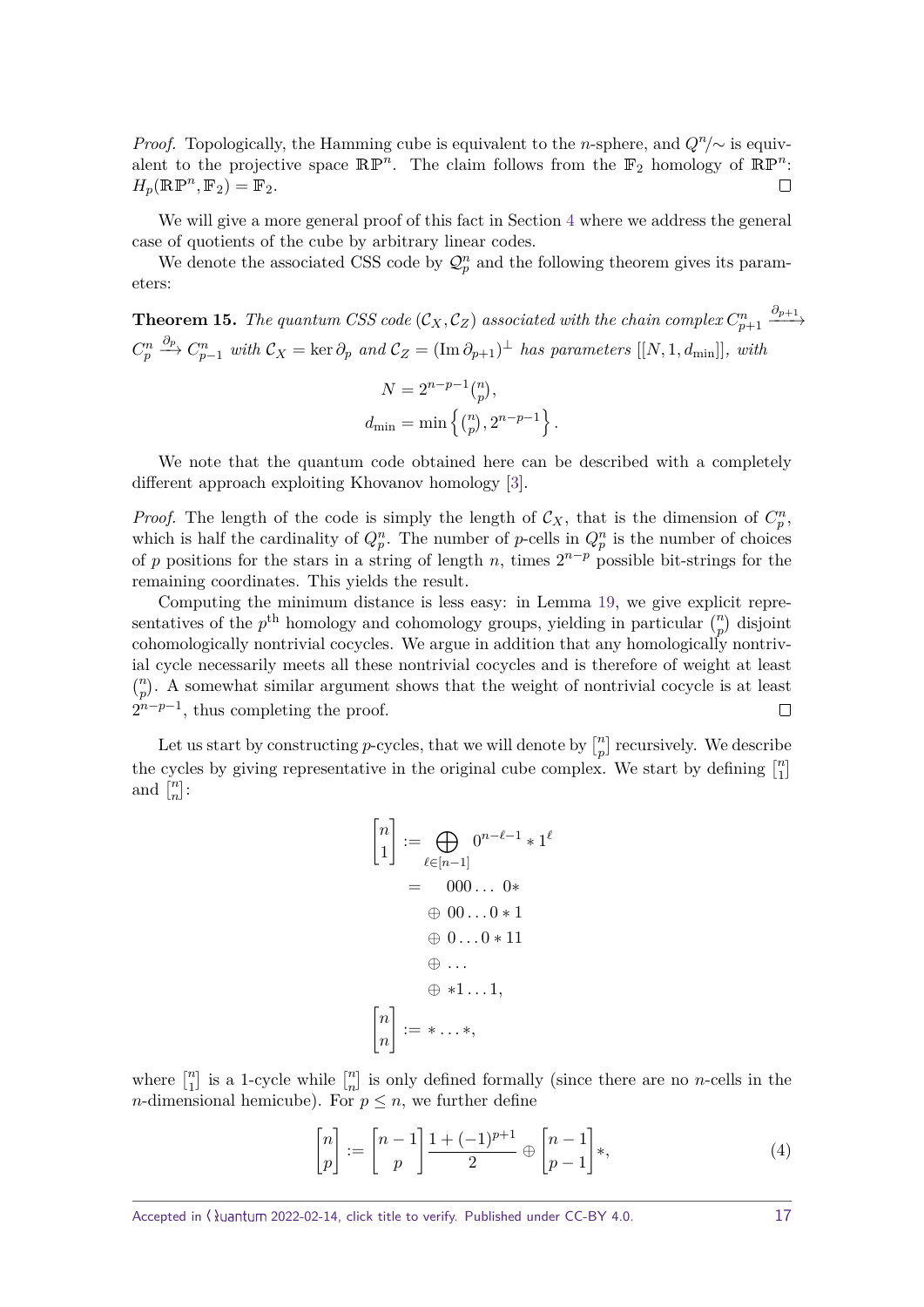*Proof.* Topologically, the Hamming cube is equivalent to the $n$-sphere, and $Q^n/\sim$ is equivalent to the projective space $\mathbb{RP}^n$. The claim follows from the $\mathbb{F}_2$ homology of $\mathbb{RP}^n$: $H_p(\mathbb{RP}^n, \mathbb{F}_2) = \mathbb{F}_2$. $\square$

We will give a more general proof of this fact in Section 4 where we address the general case of quotients of the cube by arbitrary linear codes.

We denote the associated CSS code by $\mathcal{Q}_p^n$ and the following theorem gives its parameters:

**Theorem 15.** *The quantum CSS code $(\mathcal{C}_X, \mathcal{C}_Z)$ associated with the chain complex $C_{p+1}^n \xrightarrow{\partial_{p+1}} C_p^n \xrightarrow{\partial_p} C_{p-1}^n$ with $\mathcal{C}_X = \ker \partial_p$ and $\mathcal{C}_Z = (\operatorname{Im} \partial_{p+1})^\perp$ has parameters $[[N, 1, d_{\min}]]$, with*

$$N = 2^{n-p-1}\binom{n}{p},$$
$$d_{\min} = \min\left\{\binom{n}{p}, 2^{n-p-1}\right\}.$$

We note that the quantum code obtained here can be described with a completely different approach exploiting Khovanov homology [3].

*Proof.* The length of the code is simply the length of $\mathcal{C}_X$, that is the dimension of $C_p^n$, which is half the cardinality of $Q_p^n$. The number of $p$-cells in $Q_p^n$ is the number of choices of $p$ positions for the stars in a string of length $n$, times $2^{n-p}$ possible bit-strings for the remaining coordinates. This yields the result.

Computing the minimum distance is less easy: in Lemma 19, we give explicit representatives of the $p^{\text{th}}$ homology and cohomology groups, yielding in particular $\binom{n}{p}$ disjoint cohomologically nontrivial cocycles. We argue in addition that any homologically nontrivial cycle necessarily meets all these nontrivial cocycles and is therefore of weight at least $\binom{n}{p}$. A somewhat similar argument shows that the weight of nontrivial cocycle is at least $2^{n-p-1}$, thus completing the proof. $\square$

Let us start by constructing $p$-cycles, that we will denote by $\begin{bmatrix} n \\ p \end{bmatrix}$ recursively. We describe the cycles by giving representative in the original cube complex. We start by defining $\begin{bmatrix} n \\ 1 \end{bmatrix}$ and $\begin{bmatrix} n \\ n \end{bmatrix}$:

$$\begin{aligned}
\begin{bmatrix} n \\ 1 \end{bmatrix} &:= \bigoplus_{\ell \in [n-1]} 0^{n-\ell-1} * 1^\ell \\
&= \quad 000\ldots\ 0* \\
&\quad \oplus\ 00\ldots 0*1 \\
&\quad \oplus\ 0\ldots 0*11 \\
&\quad \oplus\ \ldots \\
&\quad \oplus\ *1\ldots 1, \\
\begin{bmatrix} n \\ n \end{bmatrix} &:= *\ldots*,
\end{aligned}$$

where $\begin{bmatrix} n \\ 1 \end{bmatrix}$ is a 1-cycle while $\begin{bmatrix} n \\ n \end{bmatrix}$ is only defined formally (since there are no $n$-cells in the $n$-dimensional hemicube). For $p \leq n$, we further define

$$\begin{bmatrix} n \\ p \end{bmatrix} := \begin{bmatrix} n-1 \\ p \end{bmatrix} \frac{1+(-1)^{p+1}}{2} \oplus \begin{bmatrix} n-1 \\ p-1 \end{bmatrix} *, \tag{4}$$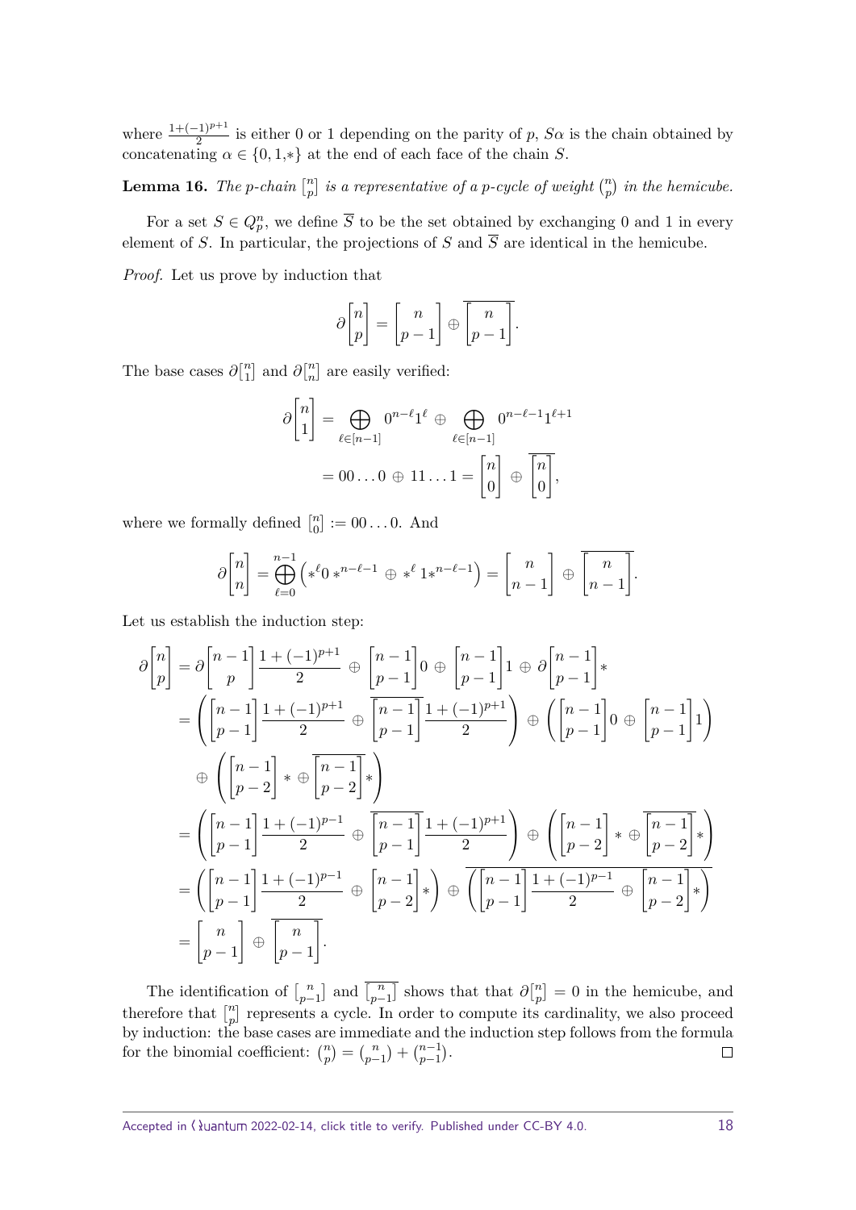where $\frac{1+(-1)^{p+1}}{2}$ is either 0 or 1 depending on the parity of $p$, $S\alpha$ is the chain obtained by concatenating $\alpha \in \{0, 1, *\}$ at the end of each face of the chain $S$.

**Lemma 16.** *The $p$-chain $\begin{bmatrix} n \\ p \end{bmatrix}$ is a representative of a $p$-cycle of weight $\binom{n}{p}$ in the hemicube.*

For a set $S \in Q_p^n$, we define $\overline{S}$ to be the set obtained by exchanging 0 and 1 in every element of $S$. In particular, the projections of $S$ and $\overline{S}$ are identical in the hemicube.

*Proof.* Let us prove by induction that

$$\partial \begin{bmatrix} n \\ p \end{bmatrix} = \begin{bmatrix} n \\ p-1 \end{bmatrix} \oplus \overline{\begin{bmatrix} n \\ p-1 \end{bmatrix}}.$$

The base cases $\partial\begin{bmatrix} n \\ 1 \end{bmatrix}$ and $\partial\begin{bmatrix} n \\ n \end{bmatrix}$ are easily verified:

$$\begin{aligned}
\partial \begin{bmatrix} n \\ 1 \end{bmatrix} &= \bigoplus_{\ell \in [n-1]} 0^{n-\ell} 1^{\ell} \oplus \bigoplus_{\ell \in [n-1]} 0^{n-\ell-1} 1^{\ell+1} \\
&= 00\ldots0 \oplus 11\ldots1 = \begin{bmatrix} n \\ 0 \end{bmatrix} \oplus \overline{\begin{bmatrix} n \\ 0 \end{bmatrix}},
\end{aligned}$$

where we formally defined $\begin{bmatrix} n \\ 0 \end{bmatrix} := 00\ldots0$. And

$$\partial \begin{bmatrix} n \\ n \end{bmatrix} = \bigoplus_{\ell=0}^{n-1} \left( *^{\ell} 0 *^{n-\ell-1} \oplus *^{\ell} 1 *^{n-\ell-1} \right) = \begin{bmatrix} n \\ n-1 \end{bmatrix} \oplus \overline{\begin{bmatrix} n \\ n-1 \end{bmatrix}}.$$

Let us establish the induction step:

$$\begin{aligned}
\partial \begin{bmatrix} n \\ p \end{bmatrix} &= \partial \begin{bmatrix} n-1 \\ p \end{bmatrix} \frac{1+(-1)^{p+1}}{2} \oplus \begin{bmatrix} n-1 \\ p-1 \end{bmatrix} 0 \oplus \begin{bmatrix} n-1 \\ p-1 \end{bmatrix} 1 \oplus \partial \begin{bmatrix} n-1 \\ p-1 \end{bmatrix} * \\
&= \left( \begin{bmatrix} n-1 \\ p-1 \end{bmatrix} \frac{1+(-1)^{p+1}}{2} \oplus \overline{\begin{bmatrix} n-1 \\ p-1 \end{bmatrix}} \frac{1+(-1)^{p+1}}{2} \right) \oplus \left( \begin{bmatrix} n-1 \\ p-1 \end{bmatrix} 0 \oplus \begin{bmatrix} n-1 \\ p-1 \end{bmatrix} 1 \right) \\
&\quad \oplus \left( \begin{bmatrix} n-1 \\ p-2 \end{bmatrix} * \oplus \overline{\begin{bmatrix} n-1 \\ p-2 \end{bmatrix}} * \right) \\
&= \left( \begin{bmatrix} n-1 \\ p-1 \end{bmatrix} \frac{1+(-1)^{p-1}}{2} \oplus \overline{\begin{bmatrix} n-1 \\ p-1 \end{bmatrix}} \frac{1+(-1)^{p+1}}{2} \right) \oplus \left( \begin{bmatrix} n-1 \\ p-2 \end{bmatrix} * \oplus \overline{\begin{bmatrix} n-1 \\ p-2 \end{bmatrix}} * \right) \\
&= \left( \begin{bmatrix} n-1 \\ p-1 \end{bmatrix} \frac{1+(-1)^{p-1}}{2} \oplus \begin{bmatrix} n-1 \\ p-2 \end{bmatrix} * \right) \oplus \overline{\left( \begin{bmatrix} n-1 \\ p-1 \end{bmatrix} \frac{1+(-1)^{p-1}}{2} \oplus \begin{bmatrix} n-1 \\ p-2 \end{bmatrix} * \right)} \\
&= \begin{bmatrix} n \\ p-1 \end{bmatrix} \oplus \overline{\begin{bmatrix} n \\ p-1 \end{bmatrix}}.
\end{aligned}$$

The identification of $\begin{bmatrix} n \\ p-1 \end{bmatrix}$ and $\overline{\begin{bmatrix} n \\ p-1 \end{bmatrix}}$ shows that that $\partial\begin{bmatrix} n \\ p \end{bmatrix} = 0$ in the hemicube, and therefore that $\begin{bmatrix} n \\ p \end{bmatrix}$ represents a cycle. In order to compute its cardinality, we also proceed by induction: the base cases are immediate and the induction step follows from the formula for the binomial coefficient: $\binom{n}{p} = \binom{n}{p-1} + \binom{n-1}{p-1}$. $\square$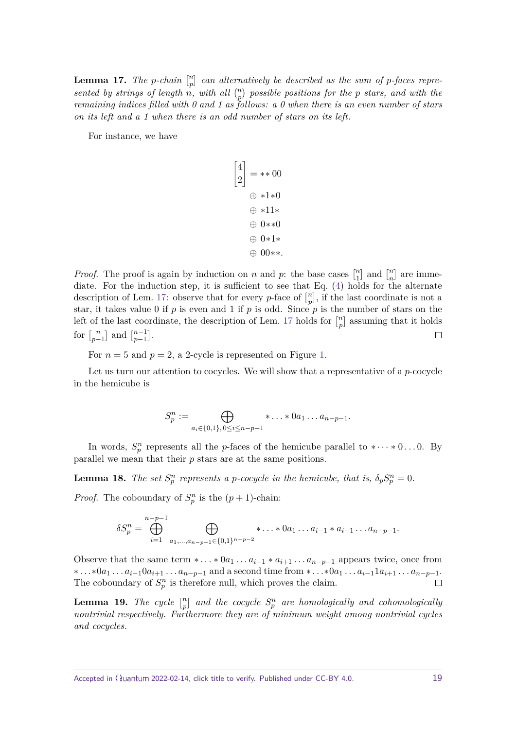**Lemma 17.** *The $p$-chain $\begin{bmatrix} n \\ p \end{bmatrix}$ can alternatively be described as the sum of $p$-faces represented by strings of length $n$, with all $\binom{n}{p}$ possible positions for the $p$ stars, and with the remaining indices filled with 0 and 1 as follows: a 0 when there is an even number of stars on its left and a 1 when there is an odd number of stars on its left.*

For instance, we have

$$
\begin{aligned}
\begin{bmatrix} 4 \\ 2 \end{bmatrix} = &** 00 \\
&\oplus *1{*}0 \\
&\oplus *11* \\
&\oplus 0{**}0 \\
&\oplus 0{*}1* \\
&\oplus 00{**}.
\end{aligned}
$$

*Proof.* The proof is again by induction on $n$ and $p$: the base cases $\begin{bmatrix} n \\ 1 \end{bmatrix}$ and $\begin{bmatrix} n \\ n \end{bmatrix}$ are immediate. For the induction step, it is sufficient to see that Eq. (4) holds for the alternate description of Lem. 17: observe that for every $p$-face of $\begin{bmatrix} n \\ p \end{bmatrix}$, if the last coordinate is not a star, it takes value 0 if $p$ is even and 1 if $p$ is odd. Since $p$ is the number of stars on the left of the last coordinate, the description of Lem. 17 holds for $\begin{bmatrix} n \\ p \end{bmatrix}$ assuming that it holds for $\begin{bmatrix} n \\ p-1 \end{bmatrix}$ and $\begin{bmatrix} n-1 \\ p-1 \end{bmatrix}$. ◻

For $n = 5$ and $p = 2$, a 2-cycle is represented on Figure 1.

Let us turn our attention to cocycles. We will show that a representative of a $p$-cocycle in the hemicube is

$$
S_p^n := \bigoplus_{a_i \in \{0,1\},\, 0 \le i \le n-p-1} * \dots * 0 a_1 \dots a_{n-p-1}.
$$

In words, $S_p^n$ represents all the $p$-faces of the hemicube parallel to $* \cdots * 0 \dots 0$. By parallel we mean that their $p$ stars are at the same positions.

**Lemma 18.** *The set $S_p^n$ represents a $p$-cocycle in the hemicube, that is, $\delta_p S_p^n = 0$.*

*Proof.* The coboundary of $S_p^n$ is the $(p+1)$-chain:

$$
\delta S_p^n = \bigoplus_{i=1}^{n-p-1} \bigoplus_{a_1,\dots,a_{n-p-1} \in \{0,1\}^{n-p-2}} * \dots * 0 a_1 \dots a_{i-1} * a_{i+1} \dots a_{n-p-1}.
$$

Observe that the same term $* \dots * 0 a_1 \dots a_{i-1} * a_{i+1} \dots a_{n-p-1}$ appears twice, once from $* \dots * 0 a_1 \dots a_{i-1} 0 a_{i+1} \dots a_{n-p-1}$ and a second time from $* \dots * 0 a_1 \dots a_{i-1} 1 a_{i+1} \dots a_{n-p-1}$. The coboundary of $S_p^n$ is therefore null, which proves the claim. ◻

**Lemma 19.** *The cycle $\begin{bmatrix} n \\ p \end{bmatrix}$ and the cocycle $S_p^n$ are homologically and cohomologically nontrivial respectively. Furthermore they are of minimum weight among nontrivial cycles and cocycles.*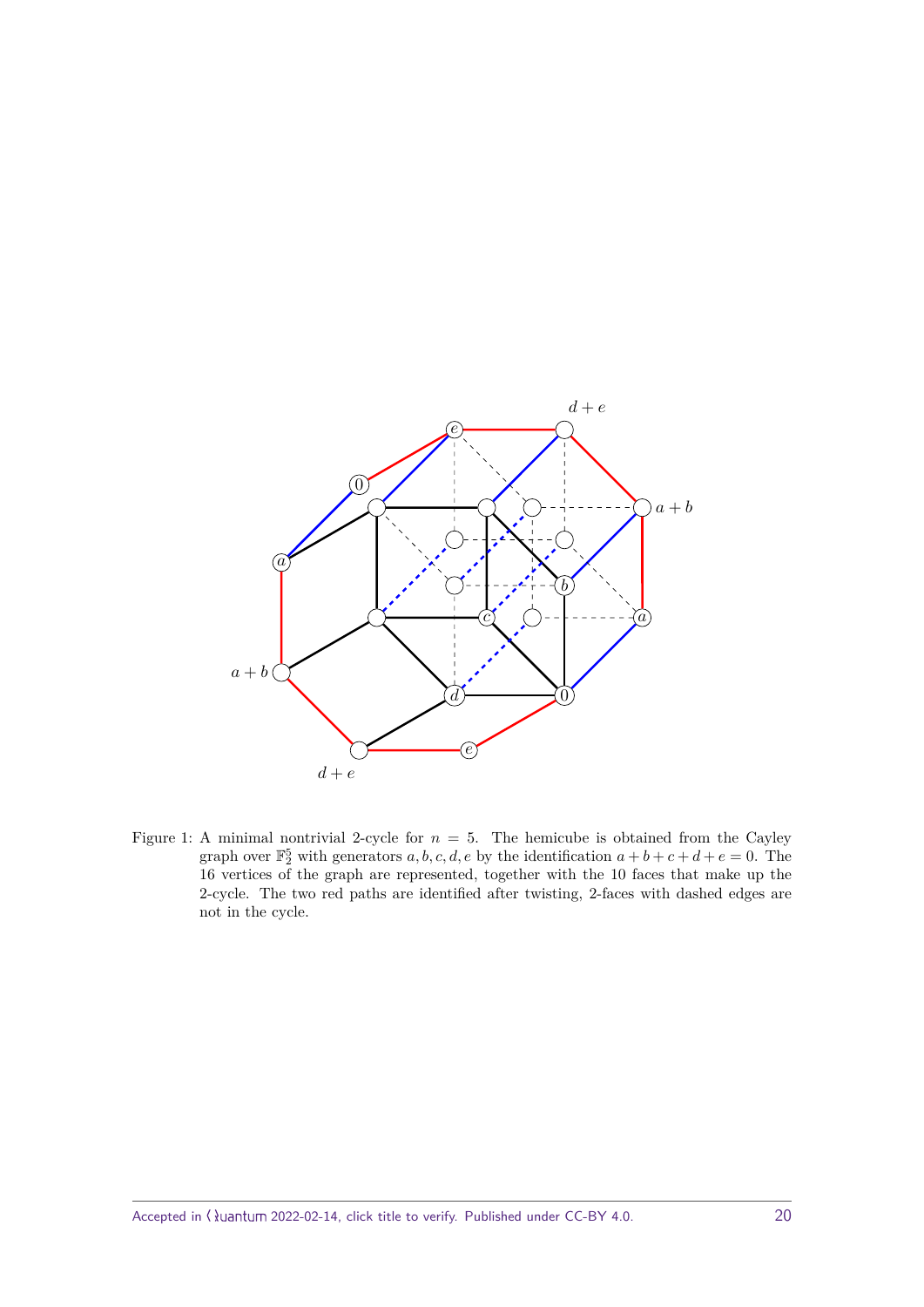Figure 1: A minimal nontrivial 2-cycle for $n = 5$. The hemicube is obtained from the Cayley graph over $\mathbb{F}_2^5$ with generators $a, b, c, d, e$ by the identification $a + b + c + d + e = 0$. The 16 vertices of the graph are represented, together with the 10 faces that make up the 2-cycle. The two red paths are identified after twisting, 2-faces with dashed edges are not in the cycle.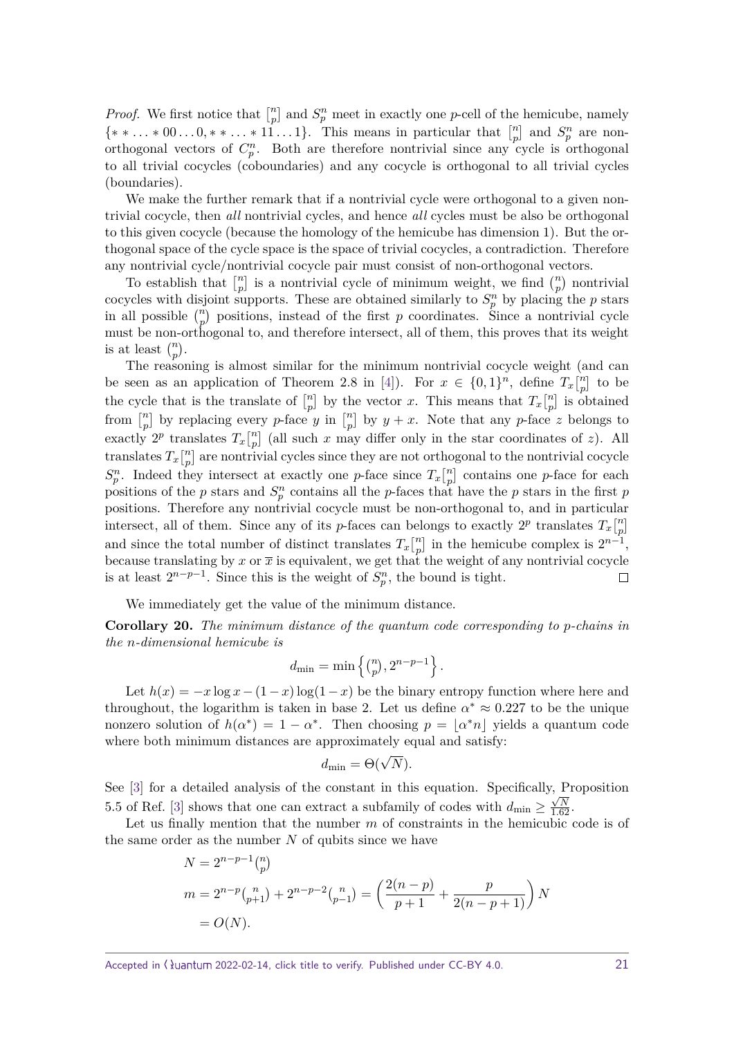*Proof.* We first notice that $\genfrac{[}{]}{0pt}{}{n}{p}$ and $S_p^n$ meet in exactly one $p$-cell of the hemicube, namely $\{**\ldots*00\ldots0,**\ldots*11\ldots1\}$. This means in particular that $\genfrac{[}{]}{0pt}{}{n}{p}$ and $S_p^n$ are non-orthogonal vectors of $C_p^n$. Both are therefore nontrivial since any cycle is orthogonal to all trivial cocycles (coboundaries) and any cocycle is orthogonal to all trivial cycles (boundaries).

We make the further remark that if a nontrivial cycle were orthogonal to a given nontrivial cocycle, then *all* nontrivial cycles, and hence *all* cycles must be also be orthogonal to this given cocycle (because the homology of the hemicube has dimension 1). But the orthogonal space of the cycle space is the space of trivial cocycles, a contradiction. Therefore any nontrivial cycle/nontrivial cocycle pair must consist of non-orthogonal vectors.

To establish that $\genfrac{[}{]}{0pt}{}{n}{p}$ is a nontrivial cycle of minimum weight, we find $\binom{n}{p}$ nontrivial cocycles with disjoint supports. These are obtained similarly to $S_p^n$ by placing the $p$ stars in all possible $\binom{n}{p}$ positions, instead of the first $p$ coordinates. Since a nontrivial cycle must be non-orthogonal to, and therefore intersect, all of them, this proves that its weight is at least $\binom{n}{p}$.

The reasoning is almost similar for the minimum nontrivial cocycle weight (and can be seen as an application of Theorem 2.8 in [4]). For $x \in \{0,1\}^n$, define $T_x\genfrac{[}{]}{0pt}{}{n}{p}$ to be the cycle that is the translate of $\genfrac{[}{]}{0pt}{}{n}{p}$ by the vector $x$. This means that $T_x\genfrac{[}{]}{0pt}{}{n}{p}$ is obtained from $\genfrac{[}{]}{0pt}{}{n}{p}$ by replacing every $p$-face $y$ in $\genfrac{[}{]}{0pt}{}{n}{p}$ by $y+x$. Note that any $p$-face $z$ belongs to exactly $2^p$ translates $T_x\genfrac{[}{]}{0pt}{}{n}{p}$ (all such $x$ may differ only in the star coordinates of $z$). All translates $T_x\genfrac{[}{]}{0pt}{}{n}{p}$ are nontrivial cycles since they are not orthogonal to the nontrivial cocycle $S_p^n$. Indeed they intersect at exactly one $p$-face since $T_x\genfrac{[}{]}{0pt}{}{n}{p}$ contains one $p$-face for each positions of the $p$ stars and $S_p^n$ contains all the $p$-faces that have the $p$ stars in the first $p$ positions. Therefore any nontrivial cocycle must be non-orthogonal to, and in particular intersect, all of them. Since any of its $p$-faces can belongs to exactly $2^p$ translates $T_x\genfrac{[}{]}{0pt}{}{n}{p}$ and since the total number of distinct translates $T_x\genfrac{[}{]}{0pt}{}{n}{p}$ in the hemicube complex is $2^{n-1}$, because translating by $x$ or $\overline{x}$ is equivalent, we get that the weight of any nontrivial cocycle is at least $2^{n-p-1}$. Since this is the weight of $S_p^n$, the bound is tight. $\square$

We immediately get the value of the minimum distance.

**Corollary 20.** *The minimum distance of the quantum code corresponding to p-chains in the n-dimensional hemicube is*

$$d_{\min} = \min\left\{\binom{n}{p}, 2^{n-p-1}\right\}.$$

Let $h(x) = -x\log x - (1-x)\log(1-x)$ be the binary entropy function where here and throughout, the logarithm is taken in base 2. Let us define $\alpha^* \approx 0.227$ to be the unique nonzero solution of $h(\alpha^*) = 1-\alpha^*$. Then choosing $p = \lfloor \alpha^* n \rfloor$ yields a quantum code where both minimum distances are approximately equal and satisfy:

$$d_{\min} = \Theta(\sqrt{N}).$$

See [3] for a detailed analysis of the constant in this equation. Specifically, Proposition 5.5 of Ref. [3] shows that one can extract a subfamily of codes with $d_{\min} \geq \frac{\sqrt{N}}{1.62}$.

Let us finally mention that the number $m$ of constraints in the hemicubic code is of the same order as the number $N$ of qubits since we have

$$\begin{aligned}
N &= 2^{n-p-1}\binom{n}{p} \\
m &= 2^{n-p}\binom{n}{p+1} + 2^{n-p-2}\binom{n}{p-1} = \left(\frac{2(n-p)}{p+1} + \frac{p}{2(n-p+1)}\right)N \\
&= O(N).
\end{aligned}$$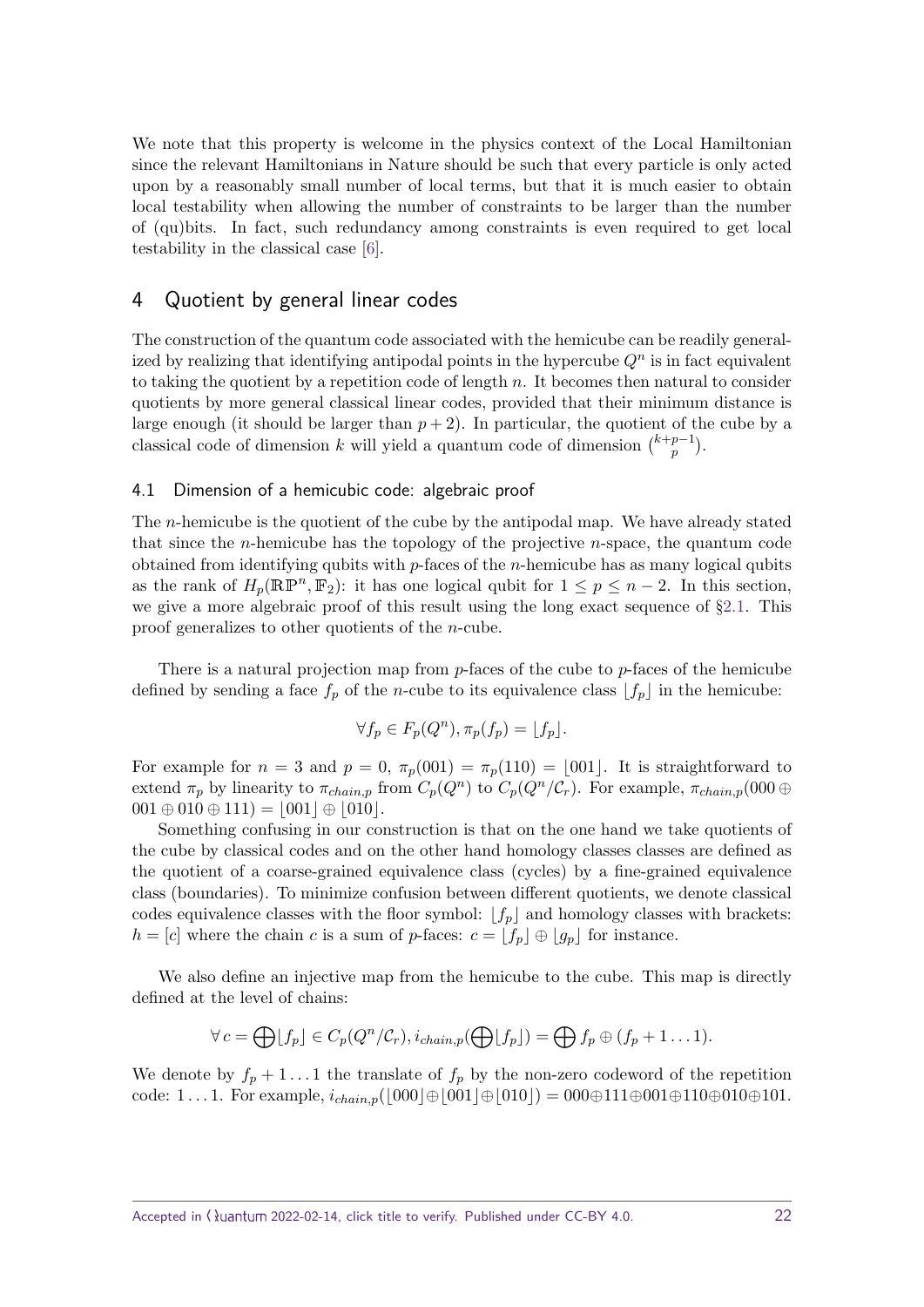We note that this property is welcome in the physics context of the Local Hamiltonian since the relevant Hamiltonians in Nature should be such that every particle is only acted upon by a reasonably small number of local terms, but that it is much easier to obtain local testability when allowing the number of constraints to be larger than the number of (qu)bits. In fact, such redundancy among constraints is even required to get local testability in the classical case [6].

## 4 Quotient by general linear codes

The construction of the quantum code associated with the hemicube can be readily generalized by realizing that identifying antipodal points in the hypercube $Q^n$ is in fact equivalent to taking the quotient by a repetition code of length $n$. It becomes then natural to consider quotients by more general classical linear codes, provided that their minimum distance is large enough (it should be larger than $p+2$). In particular, the quotient of the cube by a classical code of dimension $k$ will yield a quantum code of dimension $\binom{k+p-1}{p}$.

### 4.1 Dimension of a hemicubic code: algebraic proof

The $n$-hemicube is the quotient of the cube by the antipodal map. We have already stated that since the $n$-hemicube has the topology of the projective $n$-space, the quantum code obtained from identifying qubits with $p$-faces of the $n$-hemicube has as many logical qubits as the rank of $H_p(\mathbb{RP}^n, \mathbb{F}_2)$: it has one logical qubit for $1 \leq p \leq n-2$. In this section, we give a more algebraic proof of this result using the long exact sequence of §2.1. This proof generalizes to other quotients of the $n$-cube.

There is a natural projection map from $p$-faces of the cube to $p$-faces of the hemicube defined by sending a face $f_p$ of the $n$-cube to its equivalence class $\lfloor f_p \rfloor$ in the hemicube:

$$\forall f_p \in F_p(Q^n), \pi_p(f_p) = \lfloor f_p \rfloor.$$

For example for $n=3$ and $p=0$, $\pi_p(001) = \pi_p(110) = \lfloor 001 \rfloor$. It is straightforward to extend $\pi_p$ by linearity to $\pi_{chain,p}$ from $C_p(Q^n)$ to $C_p(Q^n/\mathcal{C}_r)$. For example, $\pi_{chain,p}(000 \oplus 001 \oplus 010 \oplus 111) = \lfloor 001 \rfloor \oplus \lfloor 010 \rfloor$.

Something confusing in our construction is that on the one hand we take quotients of the cube by classical codes and on the other hand homology classes classes are defined as the quotient of a coarse-grained equivalence class (cycles) by a fine-grained equivalence class (boundaries). To minimize confusion between different quotients, we denote classical codes equivalence classes with the floor symbol: $\lfloor f_p \rfloor$ and homology classes with brackets: $h = [c]$ where the chain $c$ is a sum of $p$-faces: $c = \lfloor f_p \rfloor \oplus \lfloor g_p \rfloor$ for instance.

We also define an injective map from the hemicube to the cube. This map is directly defined at the level of chains:

$$\forall\, c = \bigoplus \lfloor f_p \rfloor \in C_p(Q^n/\mathcal{C}_r), i_{chain,p}(\bigoplus \lfloor f_p \rfloor) = \bigoplus f_p \oplus (f_p + 1 \ldots 1).$$

We denote by $f_p + 1 \ldots 1$ the translate of $f_p$ by the non-zero codeword of the repetition code: $1 \ldots 1$. For example, $i_{chain,p}(\lfloor 000 \rfloor \oplus \lfloor 001 \rfloor \oplus \lfloor 010 \rfloor) = 000 \oplus 111 \oplus 001 \oplus 110 \oplus 010 \oplus 101$.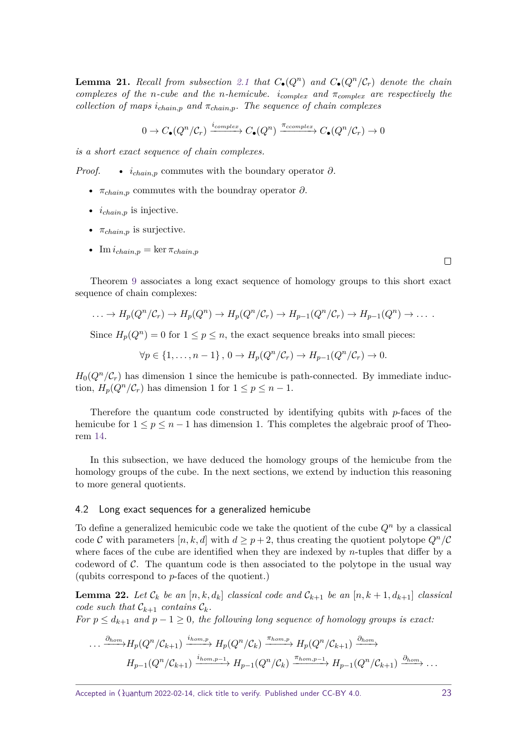**Lemma 21.** *Recall from subsection 2.1 that $C_\bullet(Q^n)$ and $C_\bullet(Q^n/\mathcal{C}_r)$ denote the chain complexes of the n-cube and the n-hemicube. $i_{complex}$ and $\pi_{complex}$ are respectively the collection of maps $i_{chain,p}$ and $\pi_{chain,p}$. The sequence of chain complexes*

$$0 \to C_\bullet(Q^n/\mathcal{C}_r) \xrightarrow{i_{complex}} C_\bullet(Q^n) \xrightarrow{\pi_{ccomplex}} C_\bullet(Q^n/\mathcal{C}_r) \to 0$$

*is a short exact sequence of chain complexes.*

*Proof.*

- $i_{chain,p}$ commutes with the boundary operator $\partial$.
- $\pi_{chain,p}$ commutes with the boundray operator $\partial$.
- $i_{chain,p}$ is injective.
- $\pi_{chain,p}$ is surjective.
- $\operatorname{Im} i_{chain,p} = \ker \pi_{chain,p}$

∎

Theorem 9 associates a long exact sequence of homology groups to this short exact sequence of chain complexes:

$$\ldots \to H_p(Q^n/\mathcal{C}_r) \to H_p(Q^n) \to H_p(Q^n/\mathcal{C}_r) \to H_{p-1}(Q^n/\mathcal{C}_r) \to H_{p-1}(Q^n) \to \ldots .$$

Since $H_p(Q^n) = 0$ for $1 \leq p \leq n$, the exact sequence breaks into small pieces:

$$\forall p \in \{1, \ldots, n-1\}, \, 0 \to H_p(Q^n/\mathcal{C}_r) \to H_{p-1}(Q^n/\mathcal{C}_r) \to 0.$$

$H_0(Q^n/\mathcal{C}_r)$ has dimension 1 since the hemicube is path-connected. By immediate induction, $H_p(Q^n/\mathcal{C}_r)$ has dimension 1 for $1 \leq p \leq n-1$.

Therefore the quantum code constructed by identifying qubits with $p$-faces of the hemicube for $1 \leq p \leq n-1$ has dimension 1. This completes the algebraic proof of Theorem 14.

In this subsection, we have deduced the homology groups of the hemicube from the homology groups of the cube. In the next sections, we extend by induction this reasoning to more general quotients.

## 4.2 Long exact sequences for a generalized hemicube

To define a generalized hemicubic code we take the quotient of the cube $Q^n$ by a classical code $\mathcal{C}$ with parameters $[n, k, d]$ with $d \geq p+2$, thus creating the quotient polytope $Q^n/\mathcal{C}$ where faces of the cube are identified when they are indexed by $n$-tuples that differ by a codeword of $\mathcal{C}$. The quantum code is then associated to the polytope in the usual way (qubits correspond to $p$-faces of the quotient.)

**Lemma 22.** *Let $\mathcal{C}_k$ be an $[n, k, d_k]$ classical code and $\mathcal{C}_{k+1}$ be an $[n, k+1, d_{k+1}]$ classical code such that $\mathcal{C}_{k+1}$ contains $\mathcal{C}_k$.*
*For $p \leq d_{k+1}$ and $p - 1 \geq 0$, the following long sequence of homology groups is exact:*

$$\ldots \xrightarrow{\partial_{hom}} H_p(Q^n/\mathcal{C}_{k+1}) \xrightarrow{i_{hom,p}} H_p(Q^n/\mathcal{C}_k) \xrightarrow{\pi_{hom,p}} H_p(Q^n/\mathcal{C}_{k+1}) \xrightarrow{\partial_{hom}}$$
$$H_{p-1}(Q^n/\mathcal{C}_{k+1}) \xrightarrow{i_{hom,p-1}} H_{p-1}(Q^n/\mathcal{C}_k) \xrightarrow{\pi_{hom,p-1}} H_{p-1}(Q^n/\mathcal{C}_{k+1}) \xrightarrow{\partial_{hom}} \ldots$$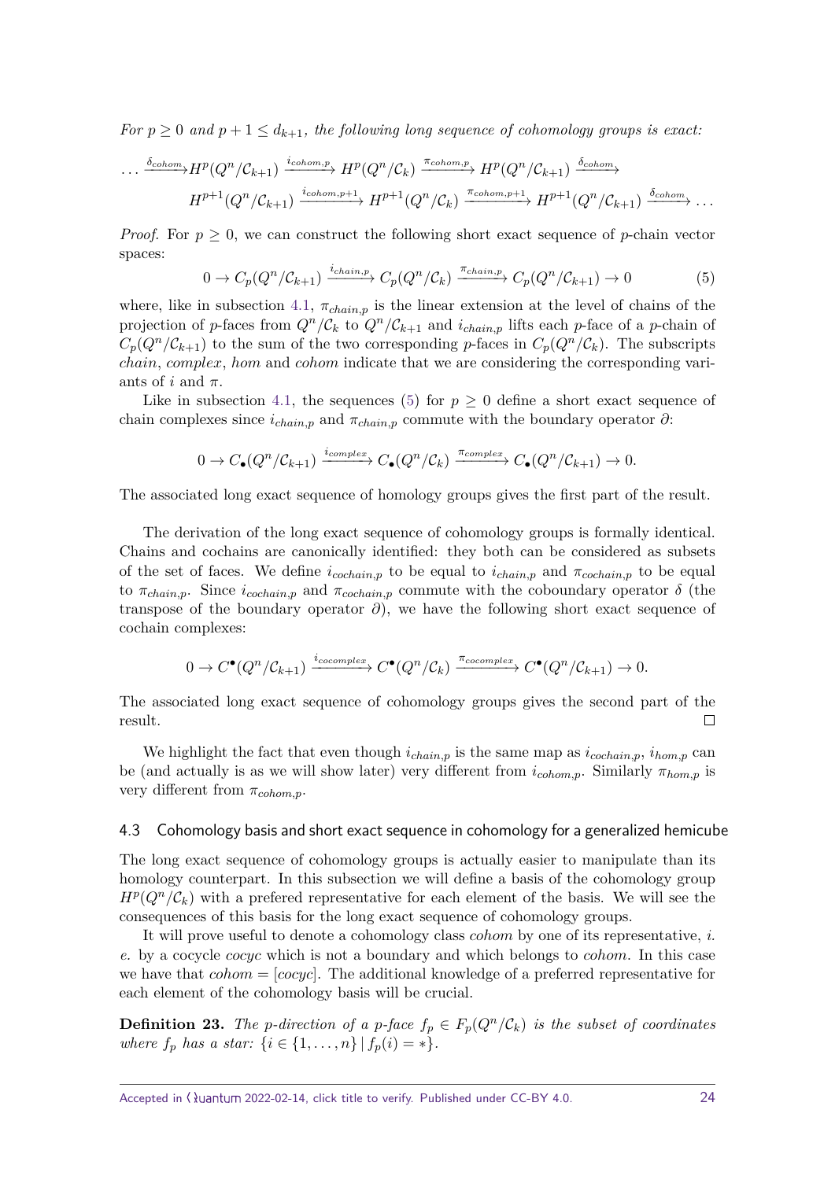*For $p \geq 0$ and $p+1 \leq d_{k+1}$, the following long sequence of cohomology groups is exact:*

$$\dots \xrightarrow{\delta_{cohom}} H^p(Q^n/\mathcal{C}_{k+1}) \xrightarrow{i_{cohom,p}} H^p(Q^n/\mathcal{C}_k) \xrightarrow{\pi_{cohom,p}} H^p(Q^n/\mathcal{C}_{k+1}) \xrightarrow{\delta_{cohom}}$$
$$H^{p+1}(Q^n/\mathcal{C}_{k+1}) \xrightarrow{i_{cohom,p+1}} H^{p+1}(Q^n/\mathcal{C}_k) \xrightarrow{\pi_{cohom,p+1}} H^{p+1}(Q^n/\mathcal{C}_{k+1}) \xrightarrow{\delta_{cohom}} \dots$$

*Proof.* For $p \geq 0$, we can construct the following short exact sequence of $p$-chain vector spaces:

$$0 \to C_p(Q^n/\mathcal{C}_{k+1}) \xrightarrow{i_{chain,p}} C_p(Q^n/\mathcal{C}_k) \xrightarrow{\pi_{chain,p}} C_p(Q^n/\mathcal{C}_{k+1}) \to 0 \tag{5}$$

where, like in subsection 4.1, $\pi_{chain,p}$ is the linear extension at the level of chains of the projection of $p$-faces from $Q^n/\mathcal{C}_k$ to $Q^n/\mathcal{C}_{k+1}$ and $i_{chain,p}$ lifts each $p$-face of a $p$-chain of $C_p(Q^n/\mathcal{C}_{k+1})$ to the sum of the two corresponding $p$-faces in $C_p(Q^n/\mathcal{C}_k)$. The subscripts *chain*, *complex*, *hom* and *cohom* indicate that we are considering the corresponding variants of $i$ and $\pi$.

Like in subsection 4.1, the sequences (5) for $p \geq 0$ define a short exact sequence of chain complexes since $i_{chain,p}$ and $\pi_{chain,p}$ commute with the boundary operator $\partial$:

$$0 \to C_\bullet(Q^n/\mathcal{C}_{k+1}) \xrightarrow{i_{complex}} C_\bullet(Q^n/\mathcal{C}_k) \xrightarrow{\pi_{complex}} C_\bullet(Q^n/\mathcal{C}_{k+1}) \to 0.$$

The associated long exact sequence of homology groups gives the first part of the result.

The derivation of the long exact sequence of cohomology groups is formally identical. Chains and cochains are canonically identified: they both can be considered as subsets of the set of faces. We define $i_{cochain,p}$ to be equal to $i_{chain,p}$ and $\pi_{cochain,p}$ to be equal to $\pi_{chain,p}$. Since $i_{cochain,p}$ and $\pi_{cochain,p}$ commute with the coboundary operator $\delta$ (the transpose of the boundary operator $\partial$), we have the following short exact sequence of cochain complexes:

$$0 \to C^\bullet(Q^n/\mathcal{C}_{k+1}) \xrightarrow{i_{cocomplex}} C^\bullet(Q^n/\mathcal{C}_k) \xrightarrow{\pi_{cocomplex}} C^\bullet(Q^n/\mathcal{C}_{k+1}) \to 0.$$

The associated long exact sequence of cohomology groups gives the second part of the result. □

We highlight the fact that even though $i_{chain,p}$ is the same map as $i_{cochain,p}$, $i_{hom,p}$ can be (and actually is as we will show later) very different from $i_{cohom,p}$. Similarly $\pi_{hom,p}$ is very different from $\pi_{cohom,p}$.

### 4.3 Cohomology basis and short exact sequence in cohomology for a generalized hemicube

The long exact sequence of cohomology groups is actually easier to manipulate than its homology counterpart. In this subsection we will define a basis of the cohomology group $H^p(Q^n/\mathcal{C}_k)$ with a prefered representative for each element of the basis. We will see the consequences of this basis for the long exact sequence of cohomology groups.

It will prove useful to denote a cohomology class *cohom* by one of its representative, *i. e.* by a cocycle *cocyc* which is not a boundary and which belongs to *cohom*. In this case we have that $cohom = [cocyc]$. The additional knowledge of a preferred representative for each element of the cohomology basis will be crucial.

**Definition 23.** *The $p$-direction of a $p$-face $f_p \in F_p(Q^n/\mathcal{C}_k)$ is the subset of coordinates where $f_p$ has a star: $\{i \in \{1, \dots, n\} \mid f_p(i) = *\}$.*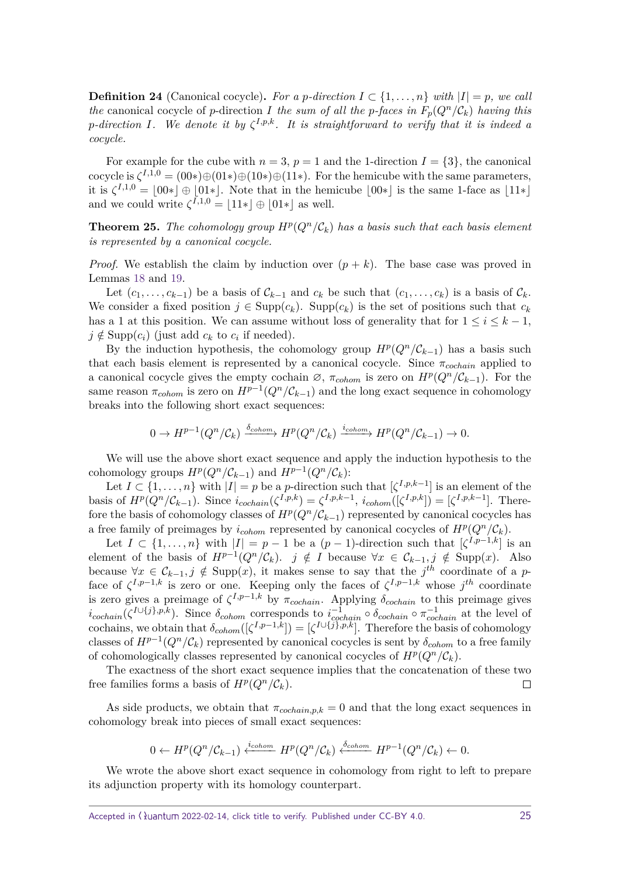**Definition 24** (Canonical cocycle)**.** *For a $p$-direction $I \subset \{1, \ldots, n\}$ with $|I| = p$, we call the* canonical cocycle *of $p$-direction $I$ the sum of all the $p$-faces in $F_p(Q^n/\mathcal{C}_k)$ having this $p$-direction $I$. We denote it by $\zeta^{I,p,k}$. It is straightforward to verify that it is indeed a cocycle.*

For example for the cube with $n = 3$, $p = 1$ and the 1-direction $I = \{3\}$, the canonical cocycle is $\zeta^{I,1,0} = (00*) \oplus (01*) \oplus (10*) \oplus (11*)$. For the hemicube with the same parameters, it is $\zeta^{I,1,0} = \lfloor 00* \rfloor \oplus \lfloor 01* \rfloor$. Note that in the hemicube $\lfloor 00* \rfloor$ is the same 1-face as $\lfloor 11* \rfloor$ and we could write $\zeta^{I,1,0} = \lfloor 11* \rfloor \oplus \lfloor 01* \rfloor$ as well.

**Theorem 25.** *The cohomology group $H^p(Q^n/\mathcal{C}_k)$ has a basis such that each basis element is represented by a canonical cocycle.*

*Proof.* We establish the claim by induction over $(p + k)$. The base case was proved in Lemmas 18 and 19.

Let $(c_1, \ldots, c_{k-1})$ be a basis of $\mathcal{C}_{k-1}$ and $c_k$ be such that $(c_1, \ldots, c_k)$ is a basis of $\mathcal{C}_k$. We consider a fixed position $j \in \mathrm{Supp}(c_k)$. $\mathrm{Supp}(c_k)$ is the set of positions such that $c_k$ has a 1 at this position. We can assume without loss of generality that for $1 \leq i \leq k - 1$, $j \notin \mathrm{Supp}(c_i)$ (just add $c_k$ to $c_i$ if needed).

By the induction hypothesis, the cohomology group $H^p(Q^n/\mathcal{C}_{k-1})$ has a basis such that each basis element is represented by a canonical cocycle. Since $\pi_{cochain}$ applied to a canonical cocycle gives the empty cochain $\varnothing$, $\pi_{cohom}$ is zero on $H^p(Q^n/\mathcal{C}_{k-1})$. For the same reason $\pi_{cohom}$ is zero on $H^{p-1}(Q^n/\mathcal{C}_{k-1})$ and the long exact sequence in cohomology breaks into the following short exact sequences:

$$0 \to H^{p-1}(Q^n/\mathcal{C}_k) \xrightarrow{\delta_{cohom}} H^p(Q^n/\mathcal{C}_k) \xrightarrow{i_{cohom}} H^p(Q^n/\mathcal{C}_{k-1}) \to 0.$$

We will use the above short exact sequence and apply the induction hypothesis to the cohomology groups $H^p(Q^n/\mathcal{C}_{k-1})$ and $H^{p-1}(Q^n/\mathcal{C}_k)$:

Let $I \subset \{1, \ldots, n\}$ with $|I| = p$ be a $p$-direction such that $[\zeta^{I,p,k-1}]$ is an element of the basis of $H^p(Q^n/\mathcal{C}_{k-1})$. Since $i_{cochain}(\zeta^{I,p,k}) = \zeta^{I,p,k-1}$, $i_{cohom}([\zeta^{I,p,k}]) = [\zeta^{I,p,k-1}]$. Therefore the basis of cohomology classes of $H^p(Q^n/\mathcal{C}_{k-1})$ represented by canonical cocycles has a free family of preimages by $i_{cohom}$ represented by canonical cocycles of $H^p(Q^n/\mathcal{C}_k)$.

Let $I \subset \{1, \ldots, n\}$ with $|I| = p - 1$ be a $(p-1)$-direction such that $[\zeta^{I,p-1,k}]$ is an element of the basis of $H^{p-1}(Q^n/\mathcal{C}_k)$. $j \notin I$ because $\forall x \in \mathcal{C}_{k-1}, j \notin \mathrm{Supp}(x)$. Also because $\forall x \in \mathcal{C}_{k-1}, j \notin \mathrm{Supp}(x)$, it makes sense to say that the $j^{th}$ coordinate of a $p$-face of $\zeta^{I,p-1,k}$ is zero or one. Keeping only the faces of $\zeta^{I,p-1,k}$ whose $j^{th}$ coordinate is zero gives a preimage of $\zeta^{I,p-1,k}$ by $\pi_{cochain}$. Applying $\delta_{cochain}$ to this preimage gives $i_{cochain}(\zeta^{I \cup \{j\},p,k})$. Since $\delta_{cohom}$ corresponds to $i_{cochain}^{-1} \circ \delta_{cochain} \circ \pi_{cochain}^{-1}$ at the level of cochains, we obtain that $\delta_{cohom}([\zeta^{I,p-1,k}]) = [\zeta^{I \cup \{j\},p,k}]$. Therefore the basis of cohomology classes of $H^{p-1}(Q^n/\mathcal{C}_k)$ represented by canonical cocycles is sent by $\delta_{cohom}$ to a free family of cohomologically classes represented by canonical cocycles of $H^p(Q^n/\mathcal{C}_k)$.

The exactness of the short exact sequence implies that the concatenation of these two free families forms a basis of $H^p(Q^n/\mathcal{C}_k)$. $\square$

As side products, we obtain that $\pi_{cochain,p,k} = 0$ and that the long exact sequences in cohomology break into pieces of small exact sequences:

$$0 \leftarrow H^p(Q^n/\mathcal{C}_{k-1}) \xleftarrow{i_{cohom}} H^p(Q^n/\mathcal{C}_k) \xleftarrow{\delta_{cohom}} H^{p-1}(Q^n/\mathcal{C}_k) \leftarrow 0.$$

We wrote the above short exact sequence in cohomology from right to left to prepare its adjunction property with its homology counterpart.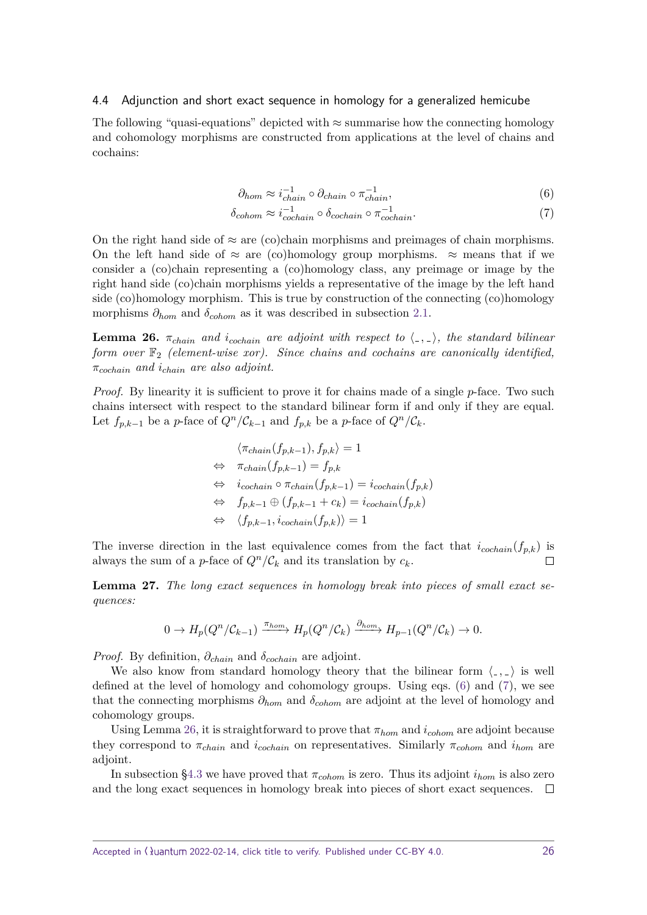### 4.4 Adjunction and short exact sequence in homology for a generalized hemicube

The following "quasi-equations" depicted with $\approx$ summarise how the connecting homology and cohomology morphisms are constructed from applications at the level of chains and cochains:

$$\partial_{hom} \approx i_{chain}^{-1} \circ \partial_{chain} \circ \pi_{chain}^{-1}, \tag{6}$$

$$\delta_{cohom} \approx i_{cochain}^{-1} \circ \delta_{cochain} \circ \pi_{cochain}^{-1}. \tag{7}$$

On the right hand side of $\approx$ are (co)chain morphisms and preimages of chain morphisms. On the left hand side of $\approx$ are (co)homology group morphisms. $\approx$ means that if we consider a (co)chain representing a (co)homology class, any preimage or image by the right hand side (co)chain morphisms yields a representative of the image by the left hand side (co)homology morphism. This is true by construction of the connecting (co)homology morphisms $\partial_{hom}$ and $\delta_{cohom}$ as it was described in subsection 2.1.

**Lemma 26.** *$\pi_{chain}$ and $i_{cochain}$ are adjoint with respect to $\langle \_, \_ \rangle$, the standard bilinear form over $\mathbb{F}_2$ (element-wise xor). Since chains and cochains are canonically identified, $\pi_{cochain}$ and $i_{chain}$ are also adjoint.*

*Proof.* By linearity it is sufficient to prove it for chains made of a single $p$-face. Two such chains intersect with respect to the standard bilinear form if and only if they are equal. Let $f_{p,k-1}$ be a $p$-face of $Q^n/\mathcal{C}_{k-1}$ and $f_{p,k}$ be a $p$-face of $Q^n/\mathcal{C}_k$.

$$\begin{aligned}
& \langle \pi_{chain}(f_{p,k-1}), f_{p,k} \rangle = 1 \\
\Leftrightarrow \quad & \pi_{chain}(f_{p,k-1}) = f_{p,k} \\
\Leftrightarrow \quad & i_{cochain} \circ \pi_{chain}(f_{p,k-1}) = i_{cochain}(f_{p,k}) \\
\Leftrightarrow \quad & f_{p,k-1} \oplus (f_{p,k-1} + c_k) = i_{cochain}(f_{p,k}) \\
\Leftrightarrow \quad & \langle f_{p,k-1}, i_{cochain}(f_{p,k}) \rangle = 1
\end{aligned}$$

The inverse direction in the last equivalence comes from the fact that $i_{cochain}(f_{p,k})$ is always the sum of a $p$-face of $Q^n/\mathcal{C}_k$ and its translation by $c_k$. $\square$

**Lemma 27.** *The long exact sequences in homology break into pieces of small exact sequences:*

$$0 \to H_p(Q^n/\mathcal{C}_{k-1}) \xrightarrow{\pi_{hom}} H_p(Q^n/\mathcal{C}_k) \xrightarrow{\partial_{hom}} H_{p-1}(Q^n/\mathcal{C}_k) \to 0.$$

*Proof.* By definition, $\partial_{chain}$ and $\delta_{cochain}$ are adjoint.

We also know from standard homology theory that the bilinear form $\langle \_, \_ \rangle$ is well defined at the level of homology and cohomology groups. Using eqs. (6) and (7), we see that the connecting morphisms $\partial_{hom}$ and $\delta_{cohom}$ are adjoint at the level of homology and cohomology groups.

Using Lemma 26, it is straightforward to prove that $\pi_{hom}$ and $i_{cohom}$ are adjoint because they correspond to $\pi_{chain}$ and $i_{cochain}$ on representatives. Similarly $\pi_{cohom}$ and $i_{hom}$ are adjoint.

In subsection §4.3 we have proved that $\pi_{cohom}$ is zero. Thus its adjoint $i_{hom}$ is also zero and the long exact sequences in homology break into pieces of short exact sequences. $\square$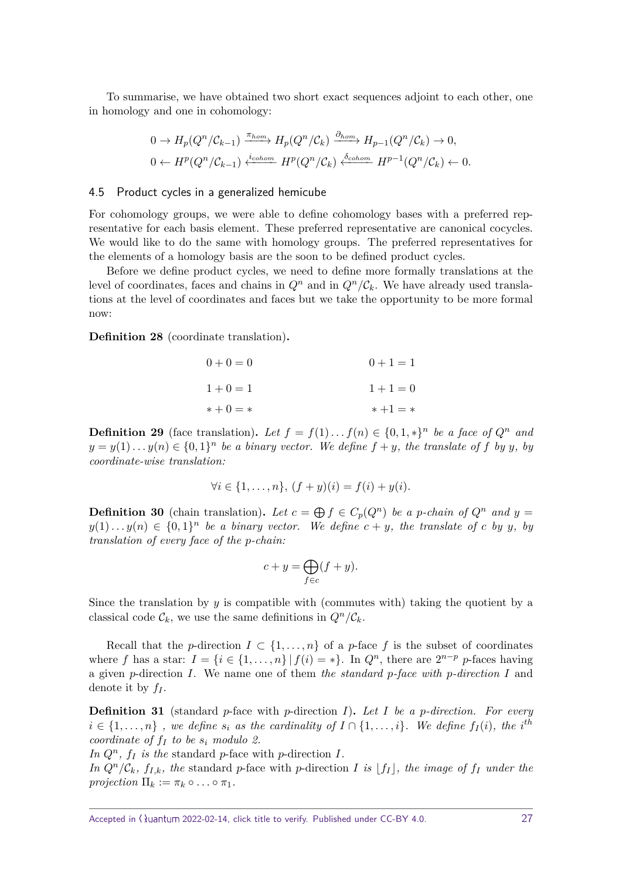To summarise, we have obtained two short exact sequences adjoint to each other, one in homology and one in cohomology:

$$0 \to H_p(Q^n/\mathcal{C}_{k-1}) \xrightarrow{\pi_{hom}} H_p(Q^n/\mathcal{C}_k) \xrightarrow{\partial_{hom}} H_{p-1}(Q^n/\mathcal{C}_k) \to 0,$$
$$0 \leftarrow H^p(Q^n/\mathcal{C}_{k-1}) \xleftarrow{i_{cohom}} H^p(Q^n/\mathcal{C}_k) \xleftarrow{\delta_{cohom}} H^{p-1}(Q^n/\mathcal{C}_k) \leftarrow 0.$$

### 4.5 Product cycles in a generalized hemicube

For cohomology groups, we were able to define cohomology bases with a preferred representative for each basis element. These preferred representative are canonical cocycles. We would like to do the same with homology groups. The preferred representatives for the elements of a homology basis are the soon to be defined product cycles.

Before we define product cycles, we need to define more formally translations at the level of coordinates, faces and chains in $Q^n$ and in $Q^n/\mathcal{C}_k$. We have already used translations at the level of coordinates and faces but we take the opportunity to be more formal now:

**Definition 28** (coordinate translation)**.**

$$0+0=0 \qquad\qquad 0+1=1$$
$$1+0=1 \qquad\qquad 1+1=0$$
$$*+0=* \qquad\qquad *+1=*$$

**Definition 29** (face translation)**.** *Let $f = f(1)\dots f(n) \in \{0,1,*\}^n$ be a face of $Q^n$ and $y = y(1)\dots y(n) \in \{0,1\}^n$ be a binary vector. We define $f+y$, the translate of $f$ by $y$, by coordinate-wise translation:*

$$\forall i \in \{1,\dots,n\},\ (f+y)(i) = f(i) + y(i).$$

**Definition 30** (chain translation)**.** *Let $c = \bigoplus f \in C_p(Q^n)$ be a $p$-chain of $Q^n$ and $y = y(1)\dots y(n) \in \{0,1\}^n$ be a binary vector. We define $c+y$, the translate of $c$ by $y$, by translation of every face of the $p$-chain:*

$$c + y = \bigoplus_{f\in c}(f+y).$$

Since the translation by $y$ is compatible with (commutes with) taking the quotient by a classical code $\mathcal{C}_k$, we use the same definitions in $Q^n/\mathcal{C}_k$.

Recall that the $p$-direction $I \subset \{1,\dots,n\}$ of a $p$-face $f$ is the subset of coordinates where $f$ has a star: $I = \{i \in \{1,\dots,n\} \,|\, f(i) = *\}$. In $Q^n$, there are $2^{n-p}$ $p$-faces having a given $p$-direction $I$. We name one of them *the standard $p$-face with $p$-direction $I$* and denote it by $f_I$.

**Definition 31** (standard $p$-face with $p$-direction $I$)**.** *Let $I$ be a $p$-direction. For every $i \in \{1,\dots,n\}$, we define $s_i$ as the cardinality of $I \cap \{1,\dots,i\}$. We define $f_I(i)$, the $i^{th}$ coordinate of $f_I$ to be $s_i$ modulo 2.*
*In $Q^n$, $f_I$ is the* standard $p$-face with $p$-direction $I$.
*In $Q^n/\mathcal{C}_k$, $f_{I,k}$, the* standard $p$-face with $p$-direction $I$ *is $\lfloor f_I \rfloor$, the image of $f_I$ under the projection $\Pi_k := \pi_k \circ \dots \circ \pi_1$.*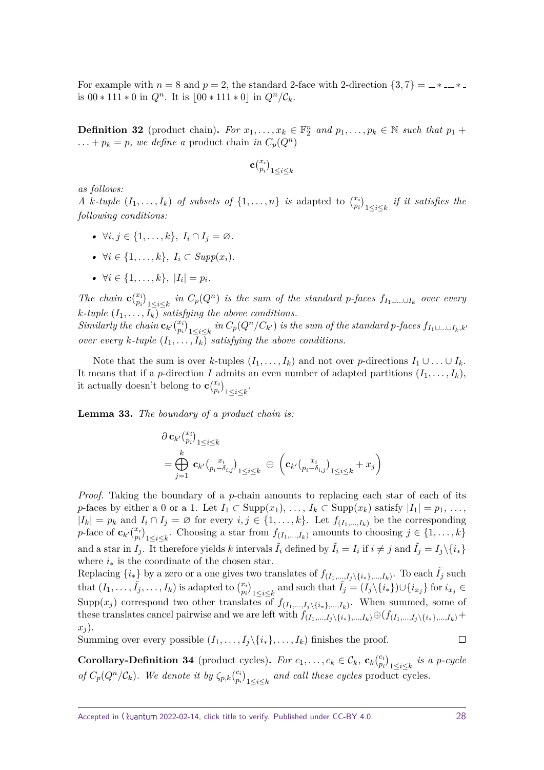For example with $n = 8$ and $p = 2$, the standard 2-face with 2-direction $\{3, 7\} = \_\_ * \_\_\_ * \_$ is $00 * 111 * 0$ in $Q^n$. It is $\lfloor 00 * 111 * 0 \rfloor$ in $Q^n/\mathcal{C}_k$.

**Definition 32** (product chain)**.** *For $x_1, \ldots, x_k \in \mathbb{F}_2^n$ and $p_1, \ldots, p_k \in \mathbb{N}$ such that $p_1 + \ldots + p_k = p$, we define a* product chain *in $C_p(Q^n)$*

$$\mathbf{c}\binom{x_i}{p_i}_{1 \le i \le k}$$

*as follows:*
*A $k$-tuple $(I_1, \ldots, I_k)$ of subsets of $\{1, \ldots, n\}$ is* adapted *to $\binom{x_i}{p_i}_{1 \le i \le k}$ if it satisfies the following conditions:*

- $\forall i, j \in \{1, \ldots, k\},\ I_i \cap I_j = \varnothing$.
- $\forall i \in \{1, \ldots, k\},\ I_i \subset Supp(x_i)$.
- $\forall i \in \{1, \ldots, k\},\ |I_i| = p_i$.

*The chain $\mathbf{c}\binom{x_i}{p_i}_{1 \le i \le k}$ in $C_p(Q^n)$ is the sum of the standard $p$-faces $f_{I_1 \cup \ldots \cup I_k}$ over every $k$-tuple $(I_1, \ldots, I_k)$ satisfying the above conditions.*
*Similarly the chain $\mathbf{c}_{k'}\binom{x_i}{p_i}_{1 \le i \le k}$ in $C_p(Q^n/C_{k'})$ is the sum of the standard $p$-faces $f_{I_1 \cup \ldots \cup I_k, k'}$ over every $k$-tuple $(I_1, \ldots, I_k)$ satisfying the above conditions.*

Note that the sum is over $k$-tuples $(I_1, \ldots, I_k)$ and not over $p$-directions $I_1 \cup \ldots \cup I_k$. It means that if a $p$-direction $I$ admits an even number of adapted partitions $(I_1, \ldots, I_k)$, it actually doesn't belong to $\mathbf{c}\binom{x_i}{p_i}_{1 \le i \le k}$.

**Lemma 33.** *The boundary of a product chain is:*

$$\begin{aligned}
&\partial\, \mathbf{c}_{k'}\binom{x_i}{p_i}_{1 \le i \le k} \\
&= \bigoplus_{j=1}^{k} \mathbf{c}_{k'}\binom{x_i}{p_i - \delta_{i,j}}_{1 \le i \le k} \oplus \left( \mathbf{c}_{k'}\binom{x_i}{p_i - \delta_{i,j}}_{1 \le i \le k} + x_j \right)
\end{aligned}$$

*Proof.* Taking the boundary of a $p$-chain amounts to replacing each star of each of its $p$-faces by either a 0 or a 1. Let $I_1 \subset \mathrm{Supp}(x_1), \ldots, I_k \subset \mathrm{Supp}(x_k)$ satisfy $|I_1| = p_1, \ldots, |I_k| = p_k$ and $I_i \cap I_j = \varnothing$ for every $i, j \in \{1, \ldots, k\}$. Let $f_{(I_1, \ldots, I_k)}$ be the corresponding $p$-face of $\mathbf{c}_{k'}\binom{x_i}{p_i}_{1 \le i \le k}$. Choosing a star from $f_{(I_1, \ldots, I_k)}$ amounts to choosing $j \in \{1, \ldots, k\}$ and a star in $I_j$. It therefore yields $k$ intervals $\tilde{I}_i$ defined by $\tilde{I}_i = I_i$ if $i \neq j$ and $\tilde{I}_j = I_j \backslash \{i_*\}$ where $i_*$ is the coordinate of the chosen star.
Replacing $\{i_*\}$ by a zero or a one gives two translates of $f_{(I_1, \ldots, I_j \backslash \{i_*\}, \ldots, I_k)}$. To each $\tilde{I}_j$ such that $(I_1, \ldots, \tilde{I}_j, \ldots, I_k)$ is adapted to $\binom{x_i}{p_i}_{1 \le i \le k}$ and such that $\tilde{I}_j = (I_j \backslash \{i_*\}) \cup \{i_{x_j}\}$ for $i_{x_j} \in \mathrm{Supp}(x_j)$ correspond two other translates of $f_{(I_1, \ldots, I_j \backslash \{i_*\}, \ldots, I_k)}$. When summed, some of these translates cancel pairwise and we are left with $f_{(I_1, \ldots, I_j \backslash \{i_*\}, \ldots, I_k)} \oplus (f_{(I_1, \ldots, I_j \backslash \{i_*\}, \ldots, I_k)} + x_j)$.
Summing over every possible $(I_1, \ldots, I_j \backslash \{i_*\}, \ldots, I_k)$ finishes the proof. $\square$

**Corollary-Definition 34** (product cycles)**.** *For $c_1, \ldots, c_k \in \mathcal{C}_k$, $\mathbf{c}_k\binom{c_i}{p_i}_{1 \le i \le k}$ is a $p$-cycle of $C_p(Q^n/\mathcal{C}_k)$. We denote it by $\zeta_{p,k}\binom{c_i}{p_i}_{1 \le i \le k}$ and call these cycles* product cycles.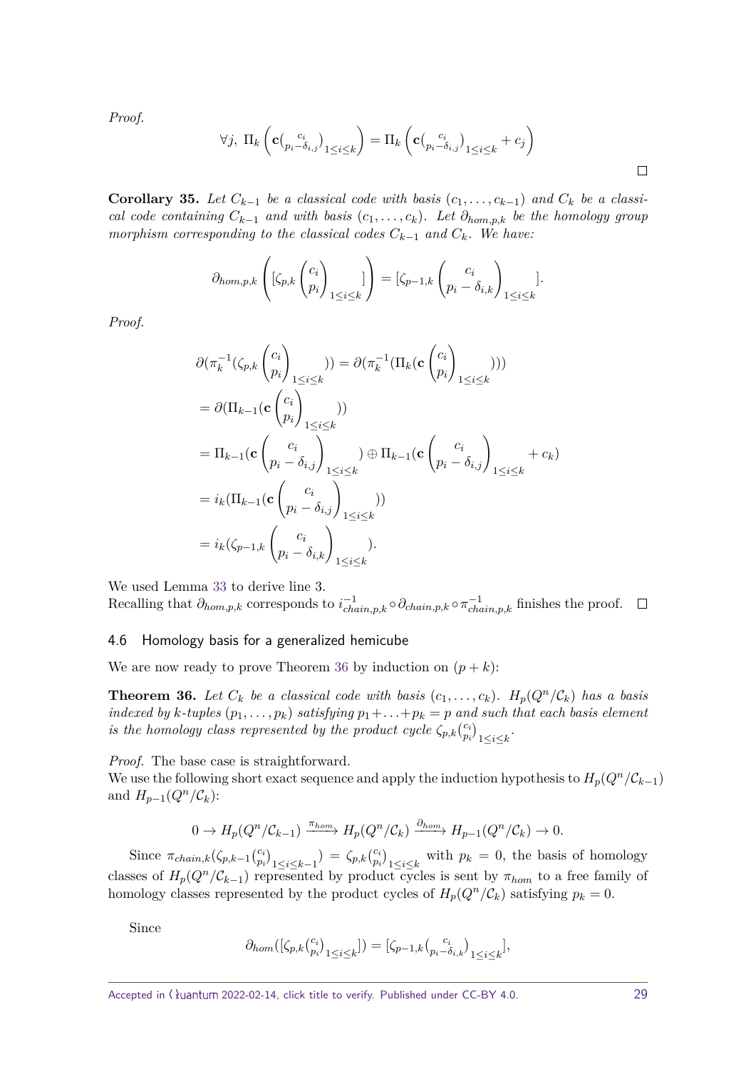*Proof.*

$$\forall j,\ \Pi_k\left(\mathbf{c}\binom{c_i}{p_i-\delta_{i,j}}_{1\le i\le k}\right)=\Pi_k\left(\mathbf{c}\binom{c_i}{p_i-\delta_{i,j}}_{1\le i\le k}+c_j\right)$$

◻

**Corollary 35.** *Let $C_{k-1}$ be a classical code with basis $(c_1,\dots,c_{k-1})$ and $C_k$ be a classical code containing $C_{k-1}$ and with basis $(c_1,\dots,c_k)$. Let $\partial_{hom,p,k}$ be the homology group morphism corresponding to the classical codes $C_{k-1}$ and $C_k$. We have:*

$$\partial_{hom,p,k}\left([\zeta_{p,k}\binom{c_i}{p_i}_{1\le i\le k}]\right)=[\zeta_{p-1,k}\binom{c_i}{p_i-\delta_{i,k}}_{1\le i\le k}].$$

*Proof.*

$$\begin{aligned}
&\partial(\pi_k^{-1}(\zeta_{p,k}\binom{c_i}{p_i}_{1\le i\le k}))=\partial(\pi_k^{-1}(\Pi_k(\mathbf{c}\binom{c_i}{p_i}_{1\le i\le k})))\\
&=\partial(\Pi_{k-1}(\mathbf{c}\binom{c_i}{p_i}_{1\le i\le k}))\\
&=\Pi_{k-1}(\mathbf{c}\binom{c_i}{p_i-\delta_{i,j}}_{1\le i\le k})\oplus\Pi_{k-1}(\mathbf{c}\binom{c_i}{p_i-\delta_{i,j}}_{1\le i\le k}+c_k)\\
&=i_k(\Pi_{k-1}(\mathbf{c}\binom{c_i}{p_i-\delta_{i,j}}_{1\le i\le k}))\\
&=i_k(\zeta_{p-1,k}\binom{c_i}{p_i-\delta_{i,k}}_{1\le i\le k}).
\end{aligned}$$

We used Lemma 33 to derive line 3.
Recalling that $\partial_{hom,p,k}$ corresponds to $i^{-1}_{chain,p,k}\circ\partial_{chain,p,k}\circ\pi^{-1}_{chain,p,k}$ finishes the proof. ◻

### 4.6 Homology basis for a generalized hemicube

We are now ready to prove Theorem 36 by induction on $(p+k)$:

**Theorem 36.** *Let $C_k$ be a classical code with basis $(c_1,\dots,c_k)$. $H_p(Q^n/\mathcal{C}_k)$ has a basis indexed by $k$-tuples $(p_1,\dots,p_k)$ satisfying $p_1+\ldots+p_k=p$ and such that each basis element is the homology class represented by the product cycle $\zeta_{p,k}\binom{c_i}{p_i}_{1\le i\le k}$.*

*Proof.* The base case is straightforward.
We use the following short exact sequence and apply the induction hypothesis to $H_p(Q^n/\mathcal{C}_{k-1})$ and $H_{p-1}(Q^n/\mathcal{C}_k)$:

$$0\to H_p(Q^n/\mathcal{C}_{k-1})\xrightarrow{\pi_{hom}}H_p(Q^n/\mathcal{C}_k)\xrightarrow{\partial_{hom}}H_{p-1}(Q^n/\mathcal{C}_k)\to 0.$$

Since $\pi_{chain,k}(\zeta_{p,k-1}\binom{c_i}{p_i}_{1\le i\le k-1})=\zeta_{p,k}\binom{c_i}{p_i}_{1\le i\le k}$ with $p_k=0$, the basis of homology classes of $H_p(Q^n/\mathcal{C}_{k-1})$ represented by product cycles is sent by $\pi_{hom}$ to a free family of homology classes represented by the product cycles of $H_p(Q^n/\mathcal{C}_k)$ satisfying $p_k=0$.

Since

$$\partial_{hom}([\zeta_{p,k}\binom{c_i}{p_i}_{1\le i\le k}])=[\zeta_{p-1,k}\binom{c_i}{p_i-\delta_{i,k}}_{1\le i\le k}],$$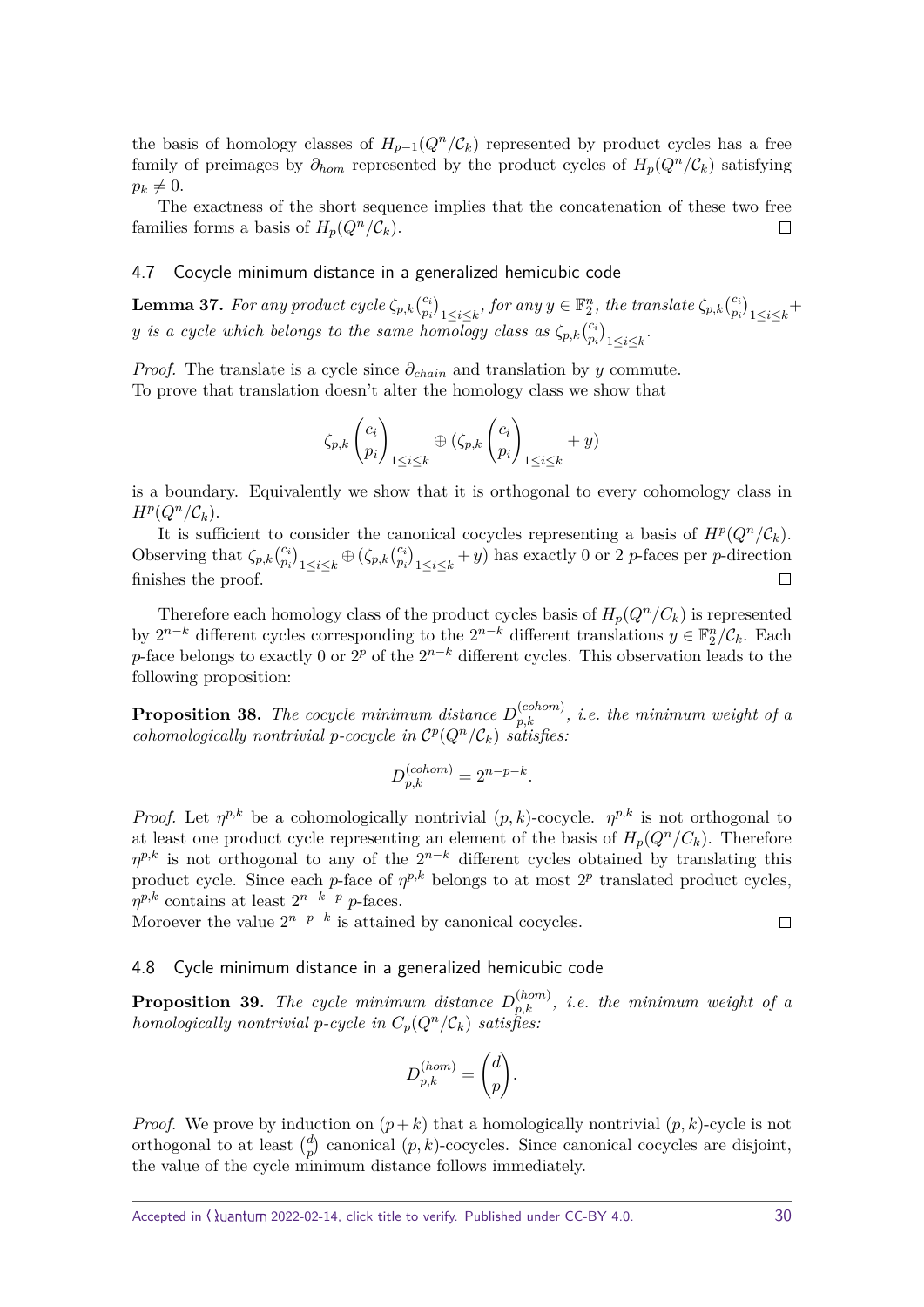the basis of homology classes of $H_{p-1}(Q^n/\mathcal{C}_k)$ represented by product cycles has a free family of preimages by $\partial_{hom}$ represented by the product cycles of $H_p(Q^n/\mathcal{C}_k)$ satisfying $p_k \neq 0$.

The exactness of the short sequence implies that the concatenation of these two free families forms a basis of $H_p(Q^n/\mathcal{C}_k)$. $\square$

## 4.7 Cocycle minimum distance in a generalized hemicubic code

**Lemma 37.** *For any product cycle $\zeta_{p,k}\binom{c_i}{p_i}_{1\leq i\leq k}$, for any $y \in \mathbb{F}_2^n$, the translate $\zeta_{p,k}\binom{c_i}{p_i}_{1\leq i\leq k} + y$ is a cycle which belongs to the same homology class as $\zeta_{p,k}\binom{c_i}{p_i}_{1\leq i\leq k}$.*

*Proof.* The translate is a cycle since $\partial_{chain}$ and translation by $y$ commute.
To prove that translation doesn't alter the homology class we show that

$$\zeta_{p,k}\begin{pmatrix}c_i\\p_i\end{pmatrix}_{1\leq i\leq k} \oplus \left(\zeta_{p,k}\begin{pmatrix}c_i\\p_i\end{pmatrix}_{1\leq i\leq k} + y\right)$$

is a boundary. Equivalently we show that it is orthogonal to every cohomology class in $H^p(Q^n/\mathcal{C}_k)$.

It is sufficient to consider the canonical cocycles representing a basis of $H^p(Q^n/\mathcal{C}_k)$. Observing that $\zeta_{p,k}\binom{c_i}{p_i}_{1\leq i\leq k} \oplus (\zeta_{p,k}\binom{c_i}{p_i}_{1\leq i\leq k} + y)$ has exactly 0 or 2 $p$-faces per $p$-direction finishes the proof. $\square$

Therefore each homology class of the product cycles basis of $H_p(Q^n/C_k)$ is represented by $2^{n-k}$ different cycles corresponding to the $2^{n-k}$ different translations $y \in \mathbb{F}_2^n/\mathcal{C}_k$. Each $p$-face belongs to exactly 0 or $2^p$ of the $2^{n-k}$ different cycles. This observation leads to the following proposition:

**Proposition 38.** *The cocycle minimum distance $D_{p,k}^{(cohom)}$, i.e. the minimum weight of a cohomologically nontrivial $p$-cocycle in $\mathcal{C}^p(Q^n/\mathcal{C}_k)$ satisfies:*

$$D_{p,k}^{(cohom)} = 2^{n-p-k}.$$

*Proof.* Let $\eta^{p,k}$ be a cohomologically nontrivial $(p,k)$-cocycle. $\eta^{p,k}$ is not orthogonal to at least one product cycle representing an element of the basis of $H_p(Q^n/C_k)$. Therefore $\eta^{p,k}$ is not orthogonal to any of the $2^{n-k}$ different cycles obtained by translating this product cycle. Since each $p$-face of $\eta^{p,k}$ belongs to at most $2^p$ translated product cycles, $\eta^{p,k}$ contains at least $2^{n-k-p}$ $p$-faces.
Moreover the value $2^{n-p-k}$ is attained by canonical cocycles. $\square$

## 4.8 Cycle minimum distance in a generalized hemicubic code

**Proposition 39.** *The cycle minimum distance $D_{p,k}^{(hom)}$, i.e. the minimum weight of a homologically nontrivial $p$-cycle in $C_p(Q^n/\mathcal{C}_k)$ satisfies:*

$$D_{p,k}^{(hom)} = \binom{d}{p}.$$

*Proof.* We prove by induction on $(p+k)$ that a homologically nontrivial $(p,k)$-cycle is not orthogonal to at least $\binom{d}{p}$ canonical $(p,k)$-cocycles. Since canonical cocycles are disjoint, the value of the cycle minimum distance follows immediately.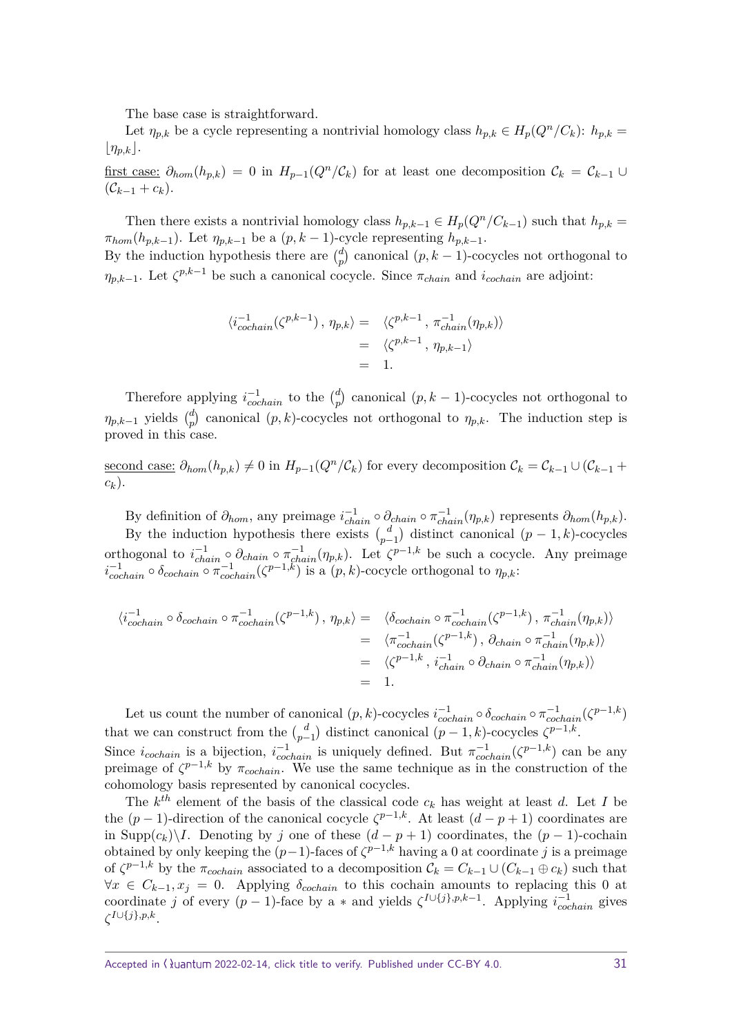The base case is straightforward.

Let $\eta_{p,k}$ be a cycle representing a nontrivial homology class $h_{p,k} \in H_p(Q^n/C_k)$: $h_{p,k} = \lfloor \eta_{p,k} \rfloor$.

<u>first case:</u> $\partial_{hom}(h_{p,k}) = 0$ in $H_{p-1}(Q^n/\mathcal{C}_k)$ for at least one decomposition $\mathcal{C}_k = \mathcal{C}_{k-1} \cup (\mathcal{C}_{k-1} + c_k)$.

Then there exists a nontrivial homology class $h_{p,k-1} \in H_p(Q^n/C_{k-1})$ such that $h_{p,k} = \pi_{hom}(h_{p,k-1})$. Let $\eta_{p,k-1}$ be a $(p, k-1)$-cycle representing $h_{p,k-1}$.
By the induction hypothesis there are $\binom{d}{p}$ canonical $(p, k-1)$-cocycles not orthogonal to $\eta_{p,k-1}$. Let $\zeta^{p,k-1}$ be such a canonical cocycle. Since $\pi_{chain}$ and $i_{cochain}$ are adjoint:

$$
\begin{aligned}
\langle i^{-1}_{cochain}(\zeta^{p,k-1}) \, , \, \eta_{p,k} \rangle &= \langle \zeta^{p,k-1} \, , \, \pi^{-1}_{chain}(\eta_{p,k}) \rangle \\
&= \langle \zeta^{p,k-1} \, , \, \eta_{p,k-1} \rangle \\
&= 1.
\end{aligned}
$$

Therefore applying $i^{-1}_{cochain}$ to the $\binom{d}{p}$ canonical $(p, k-1)$-cocycles not orthogonal to $\eta_{p,k-1}$ yields $\binom{d}{p}$ canonical $(p, k)$-cocycles not orthogonal to $\eta_{p,k}$. The induction step is proved in this case.

<u>second case:</u> $\partial_{hom}(h_{p,k}) \neq 0$ in $H_{p-1}(Q^n/\mathcal{C}_k)$ for every decomposition $\mathcal{C}_k = \mathcal{C}_{k-1} \cup (\mathcal{C}_{k-1} + c_k)$.

By definition of $\partial_{hom}$, any preimage $i^{-1}_{chain} \circ \partial_{chain} \circ \pi^{-1}_{chain}(\eta_{p,k})$ represents $\partial_{hom}(h_{p,k})$.

By the induction hypothesis there exists $\binom{d}{p-1}$ distinct canonical $(p-1, k)$-cocycles orthogonal to $i^{-1}_{chain} \circ \partial_{chain} \circ \pi^{-1}_{chain}(\eta_{p,k})$. Let $\zeta^{p-1,k}$ be such a cocycle. Any preimage $i^{-1}_{cochain} \circ \delta_{cochain} \circ \pi^{-1}_{cochain}(\zeta^{p-1,k})$ is a $(p, k)$-cocycle orthogonal to $\eta_{p,k}$:

$$
\begin{aligned}
\langle i^{-1}_{cochain} \circ \delta_{cochain} \circ \pi^{-1}_{cochain}(\zeta^{p-1,k}) \, , \, \eta_{p,k} \rangle &= \langle \delta_{cochain} \circ \pi^{-1}_{cochain}(\zeta^{p-1,k}) \, , \, \pi^{-1}_{chain}(\eta_{p,k}) \rangle \\
&= \langle \pi^{-1}_{cochain}(\zeta^{p-1,k}) \, , \, \partial_{chain} \circ \pi^{-1}_{chain}(\eta_{p,k}) \rangle \\
&= \langle \zeta^{p-1,k} \, , \, i^{-1}_{chain} \circ \partial_{chain} \circ \pi^{-1}_{chain}(\eta_{p,k}) \rangle \\
&= 1.
\end{aligned}
$$

Let us count the number of canonical $(p, k)$-cocycles $i^{-1}_{cochain} \circ \delta_{cochain} \circ \pi^{-1}_{cochain}(\zeta^{p-1,k})$ that we can construct from the $\binom{d}{p-1}$ distinct canonical $(p-1, k)$-cocycles $\zeta^{p-1,k}$.
Since $i_{cochain}$ is a bijection, $i^{-1}_{cochain}$ is uniquely defined. But $\pi^{-1}_{cochain}(\zeta^{p-1,k})$ can be any preimage of $\zeta^{p-1,k}$ by $\pi_{cochain}$. We use the same technique as in the construction of the cohomology basis represented by canonical cocycles.

The $k^{th}$ element of the basis of the classical code $c_k$ has weight at least $d$. Let $I$ be the $(p-1)$-direction of the canonical cocycle $\zeta^{p-1,k}$. At least $(d-p+1)$ coordinates are in $\mathrm{Supp}(c_k) \backslash I$. Denoting by $j$ one of these $(d-p+1)$ coordinates, the $(p-1)$-cochain obtained by only keeping the $(p-1)$-faces of $\zeta^{p-1,k}$ having a 0 at coordinate $j$ is a preimage of $\zeta^{p-1,k}$ by the $\pi_{cochain}$ associated to a decomposition $\mathcal{C}_k = C_{k-1} \cup (C_{k-1} \oplus c_k)$ such that $\forall x \in C_{k-1}, x_j = 0$. Applying $\delta_{cochain}$ to this cochain amounts to replacing this 0 at coordinate $j$ of every $(p-1)$-face by a $*$ and yields $\zeta^{I \cup \{j\},p,k-1}$. Applying $i^{-1}_{cochain}$ gives $\zeta^{I \cup \{j\},p,k}$.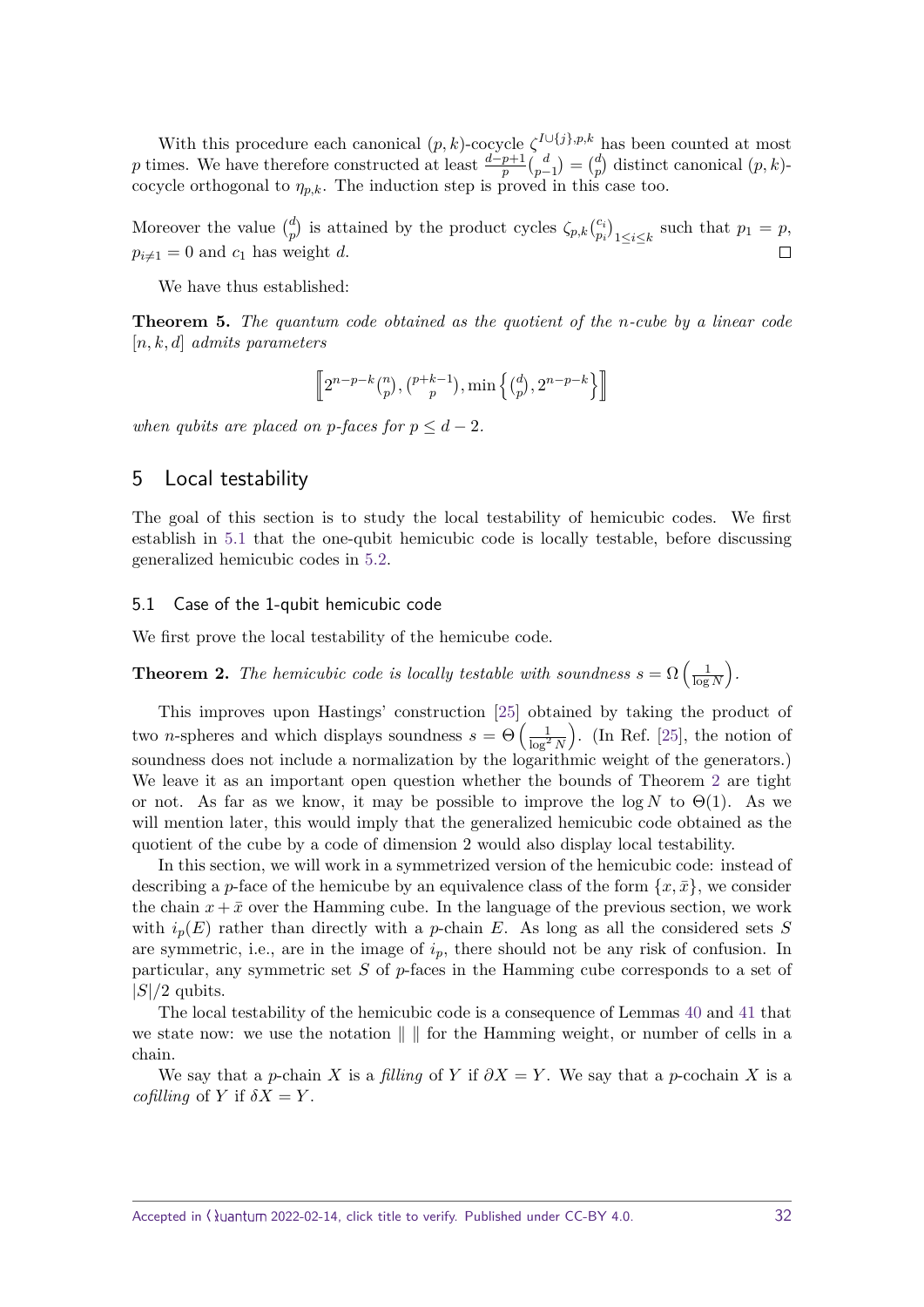With this procedure each canonical $(p, k)$-cocycle $\zeta^{I \cup \{j\}, p, k}$ has been counted at most $p$ times. We have therefore constructed at least $\frac{d-p+1}{p}\binom{d}{p-1} = \binom{d}{p}$ distinct canonical $(p, k)$-cocycle orthogonal to $\eta_{p,k}$. The induction step is proved in this case too.

Moreover the value $\binom{d}{p}$ is attained by the product cycles $\zeta_{p,k}\binom{c_i}{p_i}_{1 \le i \le k}$ such that $p_1 = p$, $p_{i \neq 1} = 0$ and $c_1$ has weight $d$. ◻

We have thus established:

**Theorem 5.** *The quantum code obtained as the quotient of the n-cube by a linear code $[n, k, d]$ admits parameters*

$$\left[\!\left[2^{n-p-k}\binom{n}{p}, \binom{p+k-1}{p}, \min\left\{\binom{d}{p}, 2^{n-p-k}\right\}\right]\!\right]$$

*when qubits are placed on p-faces for $p \le d - 2$.*

## 5 Local testability

The goal of this section is to study the local testability of hemicubic codes. We first establish in 5.1 that the one-qubit hemicubic code is locally testable, before discussing generalized hemicubic codes in 5.2.

### 5.1 Case of the 1-qubit hemicubic code

We first prove the local testability of the hemicube code.

**Theorem 2.** *The hemicubic code is locally testable with soundness $s = \Omega\left(\frac{1}{\log N}\right)$.*

This improves upon Hastings' construction [25] obtained by taking the product of two $n$-spheres and which displays soundness $s = \Theta\left(\frac{1}{\log^2 N}\right)$. (In Ref. [25], the notion of soundness does not include a normalization by the logarithmic weight of the generators.) We leave it as an important open question whether the bounds of Theorem 2 are tight or not. As far as we know, it may be possible to improve the $\log N$ to $\Theta(1)$. As we will mention later, this would imply that the generalized hemicubic code obtained as the quotient of the cube by a code of dimension 2 would also display local testability.

In this section, we will work in a symmetrized version of the hemicubic code: instead of describing a $p$-face of the hemicube by an equivalence class of the form $\{x, \bar{x}\}$, we consider the chain $x + \bar{x}$ over the Hamming cube. In the language of the previous section, we work with $i_p(E)$ rather than directly with a $p$-chain $E$. As long as all the considered sets $S$ are symmetric, i.e., are in the image of $i_p$, there should not be any risk of confusion. In particular, any symmetric set $S$ of $p$-faces in the Hamming cube corresponds to a set of $|S|/2$ qubits.

The local testability of the hemicubic code is a consequence of Lemmas 40 and 41 that we state now: we use the notation $\| \; \|$ for the Hamming weight, or number of cells in a chain.

We say that a $p$-chain $X$ is a *filling* of $Y$ if $\partial X = Y$. We say that a $p$-cochain $X$ is a *cofilling* of $Y$ if $\delta X = Y$.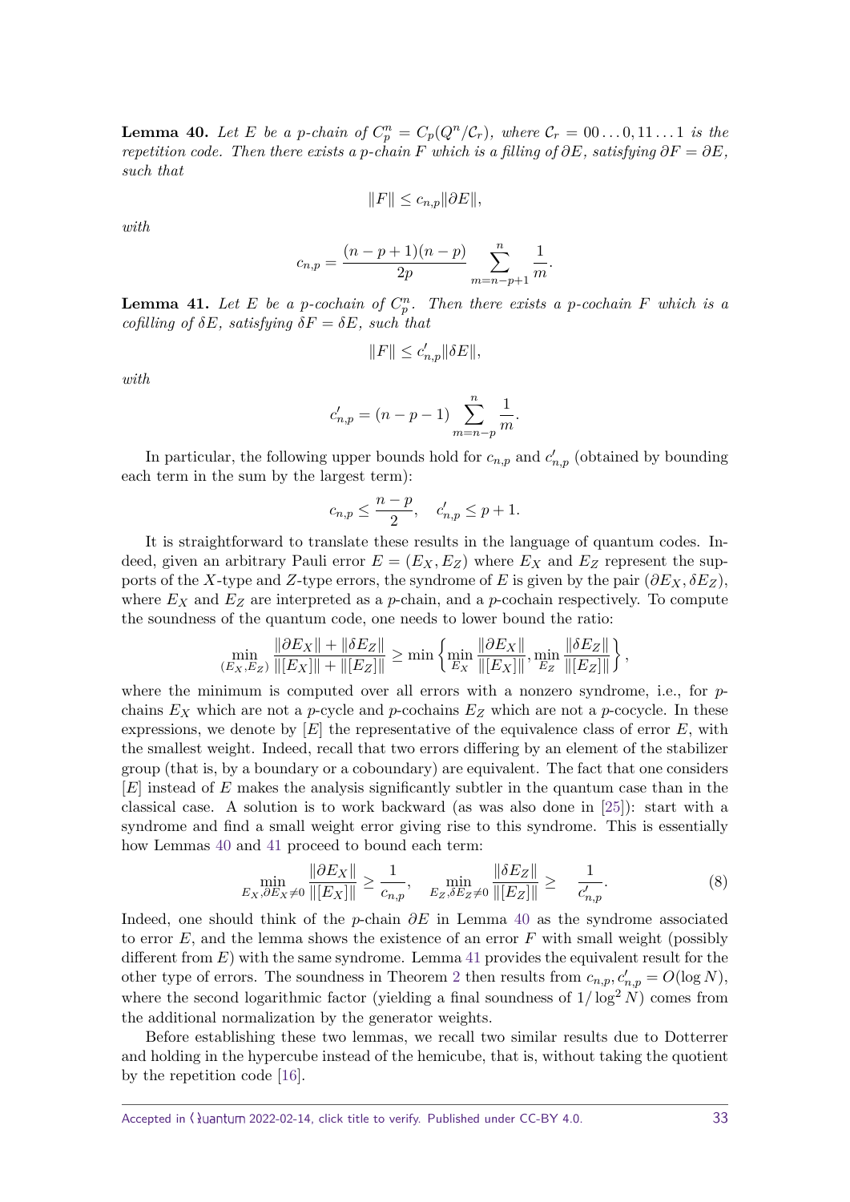**Lemma 40.** *Let $E$ be a $p$-chain of $C_p^n = C_p(Q^n/\mathcal{C}_r)$, where $\mathcal{C}_r = 00\ldots0, 11\ldots1$ is the repetition code. Then there exists a $p$-chain $F$ which is a filling of $\partial E$, satisfying $\partial F = \partial E$, such that*

$$\|F\| \leq c_{n,p}\|\partial E\|,$$

*with*

$$c_{n,p} = \frac{(n-p+1)(n-p)}{2p} \sum_{m=n-p+1}^{n} \frac{1}{m}.$$

**Lemma 41.** *Let $E$ be a $p$-cochain of $C_p^n$. Then there exists a $p$-cochain $F$ which is a cofilling of $\delta E$, satisfying $\delta F = \delta E$, such that*

$$\|F\| \leq c'_{n,p}\|\delta E\|,$$

*with*

$$c'_{n,p} = (n-p-1) \sum_{m=n-p}^{n} \frac{1}{m}.$$

In particular, the following upper bounds hold for $c_{n,p}$ and $c'_{n,p}$ (obtained by bounding each term in the sum by the largest term):

$$c_{n,p} \leq \frac{n-p}{2}, \quad c'_{n,p} \leq p+1.$$

It is straightforward to translate these results in the language of quantum codes. Indeed, given an arbitrary Pauli error $E = (E_X, E_Z)$ where $E_X$ and $E_Z$ represent the supports of the $X$-type and $Z$-type errors, the syndrome of $E$ is given by the pair $(\partial E_X, \delta E_Z)$, where $E_X$ and $E_Z$ are interpreted as a $p$-chain, and a $p$-cochain respectively. To compute the soundness of the quantum code, one needs to lower bound the ratio:

$$\min_{(E_X,E_Z)} \frac{\|\partial E_X\| + \|\delta E_Z\|}{\|[E_X]\| + \|[E_Z]\|} \geq \min\left\{\min_{E_X} \frac{\|\partial E_X\|}{\|[E_X]\|}, \min_{E_Z} \frac{\|\delta E_Z\|}{\|[E_Z]\|}\right\},$$

where the minimum is computed over all errors with a nonzero syndrome, i.e., for $p$-chains $E_X$ which are not a $p$-cycle and $p$-cochains $E_Z$ which are not a $p$-cocycle. In these expressions, we denote by $[E]$ the representative of the equivalence class of error $E$, with the smallest weight. Indeed, recall that two errors differing by an element of the stabilizer group (that is, by a boundary or a coboundary) are equivalent. The fact that one considers $[E]$ instead of $E$ makes the analysis significantly subtler in the quantum case than in the classical case. A solution is to work backward (as was also done in [25]): start with a syndrome and find a small weight error giving rise to this syndrome. This is essentially how Lemmas 40 and 41 proceed to bound each term:

$$\min_{E_X, \partial E_X \neq 0} \frac{\|\partial E_X\|}{\|[E_X]\|} \geq \frac{1}{c_{n,p}}, \quad \min_{E_Z, \delta E_Z \neq 0} \frac{\|\delta E_Z\|}{\|[E_Z]\|} \geq \frac{1}{c'_{n,p}}. \tag{8}$$

Indeed, one should think of the $p$-chain $\partial E$ in Lemma 40 as the syndrome associated to error $E$, and the lemma shows the existence of an error $F$ with small weight (possibly different from $E$) with the same syndrome. Lemma 41 provides the equivalent result for the other type of errors. The soundness in Theorem 2 then results from $c_{n,p}, c'_{n,p} = O(\log N)$, where the second logarithmic factor (yielding a final soundness of $1/\log^2 N$) comes from the additional normalization by the generator weights.

Before establishing these two lemmas, we recall two similar results due to Dotterrer and holding in the hypercube instead of the hemicube, that is, without taking the quotient by the repetition code [16].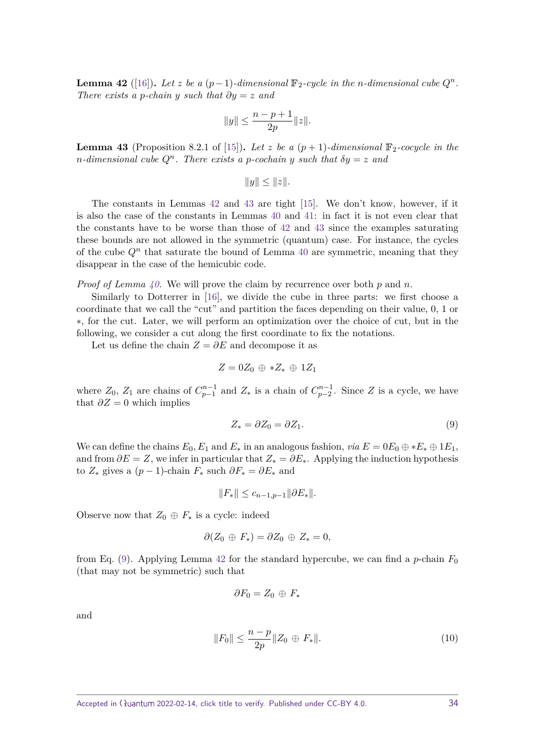**Lemma 42** ([16])**.** *Let $z$ be a $(p-1)$-dimensional $\mathbb{F}_2$-cycle in the $n$-dimensional cube $Q^n$. There exists a $p$-chain $y$ such that $\partial y = z$ and*

$$\|y\| \leq \frac{n-p+1}{2p}\|z\|.$$

**Lemma 43** (Proposition 8.2.1 of [15])**.** *Let $z$ be a $(p+1)$-dimensional $\mathbb{F}_2$-cocycle in the $n$-dimensional cube $Q^n$. There exists a $p$-cochain $y$ such that $\delta y = z$ and*

$$\|y\| \leq \|z\|.$$

The constants in Lemmas 42 and 43 are tight [15]. We don't know, however, if it is also the case of the constants in Lemmas 40 and 41: in fact it is not even clear that the constants have to be worse than those of 42 and 43 since the examples saturating these bounds are not allowed in the symmetric (quantum) case. For instance, the cycles of the cube $Q^n$ that saturate the bound of Lemma 40 are symmetric, meaning that they disappear in the case of the hemicubic code.

*Proof of Lemma 40.* We will prove the claim by recurrence over both $p$ and $n$.

Similarly to Dotterrer in [16], we divide the cube in three parts: we first choose a coordinate that we call the "cut" and partition the faces depending on their value, 0, 1 or $*$, for the cut. Later, we will perform an optimization over the choice of cut, but in the following, we consider a cut along the first coordinate to fix the notations.

Let us define the chain $Z = \partial E$ and decompose it as

$$Z = 0Z_0 \oplus *Z_* \oplus 1Z_1$$

where $Z_0$, $Z_1$ are chains of $C_{p-1}^{n-1}$ and $Z_*$ is a chain of $C_{p-2}^{n-1}$. Since $Z$ is a cycle, we have that $\partial Z = 0$ which implies

$$Z_* = \partial Z_0 = \partial Z_1. \tag{9}$$

We can define the chains $E_0, E_1$ and $E_*$ in an analogous fashion, *via* $E = 0E_0 \oplus *E_* \oplus 1E_1$, and from $\partial E = Z$, we infer in particular that $Z_* = \partial E_*$. Applying the induction hypothesis to $Z_*$ gives a $(p-1)$-chain $F_*$ such $\partial F_* = \partial E_*$ and

$$\|F_*\| \leq c_{n-1,p-1}\|\partial E_*\|.$$

Observe now that $Z_0 \oplus F_*$ is a cycle: indeed

$$\partial(Z_0 \oplus F_*) = \partial Z_0 \oplus Z_* = 0,$$

from Eq. (9). Applying Lemma 42 for the standard hypercube, we can find a $p$-chain $F_0$ (that may not be symmetric) such that

$$\partial F_0 = Z_0 \oplus F_*$$

and

$$\|F_0\| \leq \frac{n-p}{2p}\|Z_0 \oplus F_*\|. \tag{10}$$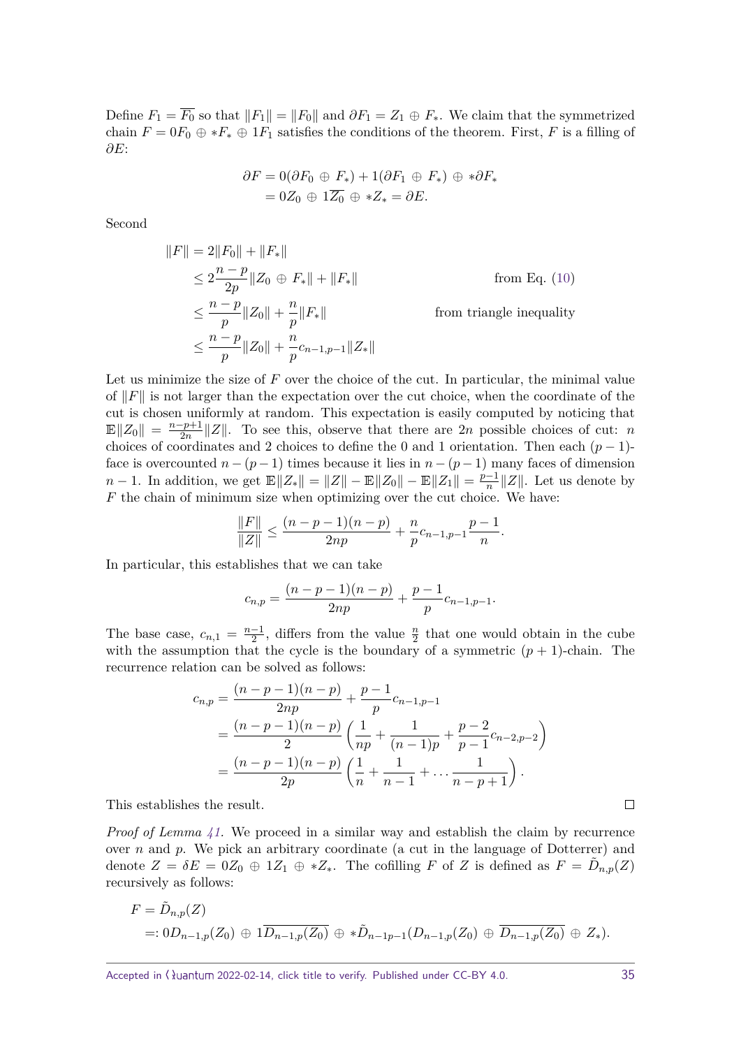Define $F_1 = \overline{F_0}$ so that $\|F_1\| = \|F_0\|$ and $\partial F_1 = Z_1 \oplus F_*$. We claim that the symmetrized chain $F = 0F_0 \oplus *F_* \oplus 1F_1$ satisfies the conditions of the theorem. First, $F$ is a filling of $\partial E$:

$$\begin{aligned}\partial F &= 0(\partial F_0 \oplus F_*) + 1(\partial F_1 \oplus F_*) \oplus *\partial F_* \\ &= 0Z_0 \oplus 1\overline{Z_0} \oplus *Z_* = \partial E.\end{aligned}$$

Second

$$\begin{aligned}\|F\| &= 2\|F_0\| + \|F_*\| \\ &\leq 2\frac{n-p}{2p}\|Z_0 \oplus F_*\| + \|F_*\| && \text{from Eq. (10)} \\ &\leq \frac{n-p}{p}\|Z_0\| + \frac{n}{p}\|F_*\| && \text{from triangle inequality} \\ &\leq \frac{n-p}{p}\|Z_0\| + \frac{n}{p}c_{n-1,p-1}\|Z_*\|\end{aligned}$$

Let us minimize the size of $F$ over the choice of the cut. In particular, the minimal value of $\|F\|$ is not larger than the expectation over the cut choice, when the coordinate of the cut is chosen uniformly at random. This expectation is easily computed by noticing that $\mathbb{E}\|Z_0\| = \frac{n-p+1}{2n}\|Z\|$. To see this, observe that there are $2n$ possible choices of cut: $n$ choices of coordinates and 2 choices to define the 0 and 1 orientation. Then each $(p-1)$-face is overcounted $n-(p-1)$ times because it lies in $n-(p-1)$ many faces of dimension $n-1$. In addition, we get $\mathbb{E}\|Z_*\| = \|Z\| - \mathbb{E}\|Z_0\| - \mathbb{E}\|Z_1\| = \frac{p-1}{n}\|Z\|$. Let us denote by $F$ the chain of minimum size when optimizing over the cut choice. We have:

$$\frac{\|F\|}{\|Z\|} \leq \frac{(n-p-1)(n-p)}{2np} + \frac{n}{p}c_{n-1,p-1}\frac{p-1}{n}.$$

In particular, this establishes that we can take

$$c_{n,p} = \frac{(n-p-1)(n-p)}{2np} + \frac{p-1}{p}c_{n-1,p-1}.$$

The base case, $c_{n,1} = \frac{n-1}{2}$, differs from the value $\frac{n}{2}$ that one would obtain in the cube with the assumption that the cycle is the boundary of a symmetric $(p+1)$-chain. The recurrence relation can be solved as follows:

$$\begin{aligned}c_{n,p} &= \frac{(n-p-1)(n-p)}{2np} + \frac{p-1}{p}c_{n-1,p-1} \\ &= \frac{(n-p-1)(n-p)}{2}\left(\frac{1}{np} + \frac{1}{(n-1)p} + \frac{p-2}{p-1}c_{n-2,p-2}\right) \\ &= \frac{(n-p-1)(n-p)}{2p}\left(\frac{1}{n} + \frac{1}{n-1} + \dots \frac{1}{n-p+1}\right).\end{aligned}$$

This establishes the result. $\square$

*Proof of Lemma 41.* We proceed in a similar way and establish the claim by recurrence over $n$ and $p$. We pick an arbitrary coordinate (a cut in the language of Dotterrer) and denote $Z = \delta E = 0Z_0 \oplus 1Z_1 \oplus *Z_*$. The cofilling $F$ of $Z$ is defined as $F = \tilde{D}_{n,p}(Z)$ recursively as follows:

$$\begin{aligned}F &= \tilde{D}_{n,p}(Z) \\ &=: 0D_{n-1,p}(Z_0) \oplus 1\overline{D_{n-1,p}(Z_0)} \oplus *\tilde{D}_{n-1p-1}(D_{n-1,p}(Z_0) \oplus \overline{D_{n-1,p}(Z_0)} \oplus Z_*).\end{aligned}$$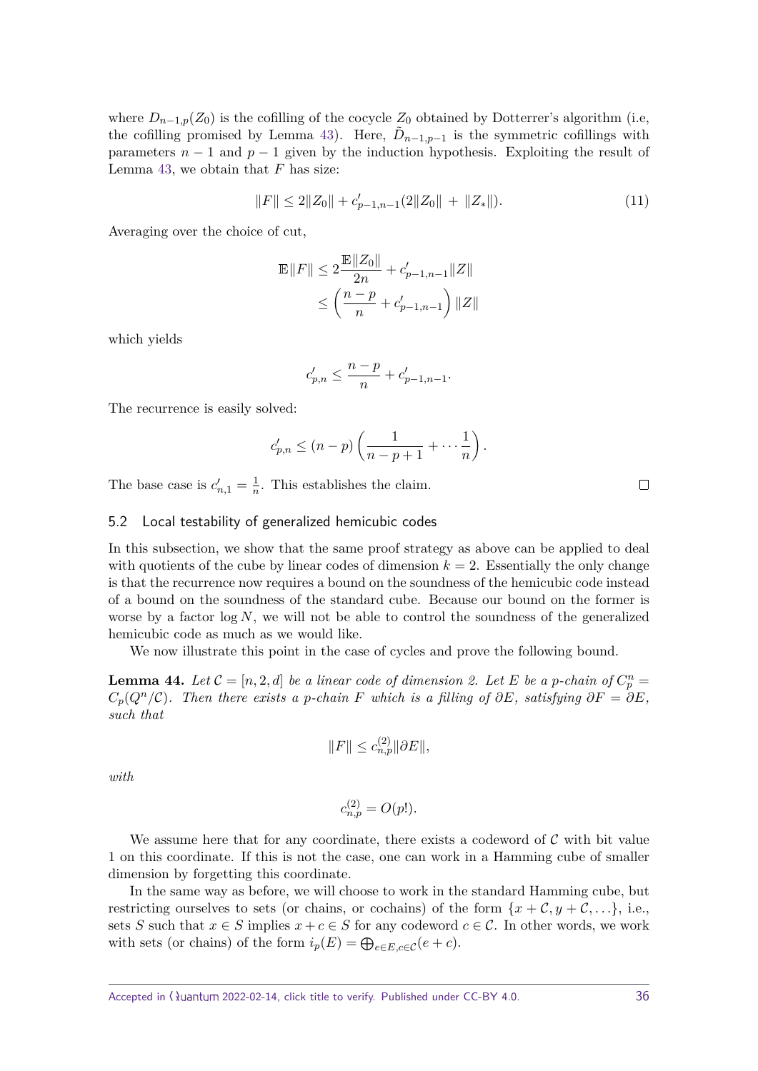where $D_{n-1,p}(Z_0)$ is the cofilling of the cocycle $Z_0$ obtained by Dotterrer's algorithm (i.e, the cofilling promised by Lemma 43). Here, $\tilde{D}_{n-1,p-1}$ is the symmetric cofillings with parameters $n-1$ and $p-1$ given by the induction hypothesis. Exploiting the result of Lemma 43, we obtain that $F$ has size:

$$\|F\| \leq 2\|Z_0\| + c'_{p-1,n-1}(2\|Z_0\| + \|Z_*\|). \tag{11}$$

Averaging over the choice of cut,

$$\begin{aligned}\mathbb{E}\|F\| &\leq 2\frac{\mathbb{E}\|Z_0\|}{2n} + c'_{p-1,n-1}\|Z\| \\ &\leq \left(\frac{n-p}{n} + c'_{p-1,n-1}\right)\|Z\|\end{aligned}$$

which yields

$$c'_{p,n} \leq \frac{n-p}{n} + c'_{p-1,n-1}.$$

The recurrence is easily solved:

$$c'_{p,n} \leq (n-p)\left(\frac{1}{n-p+1} + \cdots \frac{1}{n}\right).$$

The base case is $c'_{n,1} = \frac{1}{n}$. This establishes the claim. ∎

## 5.2 Local testability of generalized hemicubic codes

In this subsection, we show that the same proof strategy as above can be applied to deal with quotients of the cube by linear codes of dimension $k = 2$. Essentially the only change is that the recurrence now requires a bound on the soundness of the hemicubic code instead of a bound on the soundness of the standard cube. Because our bound on the former is worse by a factor $\log N$, we will not be able to control the soundness of the generalized hemicubic code as much as we would like.

We now illustrate this point in the case of cycles and prove the following bound.

**Lemma 44.** *Let $\mathcal{C} = [n, 2, d]$ be a linear code of dimension 2. Let $E$ be a $p$-chain of $C^n_p = C_p(Q^n/\mathcal{C})$. Then there exists a $p$-chain $F$ which is a filling of $\partial E$, satisfying $\partial F = \partial E$, such that*

$$\|F\| \leq c^{(2)}_{n,p}\|\partial E\|,$$

*with*

$$c^{(2)}_{n,p} = O(p!).$$

We assume here that for any coordinate, there exists a codeword of $\mathcal{C}$ with bit value 1 on this coordinate. If this is not the case, one can work in a Hamming cube of smaller dimension by forgetting this coordinate.

In the same way as before, we will choose to work in the standard Hamming cube, but restricting ourselves to sets (or chains, or cochains) of the form $\{x + \mathcal{C}, y + \mathcal{C}, \ldots\}$, i.e., sets $S$ such that $x \in S$ implies $x + c \in S$ for any codeword $c \in \mathcal{C}$. In other words, we work with sets (or chains) of the form $i_p(E) = \bigoplus_{e \in E, c \in \mathcal{C}}(e + c)$.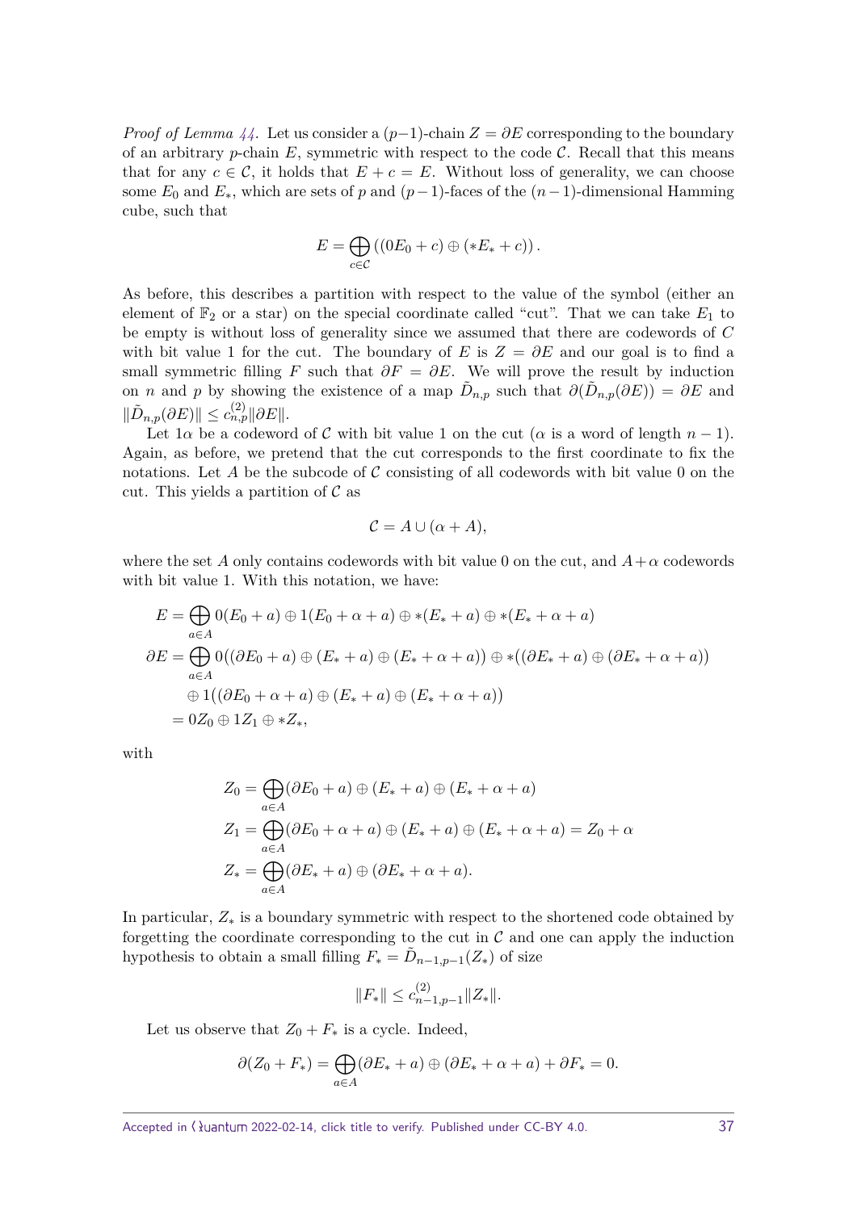*Proof of Lemma 44.* Let us consider a $(p-1)$-chain $Z = \partial E$ corresponding to the boundary of an arbitrary $p$-chain $E$, symmetric with respect to the code $\mathcal{C}$. Recall that this means that for any $c \in \mathcal{C}$, it holds that $E + c = E$. Without loss of generality, we can choose some $E_0$ and $E_*$, which are sets of $p$ and $(p-1)$-faces of the $(n-1)$-dimensional Hamming cube, such that

$$E = \bigoplus_{c \in \mathcal{C}} \left( (0E_0 + c) \oplus (*E_* + c) \right).$$

As before, this describes a partition with respect to the value of the symbol (either an element of $\mathbb{F}_2$ or a star) on the special coordinate called "cut". That we can take $E_1$ to be empty is without loss of generality since we assumed that there are codewords of $C$ with bit value 1 for the cut. The boundary of $E$ is $Z = \partial E$ and our goal is to find a small symmetric filling $F$ such that $\partial F = \partial E$. We will prove the result by induction on $n$ and $p$ by showing the existence of a map $\tilde{D}_{n,p}$ such that $\partial(\tilde{D}_{n,p}(\partial E)) = \partial E$ and $\|\tilde{D}_{n,p}(\partial E)\| \leq c^{(2)}_{n,p} \|\partial E\|$.

Let $1\alpha$ be a codeword of $\mathcal{C}$ with bit value 1 on the cut ($\alpha$ is a word of length $n-1$). Again, as before, we pretend that the cut corresponds to the first coordinate to fix the notations. Let $A$ be the subcode of $\mathcal{C}$ consisting of all codewords with bit value 0 on the cut. This yields a partition of $\mathcal{C}$ as

$$\mathcal{C} = A \cup (\alpha + A),$$

where the set $A$ only contains codewords with bit value 0 on the cut, and $A + \alpha$ codewords with bit value 1. With this notation, we have:

$$\begin{aligned}
E &= \bigoplus_{a \in A} 0(E_0 + a) \oplus 1(E_0 + \alpha + a) \oplus *(E_* + a) \oplus *(E_* + \alpha + a) \\
\partial E &= \bigoplus_{a \in A} 0\big((\partial E_0 + a) \oplus (E_* + a) \oplus (E_* + \alpha + a)\big) \oplus *\big((\partial E_* + a) \oplus (\partial E_* + \alpha + a)\big) \\
&\quad \oplus 1\big((\partial E_0 + \alpha + a) \oplus (E_* + a) \oplus (E_* + \alpha + a)\big) \\
&= 0Z_0 \oplus 1Z_1 \oplus *Z_*,
\end{aligned}$$

with

$$\begin{aligned}
Z_0 &= \bigoplus_{a \in A} (\partial E_0 + a) \oplus (E_* + a) \oplus (E_* + \alpha + a) \\
Z_1 &= \bigoplus_{a \in A} (\partial E_0 + \alpha + a) \oplus (E_* + a) \oplus (E_* + \alpha + a) = Z_0 + \alpha \\
Z_* &= \bigoplus_{a \in A} (\partial E_* + a) \oplus (\partial E_* + \alpha + a).
\end{aligned}$$

In particular, $Z_*$ is a boundary symmetric with respect to the shortened code obtained by forgetting the coordinate corresponding to the cut in $\mathcal{C}$ and one can apply the induction hypothesis to obtain a small filling $F_* = \tilde{D}_{n-1,p-1}(Z_*)$ of size

$$\|F_*\| \leq c^{(2)}_{n-1,p-1} \|Z_*\|.$$

Let us observe that $Z_0 + F_*$ is a cycle. Indeed,

$$\partial(Z_0 + F_*) = \bigoplus_{a \in A} (\partial E_* + a) \oplus (\partial E_* + \alpha + a) + \partial F_* = 0.$$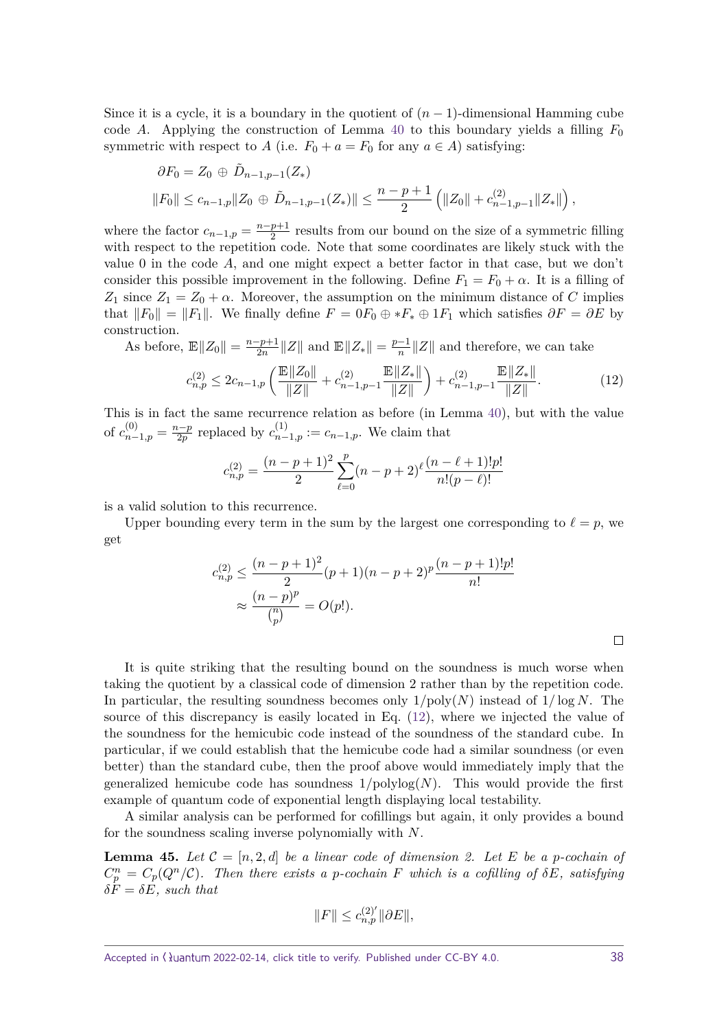Since it is a cycle, it is a boundary in the quotient of $(n-1)$-dimensional Hamming cube code $A$. Applying the construction of Lemma 40 to this boundary yields a filling $F_0$ symmetric with respect to $A$ (i.e. $F_0 + a = F_0$ for any $a \in A$) satisfying:

$$\partial F_0 = Z_0 \oplus \tilde{D}_{n-1,p-1}(Z_*)$$
$$\|F_0\| \leq c_{n-1,p} \|Z_0 \oplus \tilde{D}_{n-1,p-1}(Z_*)\| \leq \frac{n-p+1}{2}\left(\|Z_0\| + c^{(2)}_{n-1,p-1}\|Z_*\|\right),$$

where the factor $c_{n-1,p} = \frac{n-p+1}{2}$ results from our bound on the size of a symmetric filling with respect to the repetition code. Note that some coordinates are likely stuck with the value 0 in the code $A$, and one might expect a better factor in that case, but we don't consider this possible improvement in the following. Define $F_1 = F_0 + \alpha$. It is a filling of $Z_1$ since $Z_1 = Z_0 + \alpha$. Moreover, the assumption on the minimum distance of $C$ implies that $\|F_0\| = \|F_1\|$. We finally define $F = 0F_0 \oplus *F_* \oplus 1F_1$ which satisfies $\partial F = \partial E$ by construction.

As before, $\mathbb{E}\|Z_0\| = \frac{n-p+1}{2n}\|Z\|$ and $\mathbb{E}\|Z_*\| = \frac{p-1}{n}\|Z\|$ and therefore, we can take

$$c^{(2)}_{n,p} \leq 2c_{n-1,p}\left(\frac{\mathbb{E}\|Z_0\|}{\|Z\|} + c^{(2)}_{n-1,p-1}\frac{\mathbb{E}\|Z_*\|}{\|Z\|}\right) + c^{(2)}_{n-1,p-1}\frac{\mathbb{E}\|Z_*\|}{\|Z\|}. \tag{12}$$

This is in fact the same recurrence relation as before (in Lemma 40), but with the value of $c^{(0)}_{n-1,p} = \frac{n-p}{2p}$ replaced by $c^{(1)}_{n-1,p} := c_{n-1,p}$. We claim that

$$c^{(2)}_{n,p} = \frac{(n-p+1)^2}{2}\sum_{\ell=0}^{p}(n-p+2)^\ell \frac{(n-\ell+1)!p!}{n!(p-\ell)!}$$

is a valid solution to this recurrence.

Upper bounding every term in the sum by the largest one corresponding to $\ell = p$, we get

$$\begin{aligned} c^{(2)}_{n,p} &\leq \frac{(n-p+1)^2}{2}(p+1)(n-p+2)^p\frac{(n-p+1)!p!}{n!} \\ &\approx \frac{(n-p)^p}{\binom{n}{p}} = O(p!). \end{aligned}$$

□

It is quite striking that the resulting bound on the soundness is much worse when taking the quotient by a classical code of dimension 2 rather than by the repetition code. In particular, the resulting soundness becomes only $1/\mathrm{poly}(N)$ instead of $1/\log N$. The source of this discrepancy is easily located in Eq. (12), where we injected the value of the soundness for the hemicubic code instead of the soundness of the standard cube. In particular, if we could establish that the hemicube code had a similar soundness (or even better) than the standard cube, then the proof above would immediately imply that the generalized hemicube code has soundness $1/\mathrm{polylog}(N)$. This would provide the first example of quantum code of exponential length displaying local testability.

A similar analysis can be performed for cofillings but again, it only provides a bound for the soundness scaling inverse polynomially with $N$.

**Lemma 45.** *Let $\mathcal{C} = [n, 2, d]$ be a linear code of dimension 2. Let $E$ be a $p$-cochain of $C^n_p = C_p(Q^n/\mathcal{C})$. Then there exists a $p$-cochain $F$ which is a cofilling of $\delta E$, satisfying $\delta F = \delta E$, such that*

$$\|F\| \leq c^{(2)'}_{n,p}\|\partial E\|,$$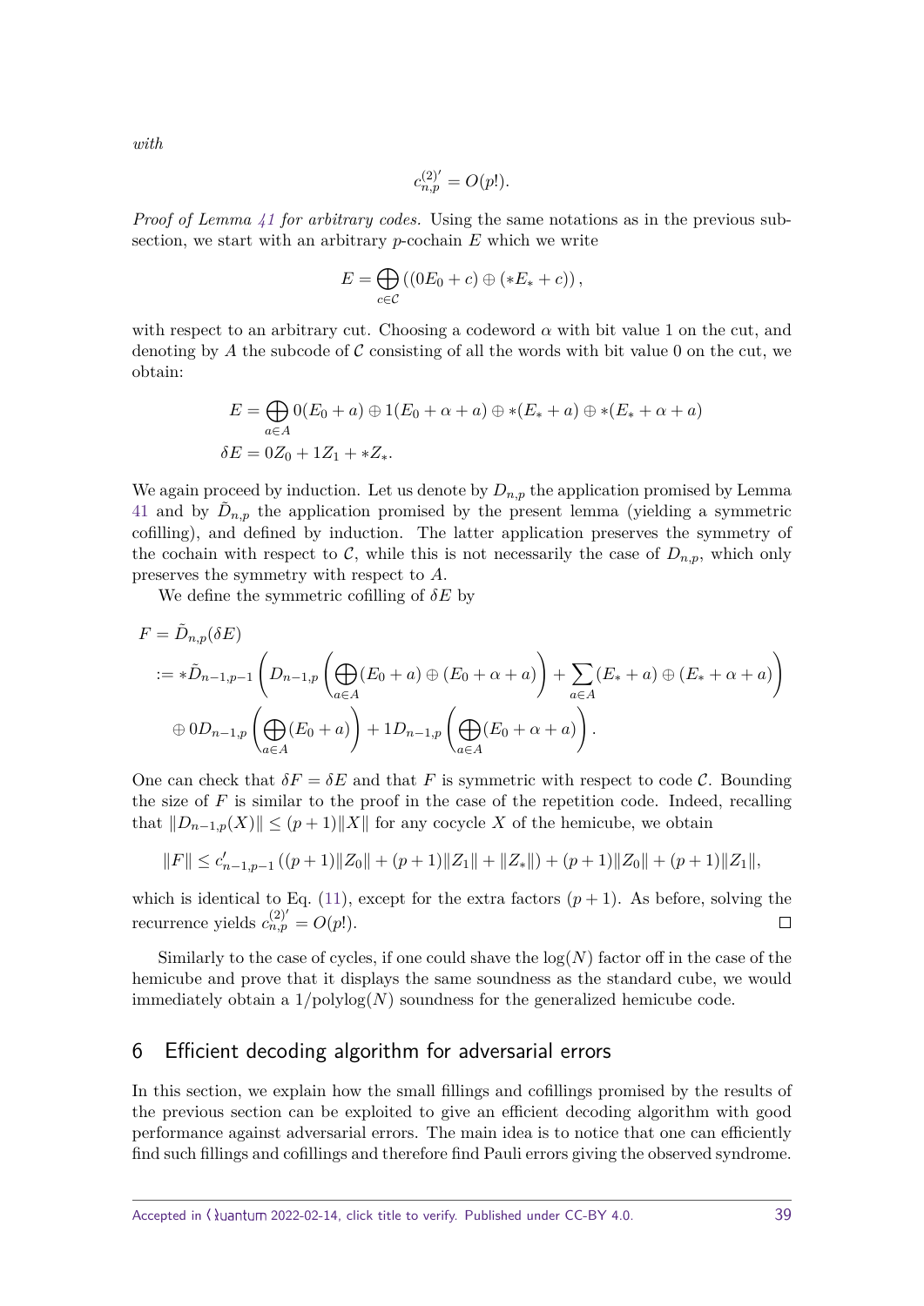*with*

$$c_{n,p}^{(2)'} = O(p!).$$

*Proof of Lemma 41 for arbitrary codes.* Using the same notations as in the previous subsection, we start with an arbitrary $p$-cochain $E$ which we write

$$E = \bigoplus_{c\in\mathcal{C}} \left((0E_0 + c) \oplus (*E_* + c)\right),$$

with respect to an arbitrary cut. Choosing a codeword $\alpha$ with bit value 1 on the cut, and denoting by $A$ the subcode of $\mathcal{C}$ consisting of all the words with bit value 0 on the cut, we obtain:

$$\begin{aligned}
E &= \bigoplus_{a\in A} 0(E_0 + a) \oplus 1(E_0 + \alpha + a) \oplus *(E_* + a) \oplus *(E_* + \alpha + a)\\
\delta E &= 0Z_0 + 1Z_1 + *Z_*.
\end{aligned}$$

We again proceed by induction. Let us denote by $D_{n,p}$ the application promised by Lemma 41 and by $\tilde{D}_{n,p}$ the application promised by the present lemma (yielding a symmetric cofilling), and defined by induction. The latter application preserves the symmetry of the cochain with respect to $\mathcal{C}$, while this is not necessarily the case of $D_{n,p}$, which only preserves the symmetry with respect to $A$.

We define the symmetric cofilling of $\delta E$ by

$$\begin{aligned}
F &= \tilde{D}_{n,p}(\delta E)\\
&:= *\tilde{D}_{n-1,p-1}\left(D_{n-1,p}\left(\bigoplus_{a\in A}(E_0 + a) \oplus (E_0 + \alpha + a)\right) + \sum_{a\in A}(E_* + a)\oplus(E_* + \alpha + a)\right)\\
&\quad \oplus 0D_{n-1,p}\left(\bigoplus_{a\in A}(E_0 + a)\right) + 1D_{n-1,p}\left(\bigoplus_{a\in A}(E_0 + \alpha + a)\right).
\end{aligned}$$

One can check that $\delta F = \delta E$ and that $F$ is symmetric with respect to code $\mathcal{C}$. Bounding the size of $F$ is similar to the proof in the case of the repetition code. Indeed, recalling that $\|D_{n-1,p}(X)\| \le (p+1)\|X\|$ for any cocycle $X$ of the hemicube, we obtain

$$\|F\| \le c'_{n-1,p-1}\left((p+1)\|Z_0\| + (p+1)\|Z_1\| + \|Z_*\|\right) + (p+1)\|Z_0\| + (p+1)\|Z_1\|,$$

which is identical to Eq. (11), except for the extra factors $(p+1)$. As before, solving the recurrence yields $c_{n,p}^{(2)'} = O(p!)$. □

Similarly to the case of cycles, if one could shave the $\log(N)$ factor off in the case of the hemicube and prove that it displays the same soundness as the standard cube, we would immediately obtain a $1/\mathrm{polylog}(N)$ soundness for the generalized hemicube code.

## 6 Efficient decoding algorithm for adversarial errors

In this section, we explain how the small fillings and cofillings promised by the results of the previous section can be exploited to give an efficient decoding algorithm with good performance against adversarial errors. The main idea is to notice that one can efficiently find such fillings and cofillings and therefore find Pauli errors giving the observed syndrome.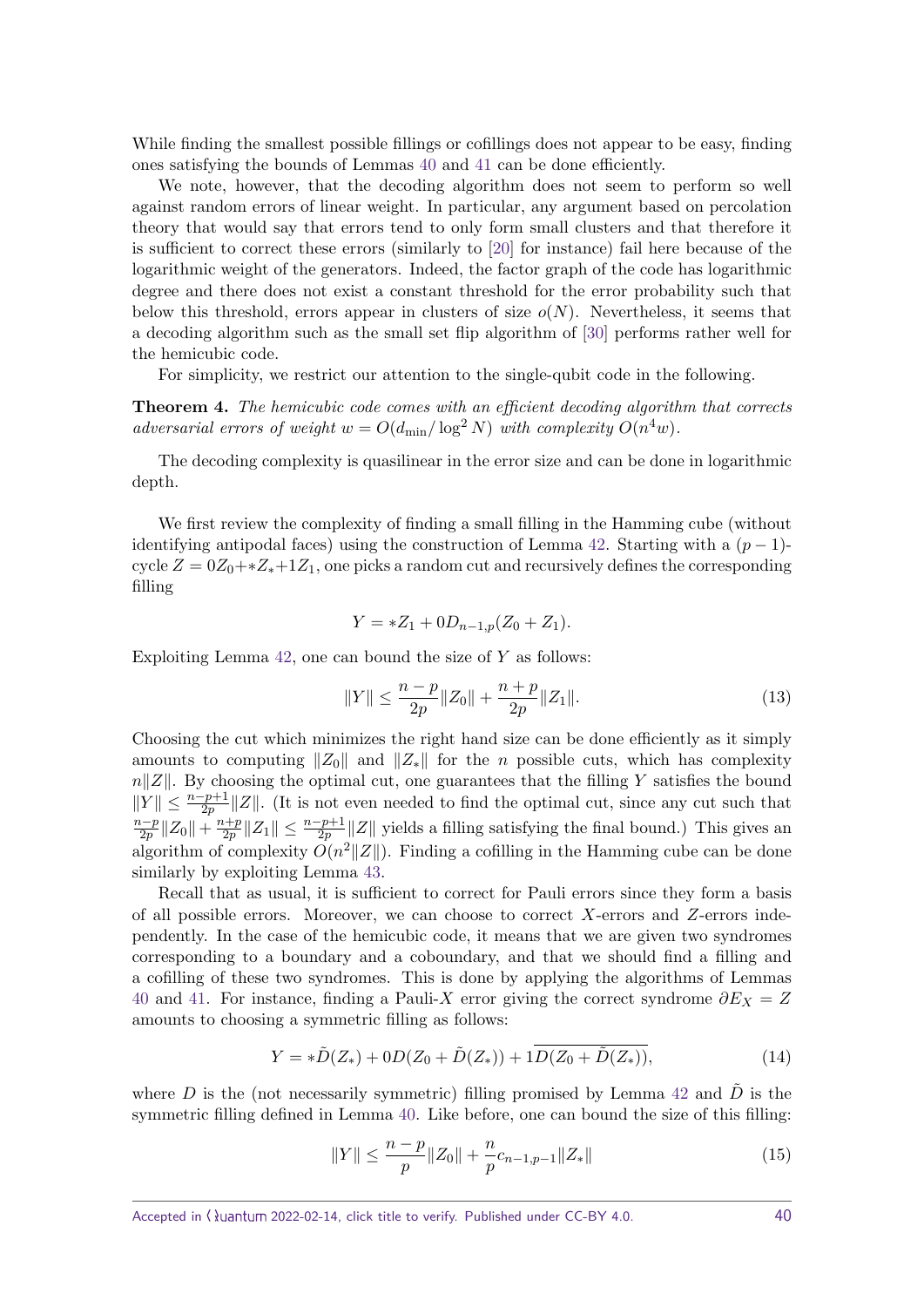While finding the smallest possible fillings or cofillings does not appear to be easy, finding ones satisfying the bounds of Lemmas 40 and 41 can be done efficiently.

We note, however, that the decoding algorithm does not seem to perform so well against random errors of linear weight. In particular, any argument based on percolation theory that would say that errors tend to only form small clusters and that therefore it is sufficient to correct these errors (similarly to [20] for instance) fail here because of the logarithmic weight of the generators. Indeed, the factor graph of the code has logarithmic degree and there does not exist a constant threshold for the error probability such that below this threshold, errors appear in clusters of size $o(N)$. Nevertheless, it seems that a decoding algorithm such as the small set flip algorithm of [30] performs rather well for the hemicubic code.

For simplicity, we restrict our attention to the single-qubit code in the following.

**Theorem 4.** *The hemicubic code comes with an efficient decoding algorithm that corrects adversarial errors of weight $w = O(d_{\min}/\log^2 N)$ with complexity $O(n^4 w)$.*

The decoding complexity is quasilinear in the error size and can be done in logarithmic depth.

We first review the complexity of finding a small filling in the Hamming cube (without identifying antipodal faces) using the construction of Lemma 42. Starting with a $(p-1)$-cycle $Z = 0Z_0 + {*}Z_* + 1Z_1$, one picks a random cut and recursively defines the corresponding filling

$$Y = {*}Z_1 + 0D_{n-1,p}(Z_0 + Z_1).$$

Exploiting Lemma 42, one can bound the size of $Y$ as follows:

$$\|Y\| \leq \frac{n-p}{2p}\|Z_0\| + \frac{n+p}{2p}\|Z_1\|. \tag{13}$$

Choosing the cut which minimizes the right hand size can be done efficiently as it simply amounts to computing $\|Z_0\|$ and $\|Z_*\|$ for the $n$ possible cuts, which has complexity $n\|Z\|$. By choosing the optimal cut, one guarantees that the filling $Y$ satisfies the bound $\|Y\| \leq \frac{n-p+1}{2p}\|Z\|$. (It is not even needed to find the optimal cut, since any cut such that $\frac{n-p}{2p}\|Z_0\| + \frac{n+p}{2p}\|Z_1\| \leq \frac{n-p+1}{2p}\|Z\|$ yields a filling satisfying the final bound.) This gives an algorithm of complexity $O(n^2\|Z\|)$. Finding a cofilling in the Hamming cube can be done similarly by exploiting Lemma 43.

Recall that as usual, it is sufficient to correct for Pauli errors since they form a basis of all possible errors. Moreover, we can choose to correct $X$-errors and $Z$-errors independently. In the case of the hemicubic code, it means that we are given two syndromes corresponding to a boundary and a coboundary, and that we should find a filling and a cofilling of these two syndromes. This is done by applying the algorithms of Lemmas 40 and 41. For instance, finding a Pauli-$X$ error giving the correct syndrome $\partial E_X = Z$ amounts to choosing a symmetric filling as follows:

$$Y = {*}\tilde{D}(Z_*) + 0D(Z_0 + \tilde{D}(Z_*)) + 1\overline{D(Z_0 + \tilde{D}(Z_*))}, \tag{14}$$

where $D$ is the (not necessarily symmetric) filling promised by Lemma 42 and $\tilde{D}$ is the symmetric filling defined in Lemma 40. Like before, one can bound the size of this filling:

$$\|Y\| \leq \frac{n-p}{p}\|Z_0\| + \frac{n}{p}c_{n-1,p-1}\|Z_*\| \tag{15}$$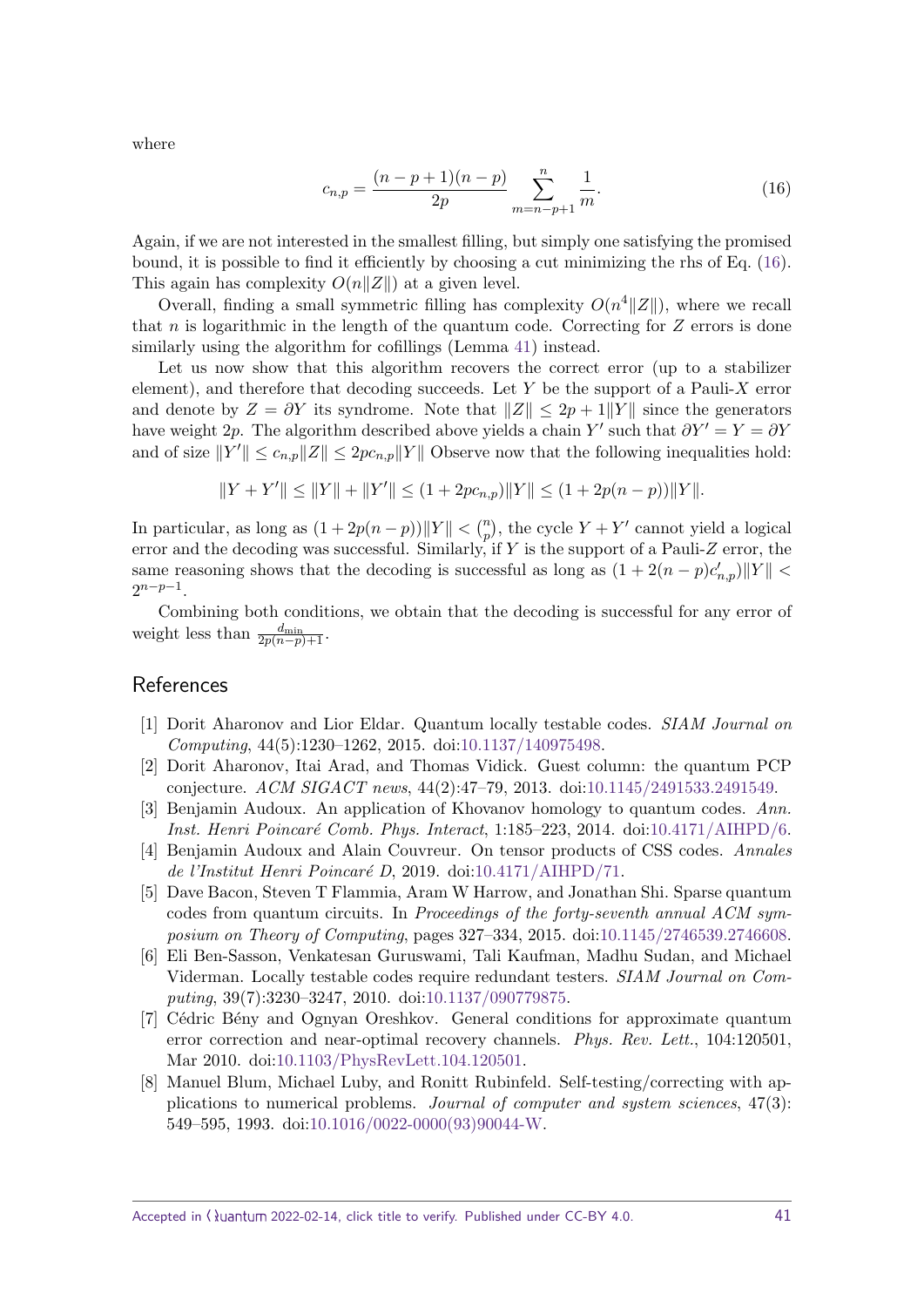where

$$c_{n,p} = \frac{(n-p+1)(n-p)}{2p} \sum_{m=n-p+1}^{n} \frac{1}{m}. \tag{16}$$

Again, if we are not interested in the smallest filling, but simply one satisfying the promised bound, it is possible to find it efficiently by choosing a cut minimizing the rhs of Eq. (16). This again has complexity $O(n\|Z\|)$ at a given level.

Overall, finding a small symmetric filling has complexity $O(n^4\|Z\|)$, where we recall that $n$ is logarithmic in the length of the quantum code. Correcting for $Z$ errors is done similarly using the algorithm for cofillings (Lemma 41) instead.

Let us now show that this algorithm recovers the correct error (up to a stabilizer element), and therefore that decoding succeeds. Let $Y$ be the support of a Pauli-$X$ error and denote by $Z = \partial Y$ its syndrome. Note that $\|Z\| \leq 2p + 1\|Y\|$ since the generators have weight $2p$. The algorithm described above yields a chain $Y'$ such that $\partial Y' = Y = \partial Y$ and of size $\|Y'\| \leq c_{n,p}\|Z\| \leq 2pc_{n,p}\|Y\|$ Observe now that the following inequalities hold:

$$\|Y + Y'\| \leq \|Y\| + \|Y'\| \leq (1 + 2pc_{n,p})\|Y\| \leq (1 + 2p(n-p))\|Y\|.$$

In particular, as long as $(1 + 2p(n-p))\|Y\| < \binom{n}{p}$, the cycle $Y + Y'$ cannot yield a logical error and the decoding was successful. Similarly, if $Y$ is the support of a Pauli-$Z$ error, the same reasoning shows that the decoding is successful as long as $(1 + 2(n-p)c'_{n,p})\|Y\| < 2^{n-p-1}$.

Combining both conditions, we obtain that the decoding is successful for any error of weight less than $\frac{d_{\min}}{2p(n-p)+1}$.

## References

[1] Dorit Aharonov and Lior Eldar. Quantum locally testable codes. *SIAM Journal on Computing*, 44(5):1230–1262, 2015. doi:10.1137/140975498.

[2] Dorit Aharonov, Itai Arad, and Thomas Vidick. Guest column: the quantum PCP conjecture. *ACM SIGACT news*, 44(2):47–79, 2013. doi:10.1145/2491533.2491549.

[3] Benjamin Audoux. An application of Khovanov homology to quantum codes. *Ann. Inst. Henri Poincaré Comb. Phys. Interact*, 1:185–223, 2014. doi:10.4171/AIHPD/6.

[4] Benjamin Audoux and Alain Couvreur. On tensor products of CSS codes. *Annales de l'Institut Henri Poincaré D*, 2019. doi:10.4171/AIHPD/71.

[5] Dave Bacon, Steven T Flammia, Aram W Harrow, and Jonathan Shi. Sparse quantum codes from quantum circuits. In *Proceedings of the forty-seventh annual ACM symposium on Theory of Computing*, pages 327–334, 2015. doi:10.1145/2746539.2746608.

[6] Eli Ben-Sasson, Venkatesan Guruswami, Tali Kaufman, Madhu Sudan, and Michael Viderman. Locally testable codes require redundant testers. *SIAM Journal on Computing*, 39(7):3230–3247, 2010. doi:10.1137/090779875.

[7] Cédric Bény and Ognyan Oreshkov. General conditions for approximate quantum error correction and near-optimal recovery channels. *Phys. Rev. Lett.*, 104:120501, Mar 2010. doi:10.1103/PhysRevLett.104.120501.

[8] Manuel Blum, Michael Luby, and Ronitt Rubinfeld. Self-testing/correcting with applications to numerical problems. *Journal of computer and system sciences*, 47(3): 549–595, 1993. doi:10.1016/0022-0000(93)90044-W.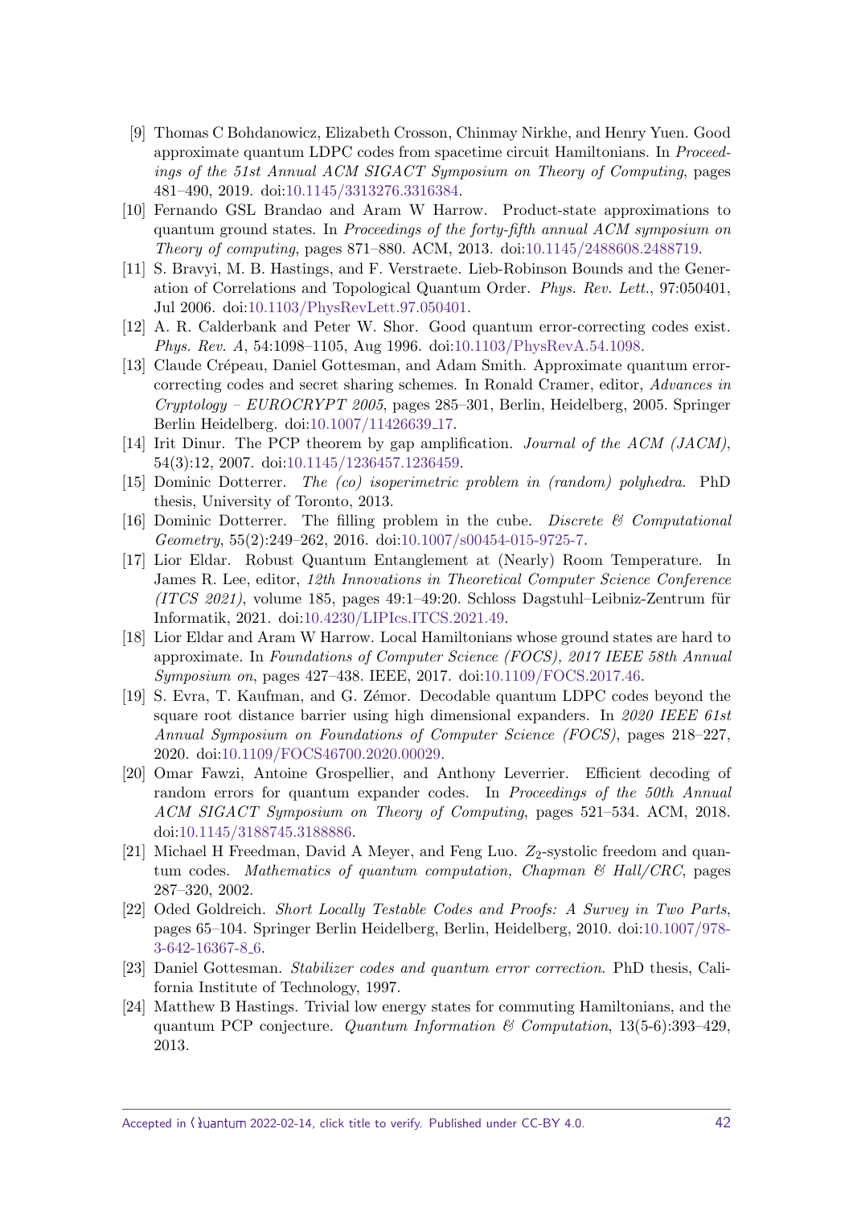[9] Thomas C Bohdanowicz, Elizabeth Crosson, Chinmay Nirkhe, and Henry Yuen. Good approximate quantum LDPC codes from spacetime circuit Hamiltonians. In *Proceedings of the 51st Annual ACM SIGACT Symposium on Theory of Computing*, pages 481–490, 2019. doi:10.1145/3313276.3316384.

[10] Fernando GSL Brandao and Aram W Harrow. Product-state approximations to quantum ground states. In *Proceedings of the forty-fifth annual ACM symposium on Theory of computing*, pages 871–880. ACM, 2013. doi:10.1145/2488608.2488719.

[11] S. Bravyi, M. B. Hastings, and F. Verstraete. Lieb-Robinson Bounds and the Generation of Correlations and Topological Quantum Order. *Phys. Rev. Lett.*, 97:050401, Jul 2006. doi:10.1103/PhysRevLett.97.050401.

[12] A. R. Calderbank and Peter W. Shor. Good quantum error-correcting codes exist. *Phys. Rev. A*, 54:1098–1105, Aug 1996. doi:10.1103/PhysRevA.54.1098.

[13] Claude Crépeau, Daniel Gottesman, and Adam Smith. Approximate quantum error-correcting codes and secret sharing schemes. In Ronald Cramer, editor, *Advances in Cryptology – EUROCRYPT 2005*, pages 285–301, Berlin, Heidelberg, 2005. Springer Berlin Heidelberg. doi:10.1007/11426639_17.

[14] Irit Dinur. The PCP theorem by gap amplification. *Journal of the ACM (JACM)*, 54(3):12, 2007. doi:10.1145/1236457.1236459.

[15] Dominic Dotterrer. *The (co) isoperimetric problem in (random) polyhedra*. PhD thesis, University of Toronto, 2013.

[16] Dominic Dotterrer. The filling problem in the cube. *Discrete & Computational Geometry*, 55(2):249–262, 2016. doi:10.1007/s00454-015-9725-7.

[17] Lior Eldar. Robust Quantum Entanglement at (Nearly) Room Temperature. In James R. Lee, editor, *12th Innovations in Theoretical Computer Science Conference (ITCS 2021)*, volume 185, pages 49:1–49:20. Schloss Dagstuhl–Leibniz-Zentrum für Informatik, 2021. doi:10.4230/LIPIcs.ITCS.2021.49.

[18] Lior Eldar and Aram W Harrow. Local Hamiltonians whose ground states are hard to approximate. In *Foundations of Computer Science (FOCS), 2017 IEEE 58th Annual Symposium on*, pages 427–438. IEEE, 2017. doi:10.1109/FOCS.2017.46.

[19] S. Evra, T. Kaufman, and G. Zémor. Decodable quantum LDPC codes beyond the square root distance barrier using high dimensional expanders. In *2020 IEEE 61st Annual Symposium on Foundations of Computer Science (FOCS)*, pages 218–227, 2020. doi:10.1109/FOCS46700.2020.00029.

[20] Omar Fawzi, Antoine Grospellier, and Anthony Leverrier. Efficient decoding of random errors for quantum expander codes. In *Proceedings of the 50th Annual ACM SIGACT Symposium on Theory of Computing*, pages 521–534. ACM, 2018. doi:10.1145/3188745.3188886.

[21] Michael H Freedman, David A Meyer, and Feng Luo. $Z_2$-systolic freedom and quantum codes. *Mathematics of quantum computation, Chapman & Hall/CRC*, pages 287–320, 2002.

[22] Oded Goldreich. *Short Locally Testable Codes and Proofs: A Survey in Two Parts*, pages 65–104. Springer Berlin Heidelberg, Berlin, Heidelberg, 2010. doi:10.1007/978-3-642-16367-8_6.

[23] Daniel Gottesman. *Stabilizer codes and quantum error correction*. PhD thesis, California Institute of Technology, 1997.

[24] Matthew B Hastings. Trivial low energy states for commuting Hamiltonians, and the quantum PCP conjecture. *Quantum Information & Computation*, 13(5-6):393–429, 2013.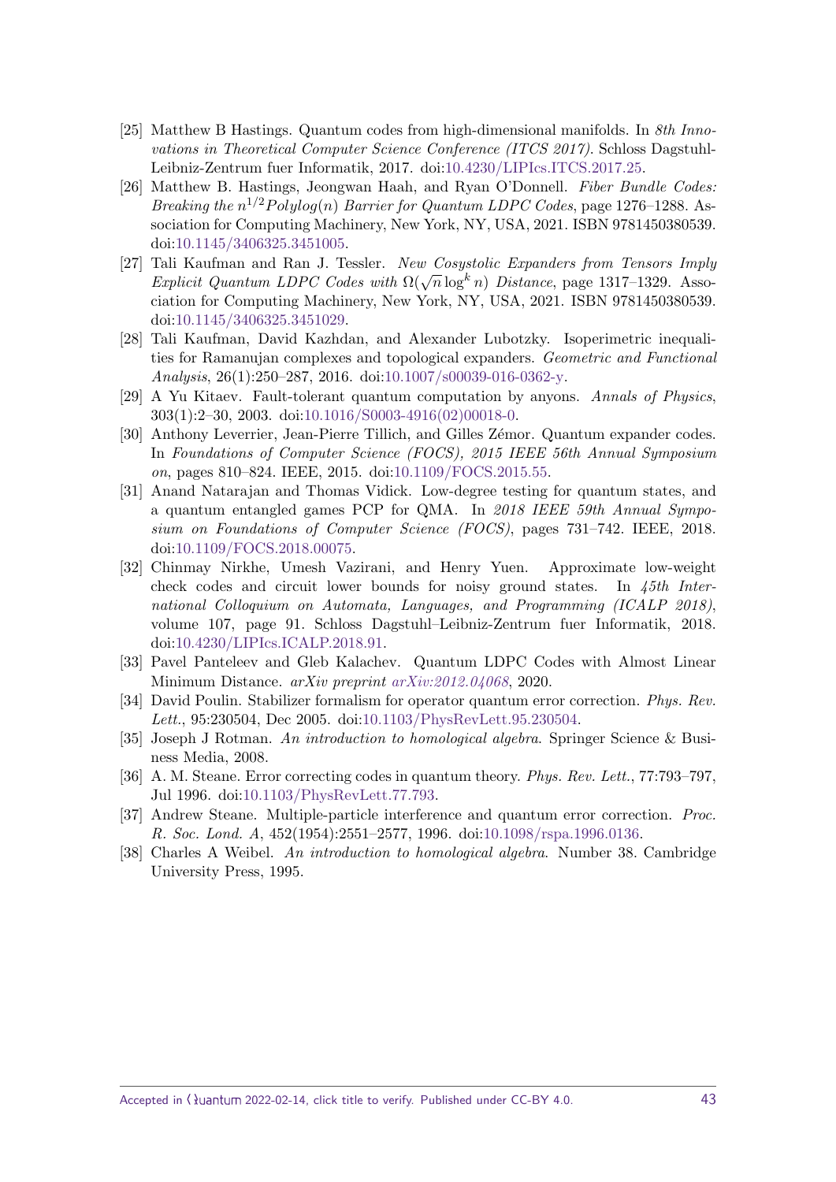[25] Matthew B Hastings. Quantum codes from high-dimensional manifolds. In *8th Innovations in Theoretical Computer Science Conference (ITCS 2017)*. Schloss Dagstuhl-Leibniz-Zentrum fuer Informatik, 2017. doi:10.4230/LIPIcs.ITCS.2017.25.

[26] Matthew B. Hastings, Jeongwan Haah, and Ryan O'Donnell. *Fiber Bundle Codes: Breaking the $n^{1/2}Polylog(n)$ Barrier for Quantum LDPC Codes*, page 1276–1288. Association for Computing Machinery, New York, NY, USA, 2021. ISBN 9781450380539. doi:10.1145/3406325.3451005.

[27] Tali Kaufman and Ran J. Tessler. *New Cosystolic Expanders from Tensors Imply Explicit Quantum LDPC Codes with $\Omega(\sqrt{n}\log^k n)$ Distance*, page 1317–1329. Association for Computing Machinery, New York, NY, USA, 2021. ISBN 9781450380539. doi:10.1145/3406325.3451029.

[28] Tali Kaufman, David Kazhdan, and Alexander Lubotzky. Isoperimetric inequalities for Ramanujan complexes and topological expanders. *Geometric and Functional Analysis*, 26(1):250–287, 2016. doi:10.1007/s00039-016-0362-y.

[29] A Yu Kitaev. Fault-tolerant quantum computation by anyons. *Annals of Physics*, 303(1):2–30, 2003. doi:10.1016/S0003-4916(02)00018-0.

[30] Anthony Leverrier, Jean-Pierre Tillich, and Gilles Zémor. Quantum expander codes. In *Foundations of Computer Science (FOCS), 2015 IEEE 56th Annual Symposium on*, pages 810–824. IEEE, 2015. doi:10.1109/FOCS.2015.55.

[31] Anand Natarajan and Thomas Vidick. Low-degree testing for quantum states, and a quantum entangled games PCP for QMA. In *2018 IEEE 59th Annual Symposium on Foundations of Computer Science (FOCS)*, pages 731–742. IEEE, 2018. doi:10.1109/FOCS.2018.00075.

[32] Chinmay Nirkhe, Umesh Vazirani, and Henry Yuen. Approximate low-weight check codes and circuit lower bounds for noisy ground states. In *45th International Colloquium on Automata, Languages, and Programming (ICALP 2018)*, volume 107, page 91. Schloss Dagstuhl–Leibniz-Zentrum fuer Informatik, 2018. doi:10.4230/LIPIcs.ICALP.2018.91.

[33] Pavel Panteleev and Gleb Kalachev. Quantum LDPC Codes with Almost Linear Minimum Distance. *arXiv preprint arXiv:2012.04068*, 2020.

[34] David Poulin. Stabilizer formalism for operator quantum error correction. *Phys. Rev. Lett.*, 95:230504, Dec 2005. doi:10.1103/PhysRevLett.95.230504.

[35] Joseph J Rotman. *An introduction to homological algebra*. Springer Science & Business Media, 2008.

[36] A. M. Steane. Error correcting codes in quantum theory. *Phys. Rev. Lett.*, 77:793–797, Jul 1996. doi:10.1103/PhysRevLett.77.793.

[37] Andrew Steane. Multiple-particle interference and quantum error correction. *Proc. R. Soc. Lond. A*, 452(1954):2551–2577, 1996. doi:10.1098/rspa.1996.0136.

[38] Charles A Weibel. *An introduction to homological algebra*. Number 38. Cambridge University Press, 1995.